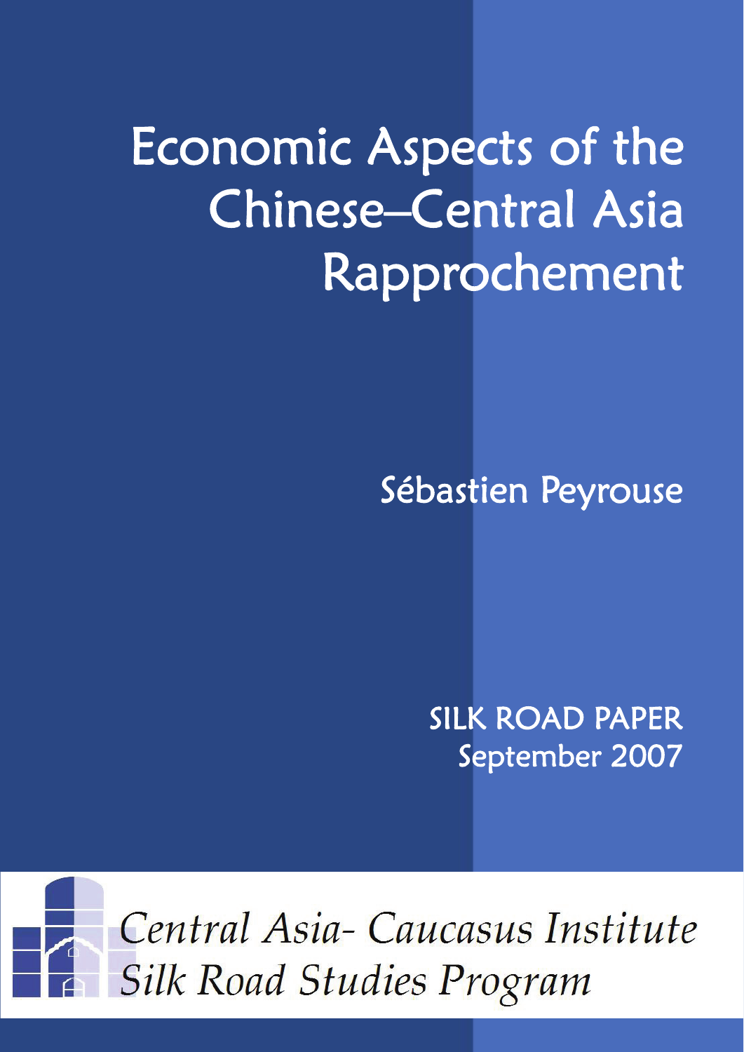# Economic Aspects of the Chinese–Central Asia Rapprochement

Sébastien Peyrouse

SILK ROAD PAPER
September 2007

*Central Asia- Caucasus Institute*
*Silk Road Studies Program*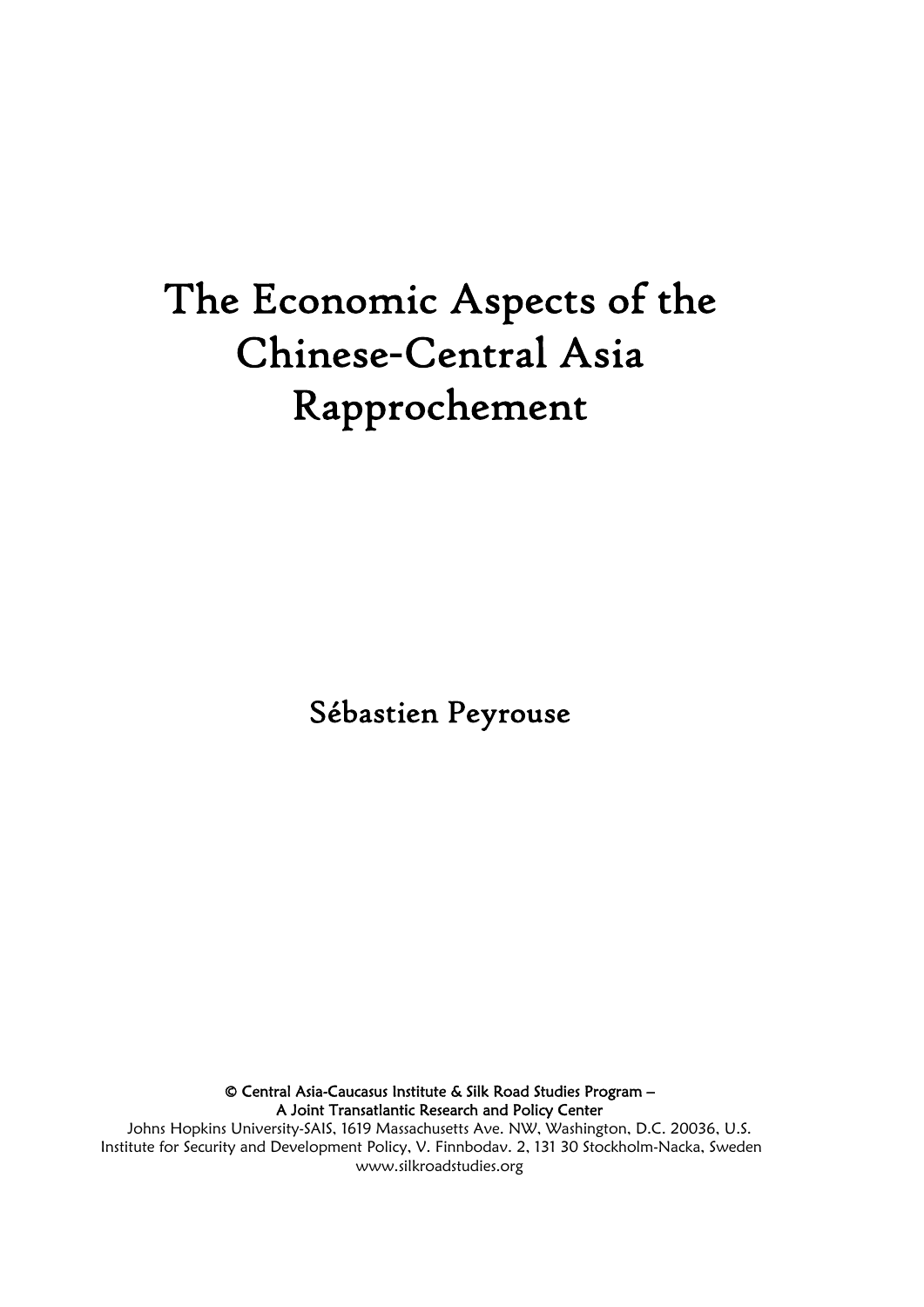# The Economic Aspects of the Chinese-Central Asia Rapprochement

Sébastien Peyrouse

© Central Asia-Caucasus Institute & Silk Road Studies Program –
A Joint Transatlantic Research and Policy Center

Johns Hopkins University-SAIS, 1619 Massachusetts Ave. NW, Washington, D.C. 20036, U.S.
Institute for Security and Development Policy, V. Finnbodav. 2, 131 30 Stockholm-Nacka, Sweden
www.silkroadstudies.org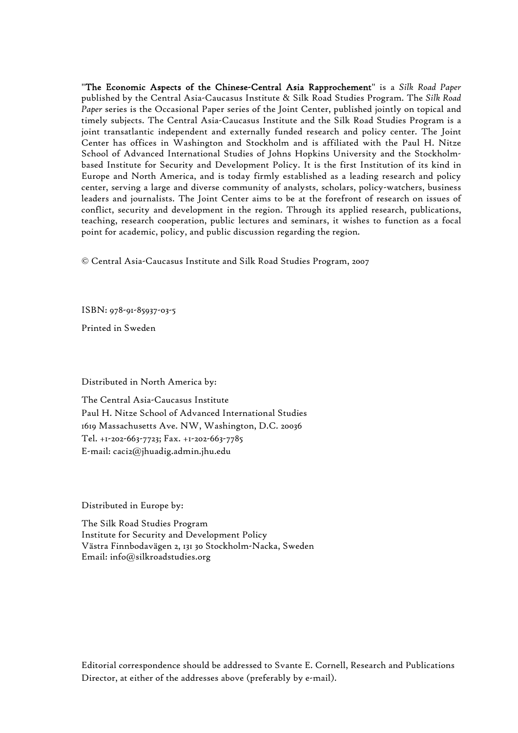"**The Economic Aspects of the Chinese-Central Asia Rapprochement**" is a *Silk Road Paper* published by the Central Asia-Caucasus Institute & Silk Road Studies Program. The *Silk Road Paper* series is the Occasional Paper series of the Joint Center, published jointly on topical and timely subjects. The Central Asia-Caucasus Institute and the Silk Road Studies Program is a joint transatlantic independent and externally funded research and policy center. The Joint Center has offices in Washington and Stockholm and is affiliated with the Paul H. Nitze School of Advanced International Studies of Johns Hopkins University and the Stockholm-based Institute for Security and Development Policy. It is the first Institution of its kind in Europe and North America, and is today firmly established as a leading research and policy center, serving a large and diverse community of analysts, scholars, policy-watchers, business leaders and journalists. The Joint Center aims to be at the forefront of research on issues of conflict, security and development in the region. Through its applied research, publications, teaching, research cooperation, public lectures and seminars, it wishes to function as a focal point for academic, policy, and public discussion regarding the region.

© Central Asia-Caucasus Institute and Silk Road Studies Program, 2007

ISBN: 978-91-85937-03-5

Printed in Sweden

Distributed in North America by:

The Central Asia-Caucasus Institute
Paul H. Nitze School of Advanced International Studies
1619 Massachusetts Ave. NW, Washington, D.C. 20036
Tel. +1-202-663-7723; Fax. +1-202-663-7785
E-mail: caci2@jhuadig.admin.jhu.edu

Distributed in Europe by:

The Silk Road Studies Program
Institute for Security and Development Policy
Västra Finnbodavägen 2, 131 30 Stockholm-Nacka, Sweden
Email: info@silkroadstudies.org

Editorial correspondence should be addressed to Svante E. Cornell, Research and Publications Director, at either of the addresses above (preferably by e-mail).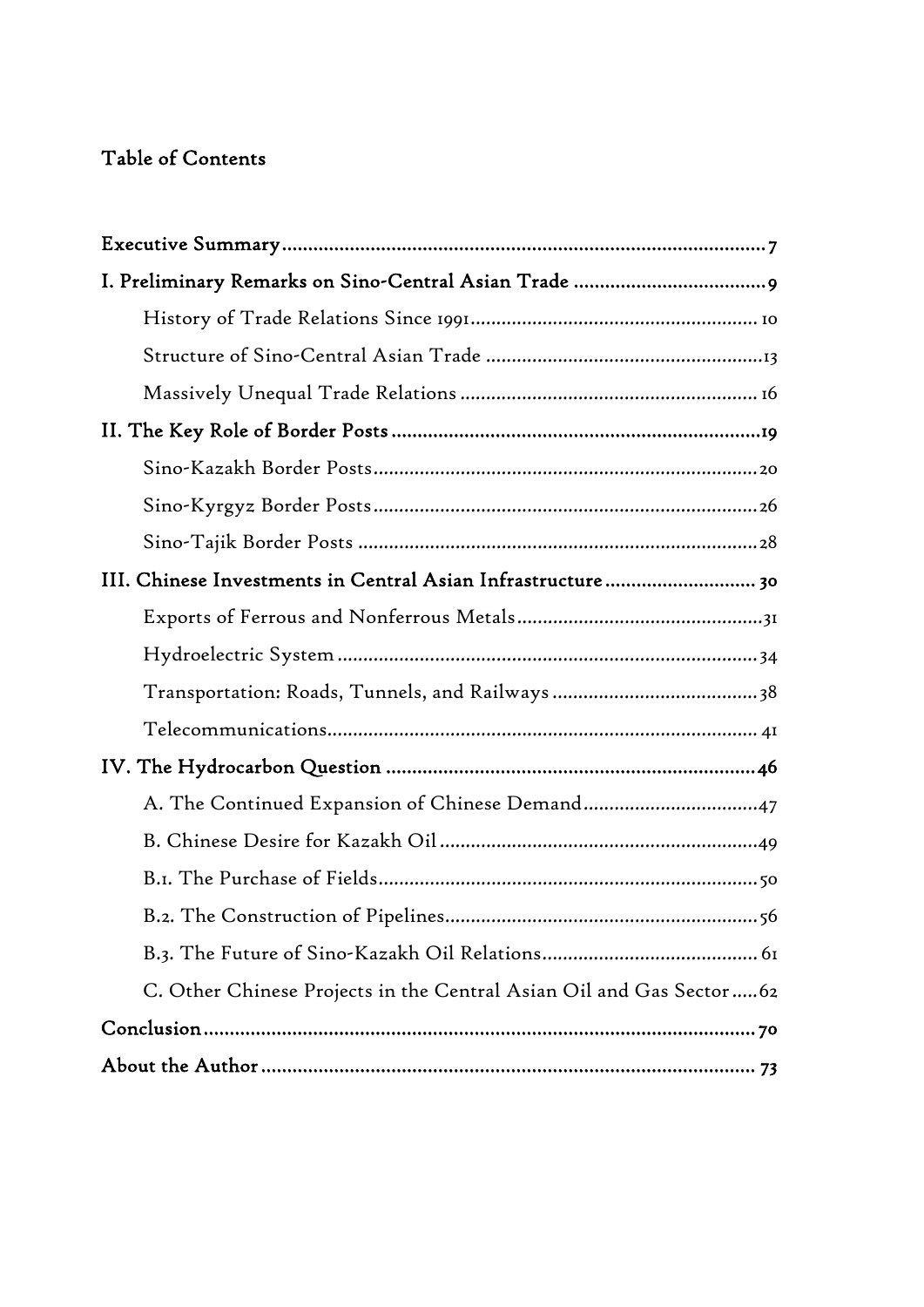## Table of Contents

| | |
|---|---|
| **Executive Summary** | **7** |
| **I. Preliminary Remarks on Sino-Central Asian Trade** | **9** |
| History of Trade Relations Since 1991 | 10 |
| Structure of Sino-Central Asian Trade | 13 |
| Massively Unequal Trade Relations | 16 |
| **II. The Key Role of Border Posts** | **19** |
| Sino-Kazakh Border Posts | 20 |
| Sino-Kyrgyz Border Posts | 26 |
| Sino-Tajik Border Posts | 28 |
| **III. Chinese Investments in Central Asian Infrastructure** | **30** |
| Exports of Ferrous and Nonferrous Metals | 31 |
| Hydroelectric System | 34 |
| Transportation: Roads, Tunnels, and Railways | 38 |
| Telecommunications | 41 |
| **IV. The Hydrocarbon Question** | **46** |
| A. The Continued Expansion of Chinese Demand | 47 |
| B. Chinese Desire for Kazakh Oil | 49 |
| B.1. The Purchase of Fields | 50 |
| B.2. The Construction of Pipelines | 56 |
| B.3. The Future of Sino-Kazakh Oil Relations | 61 |
| C. Other Chinese Projects in the Central Asian Oil and Gas Sector | 62 |
| **Conclusion** | **70** |
| **About the Author** | **73** |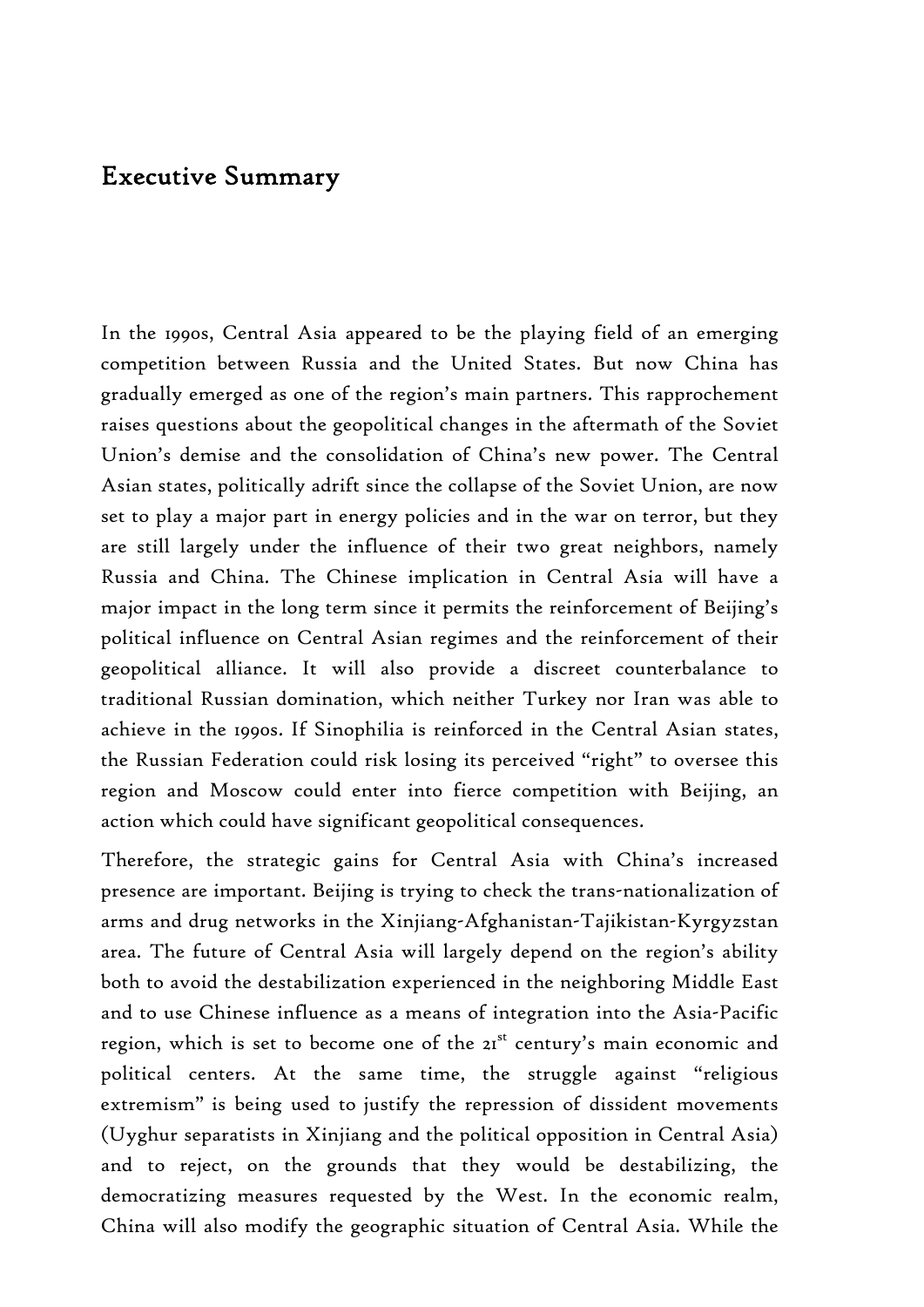## Executive Summary

In the 1990s, Central Asia appeared to be the playing field of an emerging competition between Russia and the United States. But now China has gradually emerged as one of the region's main partners. This rapprochement raises questions about the geopolitical changes in the aftermath of the Soviet Union's demise and the consolidation of China's new power. The Central Asian states, politically adrift since the collapse of the Soviet Union, are now set to play a major part in energy policies and in the war on terror, but they are still largely under the influence of their two great neighbors, namely Russia and China. The Chinese implication in Central Asia will have a major impact in the long term since it permits the reinforcement of Beijing's political influence on Central Asian regimes and the reinforcement of their geopolitical alliance. It will also provide a discreet counterbalance to traditional Russian domination, which neither Turkey nor Iran was able to achieve in the 1990s. If Sinophilia is reinforced in the Central Asian states, the Russian Federation could risk losing its perceived "right" to oversee this region and Moscow could enter into fierce competition with Beijing, an action which could have significant geopolitical consequences.

Therefore, the strategic gains for Central Asia with China's increased presence are important. Beijing is trying to check the trans-nationalization of arms and drug networks in the Xinjiang-Afghanistan-Tajikistan-Kyrgyzstan area. The future of Central Asia will largely depend on the region's ability both to avoid the destabilization experienced in the neighboring Middle East and to use Chinese influence as a means of integration into the Asia-Pacific region, which is set to become one of the 21st century's main economic and political centers. At the same time, the struggle against "religious extremism" is being used to justify the repression of dissident movements (Uyghur separatists in Xinjiang and the political opposition in Central Asia) and to reject, on the grounds that they would be destabilizing, the democratizing measures requested by the West. In the economic realm, China will also modify the geographic situation of Central Asia. While the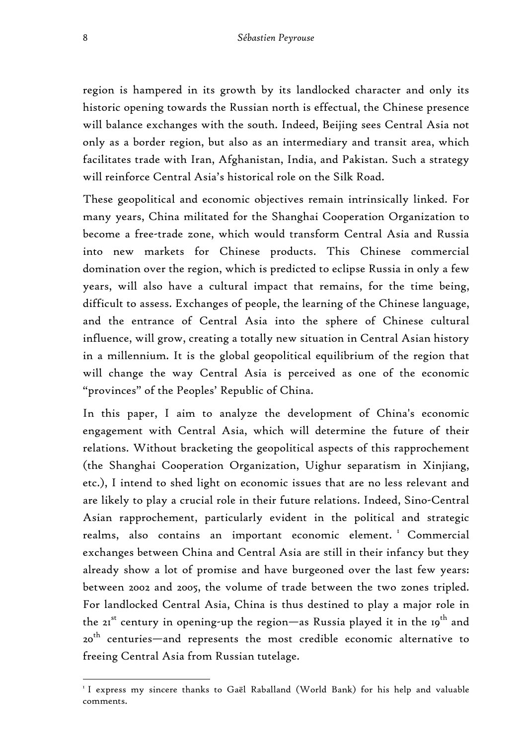region is hampered in its growth by its landlocked character and only its historic opening towards the Russian north is effectual, the Chinese presence will balance exchanges with the south. Indeed, Beijing sees Central Asia not only as a border region, but also as an intermediary and transit area, which facilitates trade with Iran, Afghanistan, India, and Pakistan. Such a strategy will reinforce Central Asia's historical role on the Silk Road.

These geopolitical and economic objectives remain intrinsically linked. For many years, China militated for the Shanghai Cooperation Organization to become a free-trade zone, which would transform Central Asia and Russia into new markets for Chinese products. This Chinese commercial domination over the region, which is predicted to eclipse Russia in only a few years, will also have a cultural impact that remains, for the time being, difficult to assess. Exchanges of people, the learning of the Chinese language, and the entrance of Central Asia into the sphere of Chinese cultural influence, will grow, creating a totally new situation in Central Asian history in a millennium. It is the global geopolitical equilibrium of the region that will change the way Central Asia is perceived as one of the economic "provinces" of the Peoples' Republic of China.

In this paper, I aim to analyze the development of China's economic engagement with Central Asia, which will determine the future of their relations. Without bracketing the geopolitical aspects of this rapprochement (the Shanghai Cooperation Organization, Uighur separatism in Xinjiang, etc.), I intend to shed light on economic issues that are no less relevant and are likely to play a crucial role in their future relations. Indeed, Sino-Central Asian rapprochement, particularly evident in the political and strategic realms, also contains an important economic element. [1] Commercial exchanges between China and Central Asia are still in their infancy but they already show a lot of promise and have burgeoned over the last few years: between 2002 and 2005, the volume of trade between the two zones tripled. For landlocked Central Asia, China is thus destined to play a major role in the 21st century in opening-up the region—as Russia played it in the 19th and 20th centuries—and represents the most credible economic alternative to freeing Central Asia from Russian tutelage.

---

[1] I express my sincere thanks to Gaël Raballand (World Bank) for his help and valuable comments.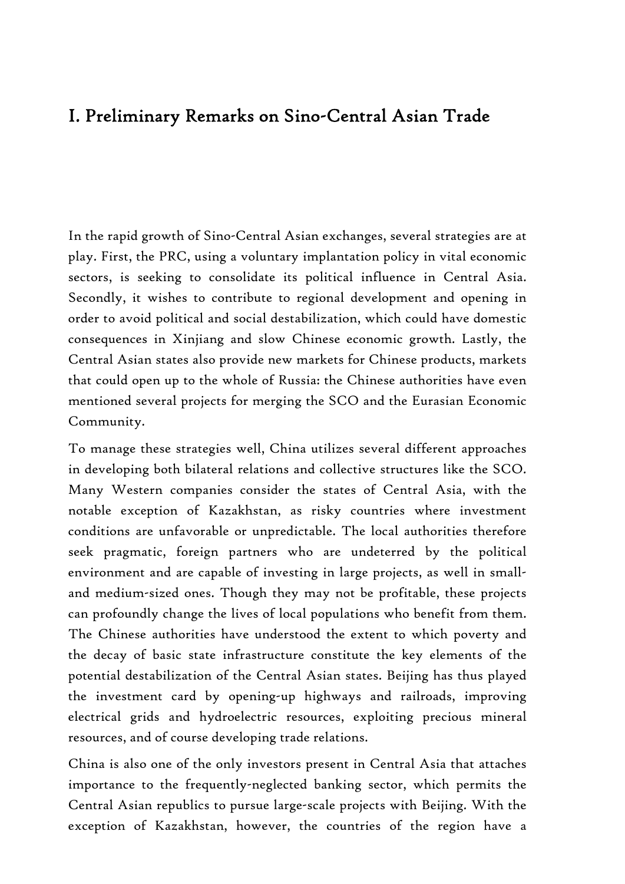# I. Preliminary Remarks on Sino-Central Asian Trade

In the rapid growth of Sino-Central Asian exchanges, several strategies are at play. First, the PRC, using a voluntary implantation policy in vital economic sectors, is seeking to consolidate its political influence in Central Asia. Secondly, it wishes to contribute to regional development and opening in order to avoid political and social destabilization, which could have domestic consequences in Xinjiang and slow Chinese economic growth. Lastly, the Central Asian states also provide new markets for Chinese products, markets that could open up to the whole of Russia: the Chinese authorities have even mentioned several projects for merging the SCO and the Eurasian Economic Community.

To manage these strategies well, China utilizes several different approaches in developing both bilateral relations and collective structures like the SCO. Many Western companies consider the states of Central Asia, with the notable exception of Kazakhstan, as risky countries where investment conditions are unfavorable or unpredictable. The local authorities therefore seek pragmatic, foreign partners who are undeterred by the political environment and are capable of investing in large projects, as well in small- and medium-sized ones. Though they may not be profitable, these projects can profoundly change the lives of local populations who benefit from them. The Chinese authorities have understood the extent to which poverty and the decay of basic state infrastructure constitute the key elements of the potential destabilization of the Central Asian states. Beijing has thus played the investment card by opening-up highways and railroads, improving electrical grids and hydroelectric resources, exploiting precious mineral resources, and of course developing trade relations.

China is also one of the only investors present in Central Asia that attaches importance to the frequently-neglected banking sector, which permits the Central Asian republics to pursue large-scale projects with Beijing. With the exception of Kazakhstan, however, the countries of the region have a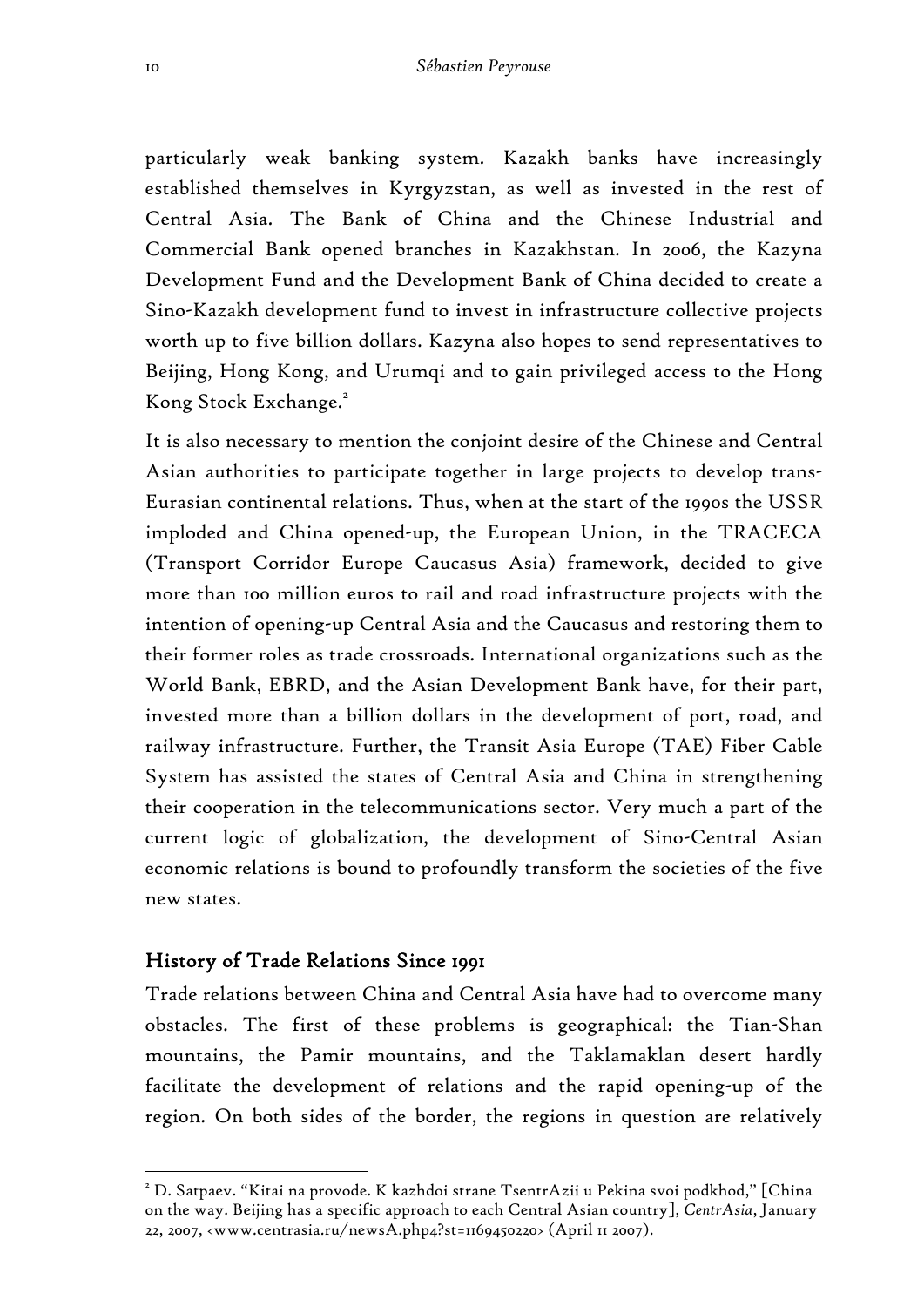particularly weak banking system. Kazakh banks have increasingly established themselves in Kyrgyzstan, as well as invested in the rest of Central Asia. The Bank of China and the Chinese Industrial and Commercial Bank opened branches in Kazakhstan. In 2006, the Kazyna Development Fund and the Development Bank of China decided to create a Sino-Kazakh development fund to invest in infrastructure collective projects worth up to five billion dollars. Kazyna also hopes to send representatives to Beijing, Hong Kong, and Urumqi and to gain privileged access to the Hong Kong Stock Exchange.[2]

It is also necessary to mention the conjoint desire of the Chinese and Central Asian authorities to participate together in large projects to develop trans-Eurasian continental relations. Thus, when at the start of the 1990s the USSR imploded and China opened-up, the European Union, in the TRACECA (Transport Corridor Europe Caucasus Asia) framework, decided to give more than 100 million euros to rail and road infrastructure projects with the intention of opening-up Central Asia and the Caucasus and restoring them to their former roles as trade crossroads. International organizations such as the World Bank, EBRD, and the Asian Development Bank have, for their part, invested more than a billion dollars in the development of port, road, and railway infrastructure. Further, the Transit Asia Europe (TAE) Fiber Cable System has assisted the states of Central Asia and China in strengthening their cooperation in the telecommunications sector. Very much a part of the current logic of globalization, the development of Sino-Central Asian economic relations is bound to profoundly transform the societies of the five new states.

## History of Trade Relations Since 1991

Trade relations between China and Central Asia have had to overcome many obstacles. The first of these problems is geographical: the Tian-Shan mountains, the Pamir mountains, and the Taklamaklan desert hardly facilitate the development of relations and the rapid opening-up of the region. On both sides of the border, the regions in question are relatively

---

[2] D. Satpaev. "Kitai na provode. K kazhdoi strane TsentrAzii u Pekina svoi podkhod," [China on the way. Beijing has a specific approach to each Central Asian country], *CentrAsia*, January 22, 2007, <www.centrasia.ru/newsA.php4?st=1169450220> (April 11 2007).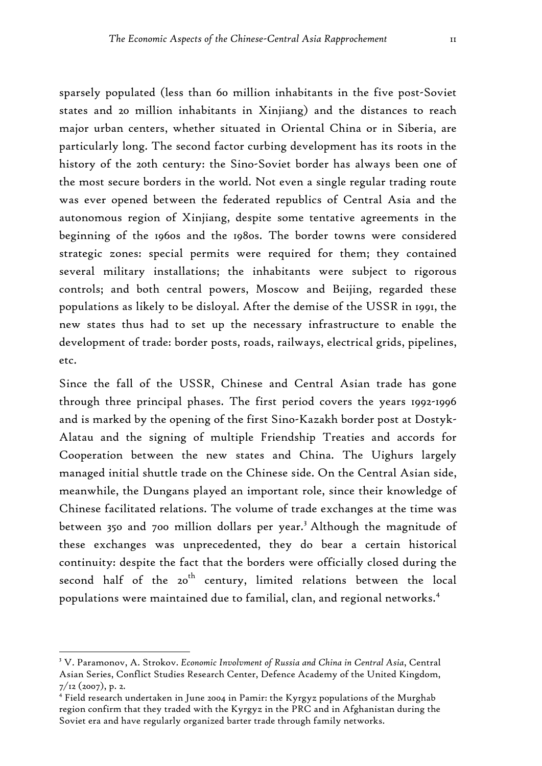sparsely populated (less than 60 million inhabitants in the five post-Soviet states and 20 million inhabitants in Xinjiang) and the distances to reach major urban centers, whether situated in Oriental China or in Siberia, are particularly long. The second factor curbing development has its roots in the history of the 20th century: the Sino-Soviet border has always been one of the most secure borders in the world. Not even a single regular trading route was ever opened between the federated republics of Central Asia and the autonomous region of Xinjiang, despite some tentative agreements in the beginning of the 1960s and the 1980s. The border towns were considered strategic zones: special permits were required for them; they contained several military installations; the inhabitants were subject to rigorous controls; and both central powers, Moscow and Beijing, regarded these populations as likely to be disloyal. After the demise of the USSR in 1991, the new states thus had to set up the necessary infrastructure to enable the development of trade: border posts, roads, railways, electrical grids, pipelines, etc.

Since the fall of the USSR, Chinese and Central Asian trade has gone through three principal phases. The first period covers the years 1992-1996 and is marked by the opening of the first Sino-Kazakh border post at Dostyk-Alatau and the signing of multiple Friendship Treaties and accords for Cooperation between the new states and China. The Uighurs largely managed initial shuttle trade on the Chinese side. On the Central Asian side, meanwhile, the Dungans played an important role, since their knowledge of Chinese facilitated relations. The volume of trade exchanges at the time was between 350 and 700 million dollars per year.[3] Although the magnitude of these exchanges was unprecedented, they do bear a certain historical continuity: despite the fact that the borders were officially closed during the second half of the 20th century, limited relations between the local populations were maintained due to familial, clan, and regional networks.[4]

---

[3] V. Paramonov, A. Strokov. *Economic Involvment of Russia and China in Central Asia*, Central Asian Series, Conflict Studies Research Center, Defence Academy of the United Kingdom, 7/12 (2007), p. 2.

[4] Field research undertaken in June 2004 in Pamir: the Kyrgyz populations of the Murghab region confirm that they traded with the Kyrgyz in the PRC and in Afghanistan during the Soviet era and have regularly organized barter trade through family networks.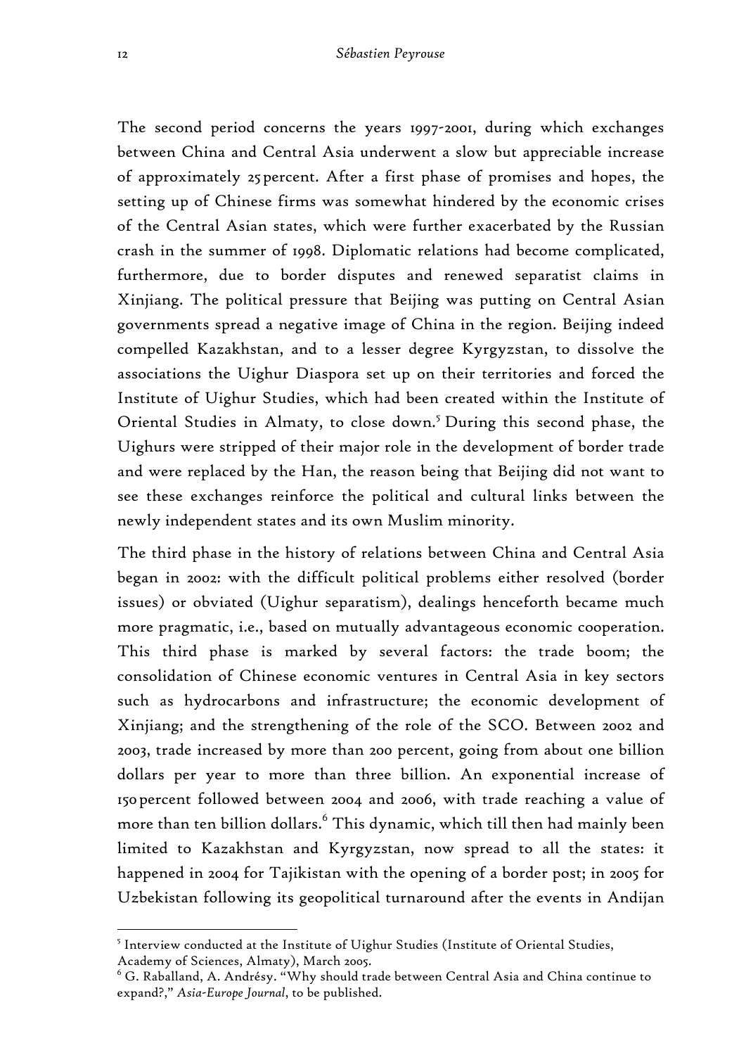The second period concerns the years 1997-2001, during which exchanges between China and Central Asia underwent a slow but appreciable increase of approximately 25 percent. After a first phase of promises and hopes, the setting up of Chinese firms was somewhat hindered by the economic crises of the Central Asian states, which were further exacerbated by the Russian crash in the summer of 1998. Diplomatic relations had become complicated, furthermore, due to border disputes and renewed separatist claims in Xinjiang. The political pressure that Beijing was putting on Central Asian governments spread a negative image of China in the region. Beijing indeed compelled Kazakhstan, and to a lesser degree Kyrgyzstan, to dissolve the associations the Uighur Diaspora set up on their territories and forced the Institute of Uighur Studies, which had been created within the Institute of Oriental Studies in Almaty, to close down.[5] During this second phase, the Uighurs were stripped of their major role in the development of border trade and were replaced by the Han, the reason being that Beijing did not want to see these exchanges reinforce the political and cultural links between the newly independent states and its own Muslim minority.

The third phase in the history of relations between China and Central Asia began in 2002: with the difficult political problems either resolved (border issues) or obviated (Uighur separatism), dealings henceforth became much more pragmatic, i.e., based on mutually advantageous economic cooperation. This third phase is marked by several factors: the trade boom; the consolidation of Chinese economic ventures in Central Asia in key sectors such as hydrocarbons and infrastructure; the economic development of Xinjiang; and the strengthening of the role of the SCO. Between 2002 and 2003, trade increased by more than 200 percent, going from about one billion dollars per year to more than three billion. An exponential increase of 150 percent followed between 2004 and 2006, with trade reaching a value of more than ten billion dollars.[6] This dynamic, which till then had mainly been limited to Kazakhstan and Kyrgyzstan, now spread to all the states: it happened in 2004 for Tajikistan with the opening of a border post; in 2005 for Uzbekistan following its geopolitical turnaround after the events in Andijan

---

[5] Interview conducted at the Institute of Uighur Studies (Institute of Oriental Studies, Academy of Sciences, Almaty), March 2005.

[6] G. Raballand, A. Andrésy. "Why should trade between Central Asia and China continue to expand?," *Asia-Europe Journal*, to be published.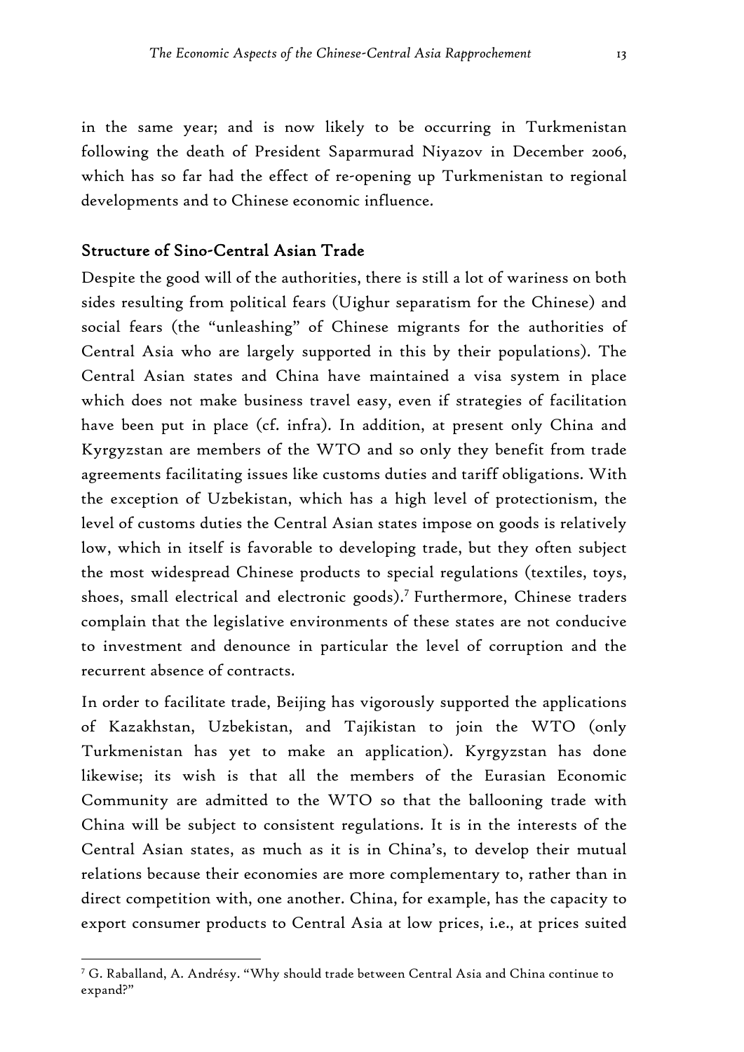in the same year; and is now likely to be occurring in Turkmenistan following the death of President Saparmurad Niyazov in December 2006, which has so far had the effect of re-opening up Turkmenistan to regional developments and to Chinese economic influence.

## Structure of Sino-Central Asian Trade

Despite the good will of the authorities, there is still a lot of wariness on both sides resulting from political fears (Uighur separatism for the Chinese) and social fears (the "unleashing" of Chinese migrants for the authorities of Central Asia who are largely supported in this by their populations). The Central Asian states and China have maintained a visa system in place which does not make business travel easy, even if strategies of facilitation have been put in place (cf. infra). In addition, at present only China and Kyrgyzstan are members of the WTO and so only they benefit from trade agreements facilitating issues like customs duties and tariff obligations. With the exception of Uzbekistan, which has a high level of protectionism, the level of customs duties the Central Asian states impose on goods is relatively low, which in itself is favorable to developing trade, but they often subject the most widespread Chinese products to special regulations (textiles, toys, shoes, small electrical and electronic goods).[7] Furthermore, Chinese traders complain that the legislative environments of these states are not conducive to investment and denounce in particular the level of corruption and the recurrent absence of contracts.

In order to facilitate trade, Beijing has vigorously supported the applications of Kazakhstan, Uzbekistan, and Tajikistan to join the WTO (only Turkmenistan has yet to make an application). Kyrgyzstan has done likewise; its wish is that all the members of the Eurasian Economic Community are admitted to the WTO so that the ballooning trade with China will be subject to consistent regulations. It is in the interests of the Central Asian states, as much as it is in China's, to develop their mutual relations because their economies are more complementary to, rather than in direct competition with, one another. China, for example, has the capacity to export consumer products to Central Asia at low prices, i.e., at prices suited

---

[7] G. Raballand, A. Andrésy. "Why should trade between Central Asia and China continue to expand?"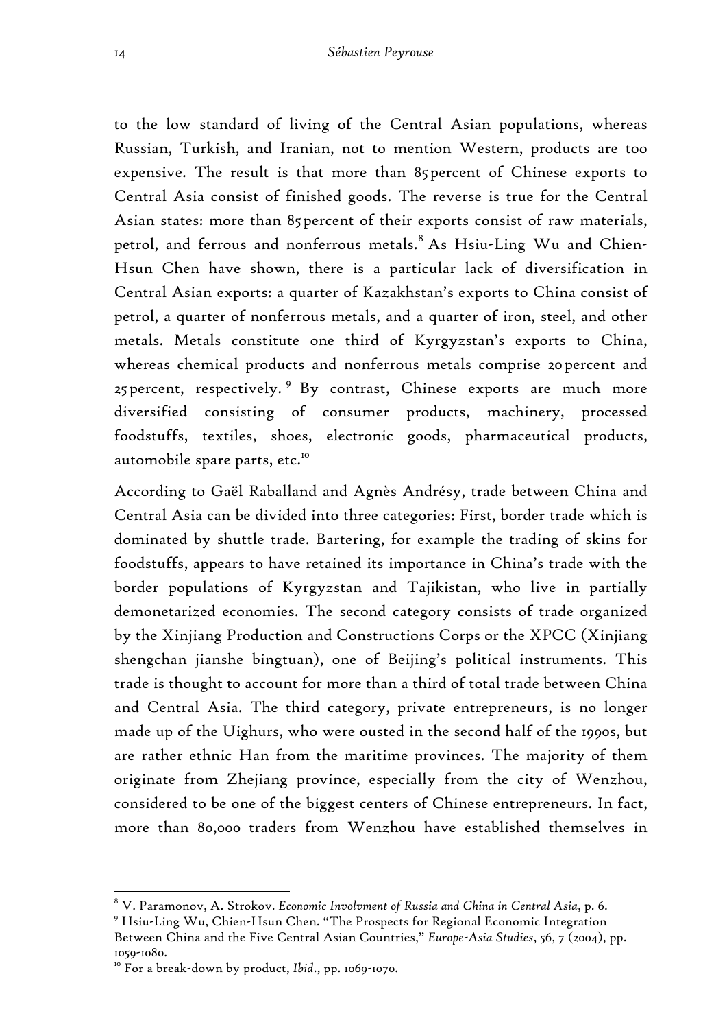to the low standard of living of the Central Asian populations, whereas Russian, Turkish, and Iranian, not to mention Western, products are too expensive. The result is that more than 85 percent of Chinese exports to Central Asia consist of finished goods. The reverse is true for the Central Asian states: more than 85 percent of their exports consist of raw materials, petrol, and ferrous and nonferrous metals.[8] As Hsiu-Ling Wu and Chien-Hsun Chen have shown, there is a particular lack of diversification in Central Asian exports: a quarter of Kazakhstan's exports to China consist of petrol, a quarter of nonferrous metals, and a quarter of iron, steel, and other metals. Metals constitute one third of Kyrgyzstan's exports to China, whereas chemical products and nonferrous metals comprise 20 percent and 25 percent, respectively.[9] By contrast, Chinese exports are much more diversified consisting of consumer products, machinery, processed foodstuffs, textiles, shoes, electronic goods, pharmaceutical products, automobile spare parts, etc.[10]

According to Gaël Raballand and Agnès Andrésy, trade between China and Central Asia can be divided into three categories: First, border trade which is dominated by shuttle trade. Bartering, for example the trading of skins for foodstuffs, appears to have retained its importance in China's trade with the border populations of Kyrgyzstan and Tajikistan, who live in partially demonetarized economies. The second category consists of trade organized by the Xinjiang Production and Constructions Corps or the XPCC (Xinjiang shengchan jianshe bingtuan), one of Beijing's political instruments. This trade is thought to account for more than a third of total trade between China and Central Asia. The third category, private entrepreneurs, is no longer made up of the Uighurs, who were ousted in the second half of the 1990s, but are rather ethnic Han from the maritime provinces. The majority of them originate from Zhejiang province, especially from the city of Wenzhou, considered to be one of the biggest centers of Chinese entrepreneurs. In fact, more than 80,000 traders from Wenzhou have established themselves in

---

[8] V. Paramonov, A. Strokov. *Economic Involvment of Russia and China in Central Asia*, p. 6.

[9] Hsiu-Ling Wu, Chien-Hsun Chen. "The Prospects for Regional Economic Integration Between China and the Five Central Asian Countries," *Europe-Asia Studies*, 56, 7 (2004), pp. 1059-1080.

[10] For a break-down by product, *Ibid*., pp. 1069-1070.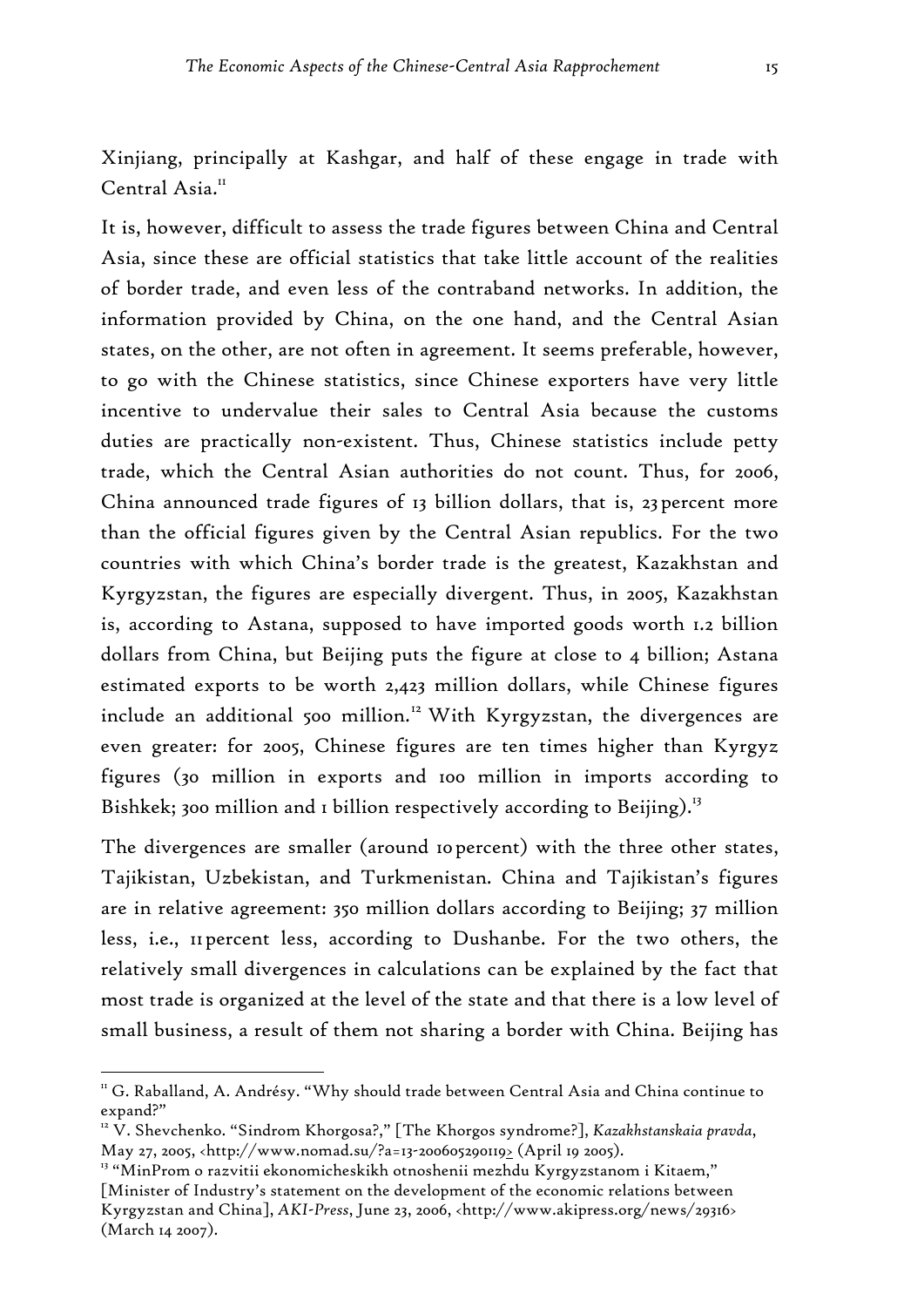Xinjiang, principally at Kashgar, and half of these engage in trade with Central Asia.[11]

It is, however, difficult to assess the trade figures between China and Central Asia, since these are official statistics that take little account of the realities of border trade, and even less of the contraband networks. In addition, the information provided by China, on the one hand, and the Central Asian states, on the other, are not often in agreement. It seems preferable, however, to go with the Chinese statistics, since Chinese exporters have very little incentive to undervalue their sales to Central Asia because the customs duties are practically non-existent. Thus, Chinese statistics include petty trade, which the Central Asian authorities do not count. Thus, for 2006, China announced trade figures of 13 billion dollars, that is, 23 percent more than the official figures given by the Central Asian republics. For the two countries with which China's border trade is the greatest, Kazakhstan and Kyrgyzstan, the figures are especially divergent. Thus, in 2005, Kazakhstan is, according to Astana, supposed to have imported goods worth 1.2 billion dollars from China, but Beijing puts the figure at close to 4 billion; Astana estimated exports to be worth 2,423 million dollars, while Chinese figures include an additional 500 million.[12] With Kyrgyzstan, the divergences are even greater: for 2005, Chinese figures are ten times higher than Kyrgyz figures (30 million in exports and 100 million in imports according to Bishkek; 300 million and 1 billion respectively according to Beijing).[13]

The divergences are smaller (around 10 percent) with the three other states, Tajikistan, Uzbekistan, and Turkmenistan. China and Tajikistan's figures are in relative agreement: 350 million dollars according to Beijing; 37 million less, i.e., 11 percent less, according to Dushanbe. For the two others, the relatively small divergences in calculations can be explained by the fact that most trade is organized at the level of the state and that there is a low level of small business, a result of them not sharing a border with China. Beijing has

---

[11] G. Raballand, A. Andrésy. "Why should trade between Central Asia and China continue to expand?"

[12] V. Shevchenko. "Sindrom Khorgosa?," [The Khorgos syndrome?], *Kazakhstanskaia pravda*, May 27, 2005, <http://www.nomad.su/?a=13-200605290119> (April 19 2005).

[13] "MinProm o razvitii ekonomicheskikh otnoshenii mezhdu Kyrgyzstanom i Kitaem," [Minister of Industry's statement on the development of the economic relations between Kyrgyzstan and China], *AKI-Press*, June 23, 2006, <http://www.akipress.org/news/29316> (March 14 2007).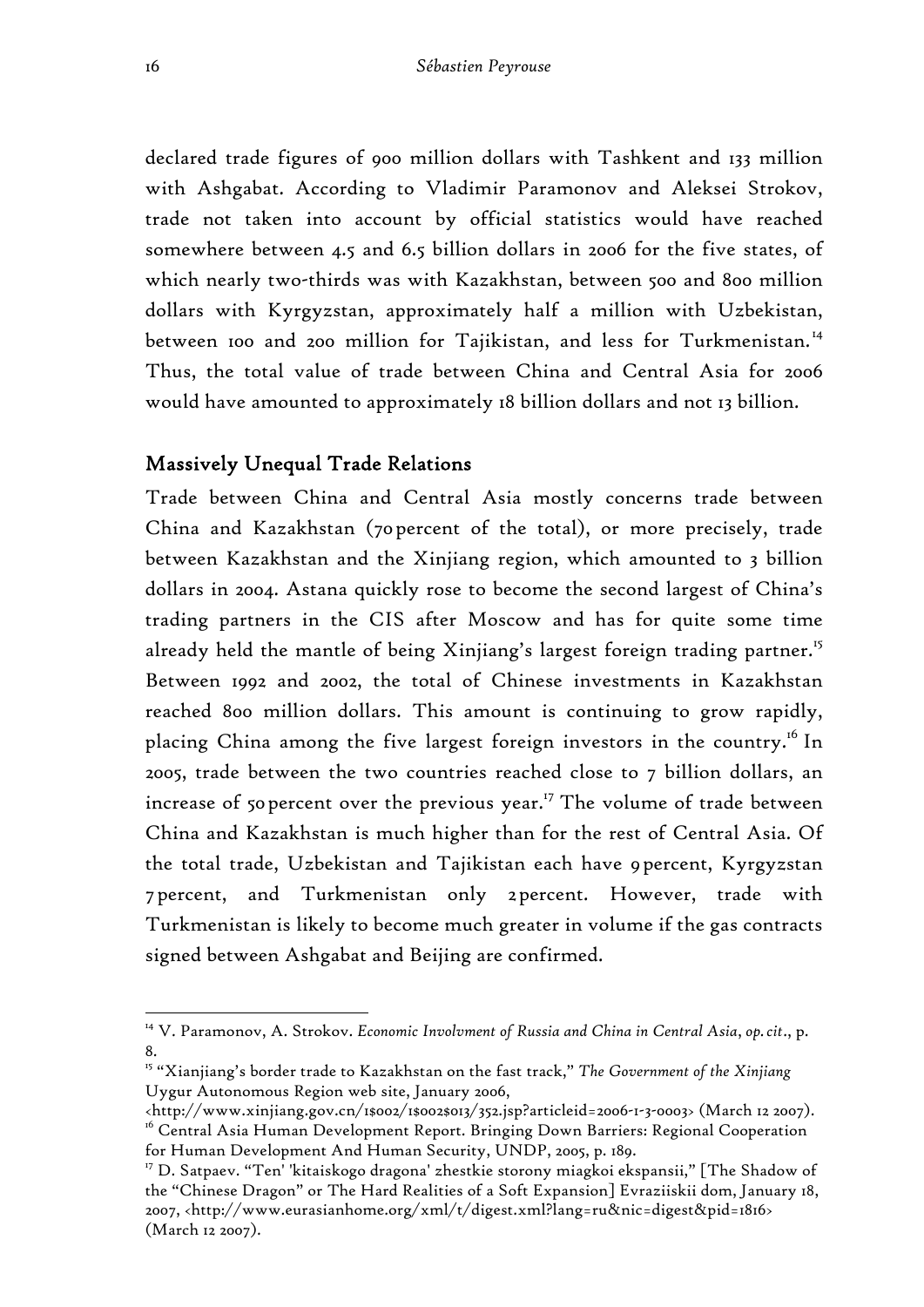declared trade figures of 900 million dollars with Tashkent and 133 million with Ashgabat. According to Vladimir Paramonov and Aleksei Strokov, trade not taken into account by official statistics would have reached somewhere between 4.5 and 6.5 billion dollars in 2006 for the five states, of which nearly two-thirds was with Kazakhstan, between 500 and 800 million dollars with Kyrgyzstan, approximately half a million with Uzbekistan, between 100 and 200 million for Tajikistan, and less for Turkmenistan.[14] Thus, the total value of trade between China and Central Asia for 2006 would have amounted to approximately 18 billion dollars and not 13 billion.

## Massively Unequal Trade Relations

Trade between China and Central Asia mostly concerns trade between China and Kazakhstan (70 percent of the total), or more precisely, trade between Kazakhstan and the Xinjiang region, which amounted to 3 billion dollars in 2004. Astana quickly rose to become the second largest of China's trading partners in the CIS after Moscow and has for quite some time already held the mantle of being Xinjiang's largest foreign trading partner.[15] Between 1992 and 2002, the total of Chinese investments in Kazakhstan reached 800 million dollars. This amount is continuing to grow rapidly, placing China among the five largest foreign investors in the country.[16] In 2005, trade between the two countries reached close to 7 billion dollars, an increase of 50 percent over the previous year.[17] The volume of trade between China and Kazakhstan is much higher than for the rest of Central Asia. Of the total trade, Uzbekistan and Tajikistan each have 9 percent, Kyrgyzstan 7 percent, and Turkmenistan only 2 percent. However, trade with Turkmenistan is likely to become much greater in volume if the gas contracts signed between Ashgabat and Beijing are confirmed.

---

[14] V. Paramonov, A. Strokov. *Economic Involvment of Russia and China in Central Asia*, *op. cit*., p. 8.

[15] "Xianjiang's border trade to Kazakhstan on the fast track," *The Government of the Xinjiang* Uygur Autonomous Region web site, January 2006, <http://www.xinjiang.gov.cn/1$002/1$002$013/352.jsp?articleid=2006-1-3-0003> (March 12 2007).

[16] Central Asia Human Development Report. Bringing Down Barriers: Regional Cooperation for Human Development And Human Security, UNDP, 2005, p. 189.

[17] D. Satpaev. "Ten' 'kitaiskogo dragona' zhestkie storony miagkoi ekspansii," [The Shadow of the "Chinese Dragon" or The Hard Realities of a Soft Expansion] Evraziiskii dom, January 18, 2007, <http://www.eurasianhome.org/xml/t/digest.xml?lang=ru&nic=digest&pid=1816> (March 12 2007).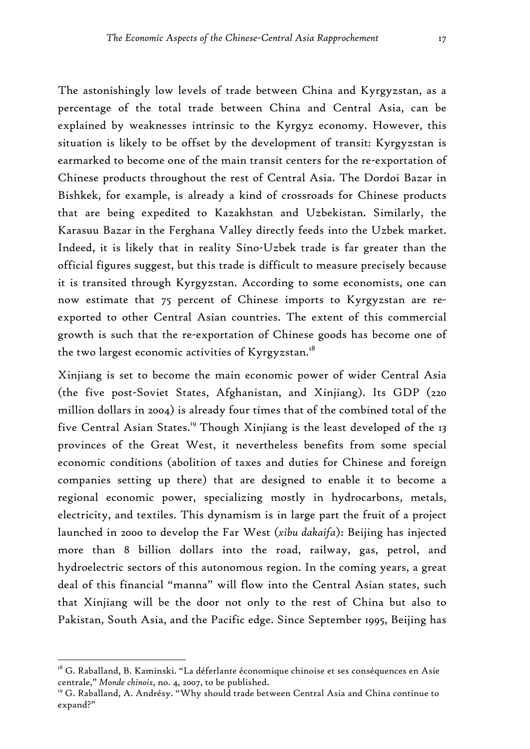The astonishingly low levels of trade between China and Kyrgyzstan, as a percentage of the total trade between China and Central Asia, can be explained by weaknesses intrinsic to the Kyrgyz economy. However, this situation is likely to be offset by the development of transit: Kyrgyzstan is earmarked to become one of the main transit centers for the re-exportation of Chinese products throughout the rest of Central Asia. The Dordoi Bazar in Bishkek, for example, is already a kind of crossroads for Chinese products that are being expedited to Kazakhstan and Uzbekistan. Similarly, the Karasuu Bazar in the Ferghana Valley directly feeds into the Uzbek market. Indeed, it is likely that in reality Sino-Uzbek trade is far greater than the official figures suggest, but this trade is difficult to measure precisely because it is transited through Kyrgyzstan. According to some economists, one can now estimate that 75 percent of Chinese imports to Kyrgyzstan are re-exported to other Central Asian countries. The extent of this commercial growth is such that the re-exportation of Chinese goods has become one of the two largest economic activities of Kyrgyzstan.[18]

Xinjiang is set to become the main economic power of wider Central Asia (the five post-Soviet States, Afghanistan, and Xinjiang). Its GDP (220 million dollars in 2004) is already four times that of the combined total of the five Central Asian States.[19] Though Xinjiang is the least developed of the 13 provinces of the Great West, it nevertheless benefits from some special economic conditions (abolition of taxes and duties for Chinese and foreign companies setting up there) that are designed to enable it to become a regional economic power, specializing mostly in hydrocarbons, metals, electricity, and textiles. This dynamism is in large part the fruit of a project launched in 2000 to develop the Far West (*xibu dakaifa*): Beijing has injected more than 8 billion dollars into the road, railway, gas, petrol, and hydroelectric sectors of this autonomous region. In the coming years, a great deal of this financial "manna" will flow into the Central Asian states, such that Xinjiang will be the door not only to the rest of China but also to Pakistan, South Asia, and the Pacific edge. Since September 1995, Beijing has

---

[18] G. Raballand, B. Kaminski. "La déferlante économique chinoise et ses conséquences en Asie centrale," *Monde chinois*, no. 4, 2007, to be published.

[19] G. Raballand, A. Andrésy. "Why should trade between Central Asia and China continue to expand?"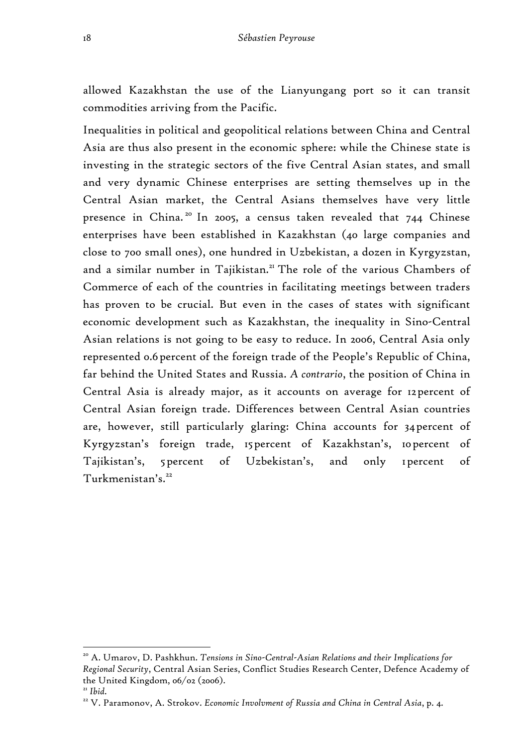allowed Kazakhstan the use of the Lianyungang port so it can transit commodities arriving from the Pacific.

Inequalities in political and geopolitical relations between China and Central Asia are thus also present in the economic sphere: while the Chinese state is investing in the strategic sectors of the five Central Asian states, and small and very dynamic Chinese enterprises are setting themselves up in the Central Asian market, the Central Asians themselves have very little presence in China.[20] In 2005, a census taken revealed that 744 Chinese enterprises have been established in Kazakhstan (40 large companies and close to 700 small ones), one hundred in Uzbekistan, a dozen in Kyrgyzstan, and a similar number in Tajikistan.[21] The role of the various Chambers of Commerce of each of the countries in facilitating meetings between traders has proven to be crucial. But even in the cases of states with significant economic development such as Kazakhstan, the inequality in Sino-Central Asian relations is not going to be easy to reduce. In 2006, Central Asia only represented 0.6 percent of the foreign trade of the People's Republic of China, far behind the United States and Russia. *A contrario*, the position of China in Central Asia is already major, as it accounts on average for 12 percent of Central Asian foreign trade. Differences between Central Asian countries are, however, still particularly glaring: China accounts for 34 percent of Kyrgyzstan's foreign trade, 15 percent of Kazakhstan's, 10 percent of Tajikistan's, 5 percent of Uzbekistan's, and only 1 percent of Turkmenistan's.[22]

---

[20] A. Umarov, D. Pashkhun. *Tensions in Sino-Central-Asian Relations and their Implications for Regional Security*, Central Asian Series, Conflict Studies Research Center, Defence Academy of the United Kingdom, 06/02 (2006).

[21] *Ibid.*

[22] V. Paramonov, A. Strokov. *Economic Involvment of Russia and China in Central Asia*, p. 4.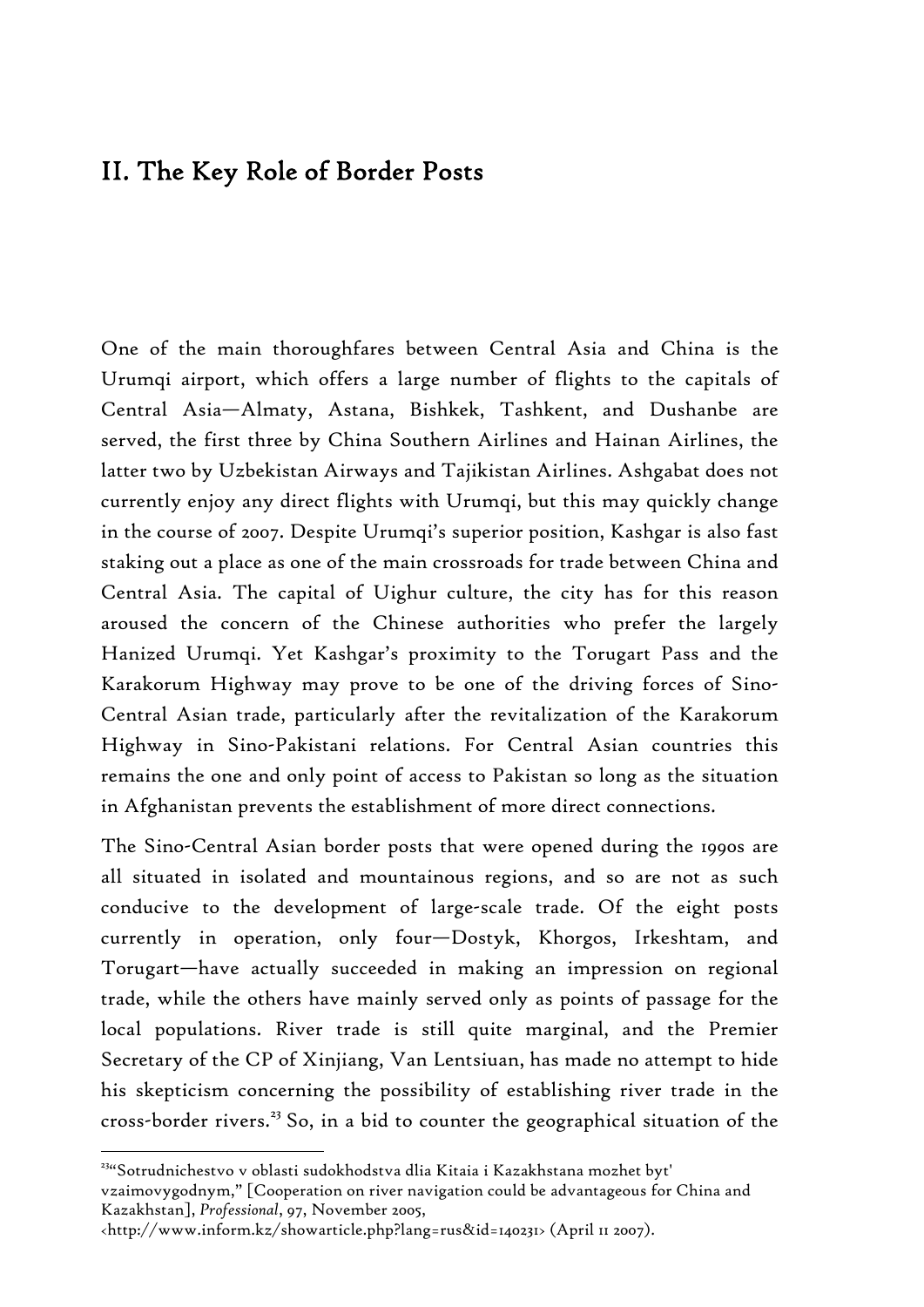## II. The Key Role of Border Posts

One of the main thoroughfares between Central Asia and China is the Urumqi airport, which offers a large number of flights to the capitals of Central Asia—Almaty, Astana, Bishkek, Tashkent, and Dushanbe are served, the first three by China Southern Airlines and Hainan Airlines, the latter two by Uzbekistan Airways and Tajikistan Airlines. Ashgabat does not currently enjoy any direct flights with Urumqi, but this may quickly change in the course of 2007. Despite Urumqi's superior position, Kashgar is also fast staking out a place as one of the main crossroads for trade between China and Central Asia. The capital of Uighur culture, the city has for this reason aroused the concern of the Chinese authorities who prefer the largely Hanized Urumqi. Yet Kashgar's proximity to the Torugart Pass and the Karakorum Highway may prove to be one of the driving forces of Sino-Central Asian trade, particularly after the revitalization of the Karakorum Highway in Sino-Pakistani relations. For Central Asian countries this remains the one and only point of access to Pakistan so long as the situation in Afghanistan prevents the establishment of more direct connections.

The Sino-Central Asian border posts that were opened during the 1990s are all situated in isolated and mountainous regions, and so are not as such conducive to the development of large-scale trade. Of the eight posts currently in operation, only four—Dostyk, Khorgos, Irkeshtam, and Torugart—have actually succeeded in making an impression on regional trade, while the others have mainly served only as points of passage for the local populations. River trade is still quite marginal, and the Premier Secretary of the CP of Xinjiang, Van Lentsiuan, has made no attempt to hide his skepticism concerning the possibility of establishing river trade in the cross-border rivers.[23] So, in a bid to counter the geographical situation of the

---

[23] "Sotrudnichestvo v oblasti sudokhodstva dlia Kitaia i Kazakhstana mozhet byt' vzaimovygodnym," [Cooperation on river navigation could be advantageous for China and Kazakhstan], *Professional*, 97, November 2005, <http://www.inform.kz/showarticle.php?lang=rus&id=140231> (April 11 2007).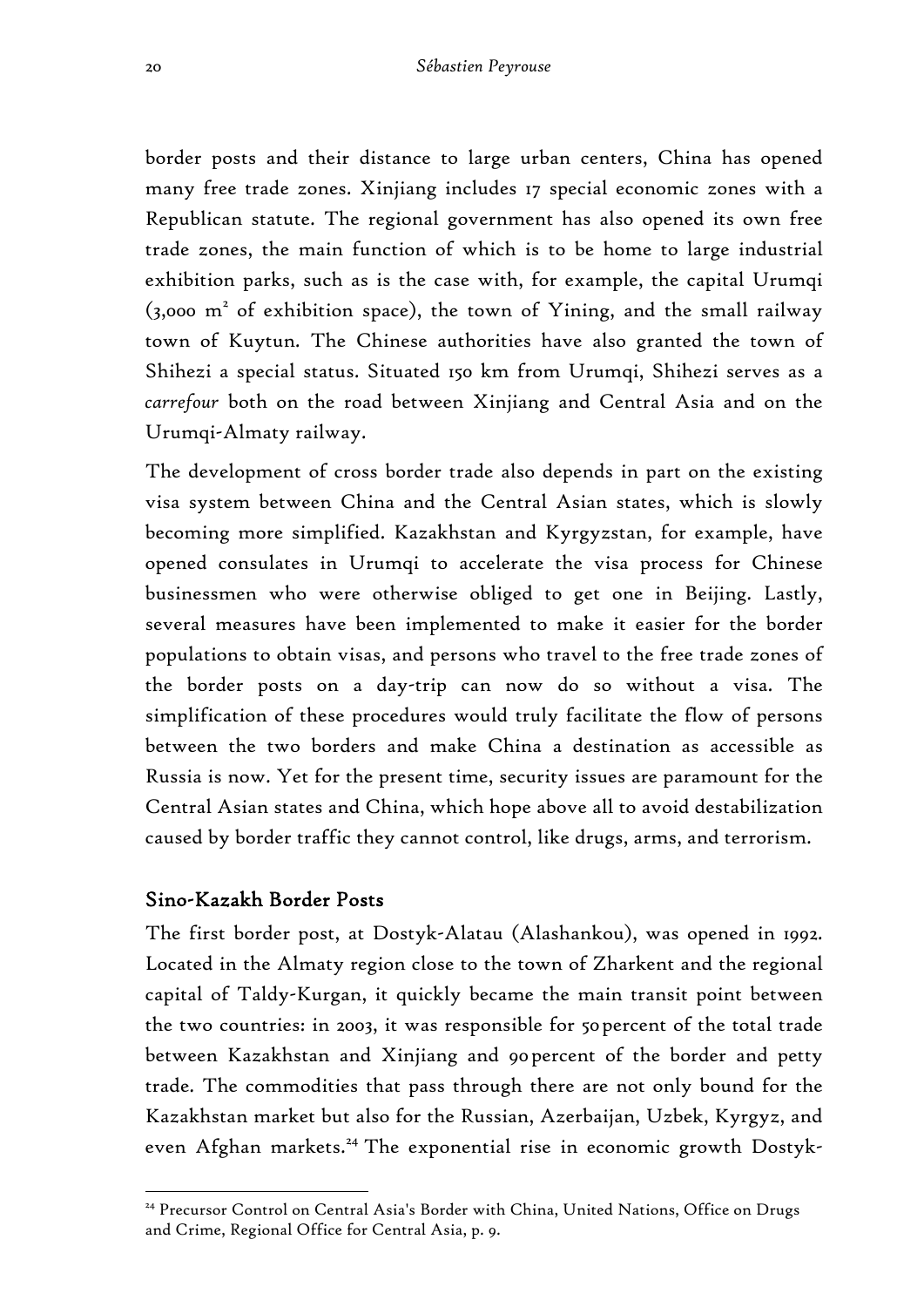border posts and their distance to large urban centers, China has opened many free trade zones. Xinjiang includes 17 special economic zones with a Republican statute. The regional government has also opened its own free trade zones, the main function of which is to be home to large industrial exhibition parks, such as is the case with, for example, the capital Urumqi (3,000 $m^2$ of exhibition space), the town of Yining, and the small railway town of Kuytun. The Chinese authorities have also granted the town of Shihezi a special status. Situated 150 km from Urumqi, Shihezi serves as a *carrefour* both on the road between Xinjiang and Central Asia and on the Urumqi-Almaty railway.

The development of cross border trade also depends in part on the existing visa system between China and the Central Asian states, which is slowly becoming more simplified. Kazakhstan and Kyrgyzstan, for example, have opened consulates in Urumqi to accelerate the visa process for Chinese businessmen who were otherwise obliged to get one in Beijing. Lastly, several measures have been implemented to make it easier for the border populations to obtain visas, and persons who travel to the free trade zones of the border posts on a day-trip can now do so without a visa. The simplification of these procedures would truly facilitate the flow of persons between the two borders and make China a destination as accessible as Russia is now. Yet for the present time, security issues are paramount for the Central Asian states and China, which hope above all to avoid destabilization caused by border traffic they cannot control, like drugs, arms, and terrorism.

## Sino-Kazakh Border Posts

The first border post, at Dostyk-Alatau (Alashankou), was opened in 1992. Located in the Almaty region close to the town of Zharkent and the regional capital of Taldy-Kurgan, it quickly became the main transit point between the two countries: in 2003, it was responsible for 50 percent of the total trade between Kazakhstan and Xinjiang and 90 percent of the border and petty trade. The commodities that pass through there are not only bound for the Kazakhstan market but also for the Russian, Azerbaijan, Uzbek, Kyrgyz, and even Afghan markets.[24] The exponential rise in economic growth Dostyk-

[24] Precursor Control on Central Asia's Border with China, United Nations, Office on Drugs and Crime, Regional Office for Central Asia, p. 9.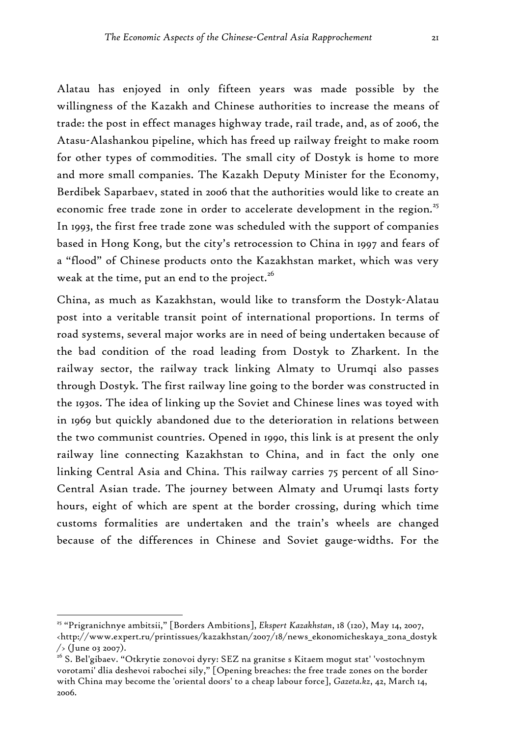Alatau has enjoyed in only fifteen years was made possible by the willingness of the Kazakh and Chinese authorities to increase the means of trade: the post in effect manages highway trade, rail trade, and, as of 2006, the Atasu-Alashankou pipeline, which has freed up railway freight to make room for other types of commodities. The small city of Dostyk is home to more and more small companies. The Kazakh Deputy Minister for the Economy, Berdibek Saparbaev, stated in 2006 that the authorities would like to create an economic free trade zone in order to accelerate development in the region.[25] In 1993, the first free trade zone was scheduled with the support of companies based in Hong Kong, but the city's retrocession to China in 1997 and fears of a "flood" of Chinese products onto the Kazakhstan market, which was very weak at the time, put an end to the project.[26]

China, as much as Kazakhstan, would like to transform the Dostyk-Alatau post into a veritable transit point of international proportions. In terms of road systems, several major works are in need of being undertaken because of the bad condition of the road leading from Dostyk to Zharkent. In the railway sector, the railway track linking Almaty to Urumqi also passes through Dostyk. The first railway line going to the border was constructed in the 1930s. The idea of linking up the Soviet and Chinese lines was toyed with in 1969 but quickly abandoned due to the deterioration in relations between the two communist countries. Opened in 1990, this link is at present the only railway line connecting Kazakhstan to China, and in fact the only one linking Central Asia and China. This railway carries 75 percent of all Sino-Central Asian trade. The journey between Almaty and Urumqi lasts forty hours, eight of which are spent at the border crossing, during which time customs formalities are undertaken and the train's wheels are changed because of the differences in Chinese and Soviet gauge-widths. For the

---

[25] "Prigranichnye ambitsii," [Borders Ambitions], *Ekspert Kazakhstan*, 18 (120), May 14, 2007, <http://www.expert.ru/printissues/kazakhstan/2007/18/news_ekonomicheskaya_zona_dostyk/> (June 03 2007).

[26] S. Bel'gibaev. "Otkrytie zonovoi dyry: SEZ na granitse s Kitaem mogut stat' 'vostochnym vorotami' dlia deshevoi rabochei sily," [Opening breaches: the free trade zones on the border with China may become the 'oriental doors' to a cheap labour force], *Gazeta.kz*, 42, March 14, 2006.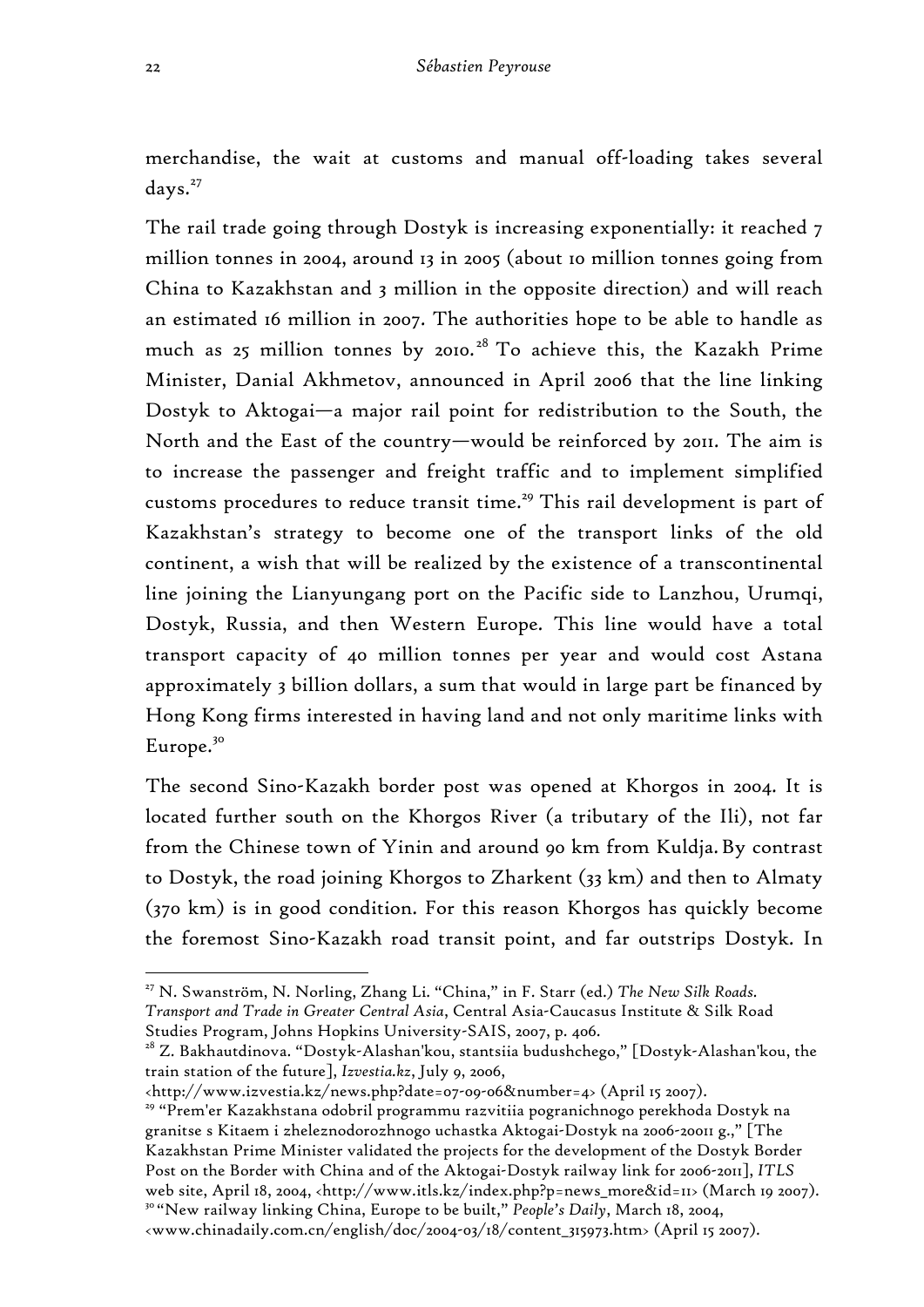merchandise, the wait at customs and manual off-loading takes several days.[27]

The rail trade going through Dostyk is increasing exponentially: it reached 7 million tonnes in 2004, around 13 in 2005 (about 10 million tonnes going from China to Kazakhstan and 3 million in the opposite direction) and will reach an estimated 16 million in 2007. The authorities hope to be able to handle as much as 25 million tonnes by 2010.[28] To achieve this, the Kazakh Prime Minister, Danial Akhmetov, announced in April 2006 that the line linking Dostyk to Aktogai—a major rail point for redistribution to the South, the North and the East of the country—would be reinforced by 2011. The aim is to increase the passenger and freight traffic and to implement simplified customs procedures to reduce transit time.[29] This rail development is part of Kazakhstan's strategy to become one of the transport links of the old continent, a wish that will be realized by the existence of a transcontinental line joining the Lianyungang port on the Pacific side to Lanzhou, Urumqi, Dostyk, Russia, and then Western Europe. This line would have a total transport capacity of 40 million tonnes per year and would cost Astana approximately 3 billion dollars, a sum that would in large part be financed by Hong Kong firms interested in having land and not only maritime links with Europe.[30]

The second Sino-Kazakh border post was opened at Khorgos in 2004. It is located further south on the Khorgos River (a tributary of the Ili), not far from the Chinese town of Yinin and around 90 km from Kuldja. By contrast to Dostyk, the road joining Khorgos to Zharkent (33 km) and then to Almaty (370 km) is in good condition. For this reason Khorgos has quickly become the foremost Sino-Kazakh road transit point, and far outstrips Dostyk. In

---

[27] N. Swanström, N. Norling, Zhang Li. "China," in F. Starr (ed.) *The New Silk Roads. Transport and Trade in Greater Central Asia*, Central Asia-Caucasus Institute & Silk Road Studies Program, Johns Hopkins University-SAIS, 2007, p. 406.

[28] Z. Bakhautdinova. "Dostyk-Alashan'kou, stantsiia budushchego," [Dostyk-Alashan'kou, the train station of the future], *Izvestia.kz*, July 9, 2006, <http://www.izvestia.kz/news.php?date=07-09-06&number=4> (April 15 2007).

[29] "Prem'er Kazakhstana odobril programmu razvitiia pogranichnogo perekhoda Dostyk na granitse s Kitaem i zheleznodorozhnogo uchastka Aktogai-Dostyk na 2006-20011 g.," [The Kazakhstan Prime Minister validated the projects for the development of the Dostyk Border Post on the Border with China and of the Aktogai-Dostyk railway link for 2006-2011], *ITLS* web site, April 18, 2004, <http://www.itls.kz/index.php?p=news_more&id=11> (March 19 2007).

[30] "New railway linking China, Europe to be built," *People's Daily*, March 18, 2004, <www.chinadaily.com.cn/english/doc/2004-03/18/content_315973.htm> (April 15 2007).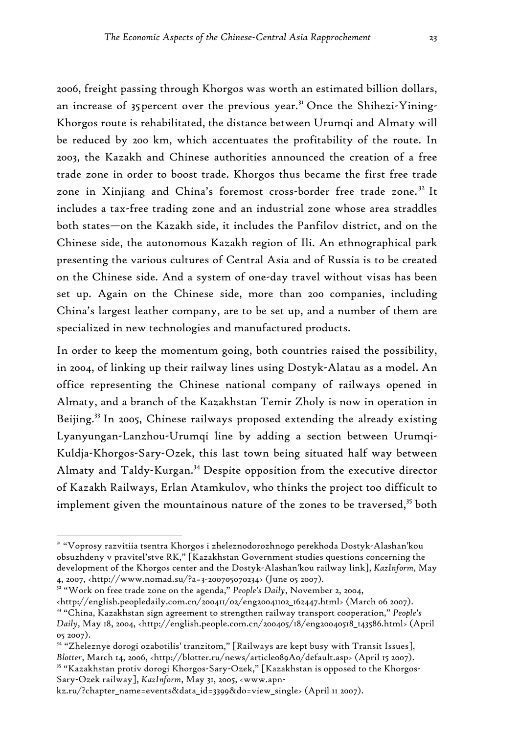2006, freight passing through Khorgos was worth an estimated billion dollars, an increase of 35 percent over the previous year.[31] Once the Shihezi-Yining-Khorgos route is rehabilitated, the distance between Urumqi and Almaty will be reduced by 200 km, which accentuates the profitability of the route. In 2003, the Kazakh and Chinese authorities announced the creation of a free trade zone in order to boost trade. Khorgos thus became the first free trade zone in Xinjiang and China's foremost cross-border free trade zone.[32] It includes a tax-free trading zone and an industrial zone whose area straddles both states—on the Kazakh side, it includes the Panfilov district, and on the Chinese side, the autonomous Kazakh region of Ili. An ethnographical park presenting the various cultures of Central Asia and of Russia is to be created on the Chinese side. And a system of one-day travel without visas has been set up. Again on the Chinese side, more than 200 companies, including China's largest leather company, are to be set up, and a number of them are specialized in new technologies and manufactured products.

In order to keep the momentum going, both countries raised the possibility, in 2004, of linking up their railway lines using Dostyk-Alatau as a model. An office representing the Chinese national company of railways opened in Almaty, and a branch of the Kazakhstan Temir Zholy is now in operation in Beijing.[33] In 2005, Chinese railways proposed extending the already existing Lyanyungan-Lanzhou-Urumqi line by adding a section between Urumqi-Kuldja-Khorgos-Sary-Ozek, this last town being situated half way between Almaty and Taldy-Kurgan.[34] Despite opposition from the executive director of Kazakh Railways, Erlan Atamkulov, who thinks the project too difficult to implement given the mountainous nature of the zones to be traversed,[35] both

---

[31] "Voprosy razvitiia tsentra Khorgos i zheleznodorozhnogo perekhoda Dostyk-Alashan'kou obsuzhdeny v pravitel'stve RK," [Kazakhstan Government studies questions concerning the development of the Khorgos center and the Dostyk-Alashan'kou railway link], *KazInform*, May 4, 2007, <http://www.nomad.su/?a=3-200705070234> (June 05 2007).

[32] "Work on free trade zone on the agenda," *People's Daily*, November 2, 2004, <http://english.peopledaily.com.cn/200411/02/eng20041102_162447.html> (March 06 2007).

[33] "China, Kazakhstan sign agreement to strengthen railway transport cooperation," *People's Daily*, May 18, 2004, <http://english.people.com.cn/200405/18/eng20040518_143586.html> (April 05 2007).

[34] "Zheleznye dorogi ozabotilis' tranzitom," [Railways are kept busy with Transit Issues], *Blotter*, March 14, 2006, <http://blotter.ru/news/article089A0/default.asp> (April 15 2007).

[35] "Kazakhstan protiv dorogi Khorgos-Sary-Ozek," [Kazakhstan is opposed to the Khorgos-Sary-Ozek railway], *KazInform*, May 31, 2005, <www.apn-kz.ru/?chapter_name=events&data_id=3399&do=view_single> (April 11 2007).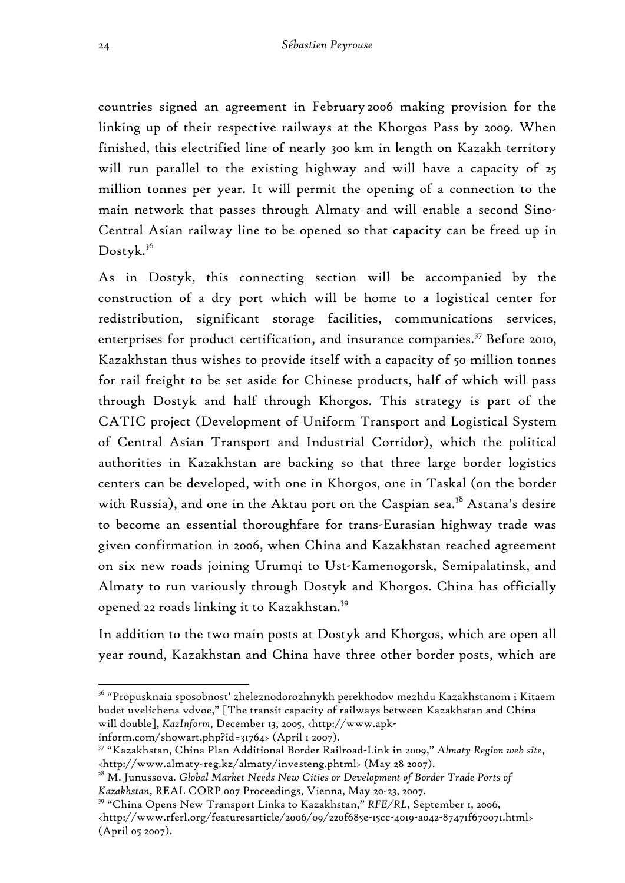countries signed an agreement in February 2006 making provision for the linking up of their respective railways at the Khorgos Pass by 2009. When finished, this electrified line of nearly 300 km in length on Kazakh territory will run parallel to the existing highway and will have a capacity of 25 million tonnes per year. It will permit the opening of a connection to the main network that passes through Almaty and will enable a second Sino-Central Asian railway line to be opened so that capacity can be freed up in Dostyk.[36]

As in Dostyk, this connecting section will be accompanied by the construction of a dry port which will be home to a logistical center for redistribution, significant storage facilities, communications services, enterprises for product certification, and insurance companies.[37] Before 2010, Kazakhstan thus wishes to provide itself with a capacity of 50 million tonnes for rail freight to be set aside for Chinese products, half of which will pass through Dostyk and half through Khorgos. This strategy is part of the CATIC project (Development of Uniform Transport and Logistical System of Central Asian Transport and Industrial Corridor), which the political authorities in Kazakhstan are backing so that three large border logistics centers can be developed, with one in Khorgos, one in Taskal (on the border with Russia), and one in the Aktau port on the Caspian sea.[38] Astana's desire to become an essential thoroughfare for trans-Eurasian highway trade was given confirmation in 2006, when China and Kazakhstan reached agreement on six new roads joining Urumqi to Ust-Kamenogorsk, Semipalatinsk, and Almaty to run variously through Dostyk and Khorgos. China has officially opened 22 roads linking it to Kazakhstan.[39]

In addition to the two main posts at Dostyk and Khorgos, which are open all year round, Kazakhstan and China have three other border posts, which are

---

[36] "Propusknaia sposobnost' zheleznodorozhnykh perekhodov mezhdu Kazakhstanom i Kitaem budet uvelichena vdvoe," [The transit capacity of railways between Kazakhstan and China will double], *KazInform*, December 13, 2005, <http://www.apk-inform.com/showart.php?id=31764> (April 1 2007).

[37] "Kazakhstan, China Plan Additional Border Railroad-Link in 2009," *Almaty Region web site*, <http://www.almaty-reg.kz/almaty/investeng.phtml> (May 28 2007).

[38] M. Junussova. *Global Market Needs New Cities or Development of Border Trade Ports of Kazakhstan*, REAL CORP 007 Proceedings, Vienna, May 20-23, 2007.

[39] "China Opens New Transport Links to Kazakhstan," *RFE/RL*, September 1, 2006, <http://www.rferl.org/featuresarticle/2006/09/220f685e-15cc-4019-a042-87471f670071.html> (April 05 2007).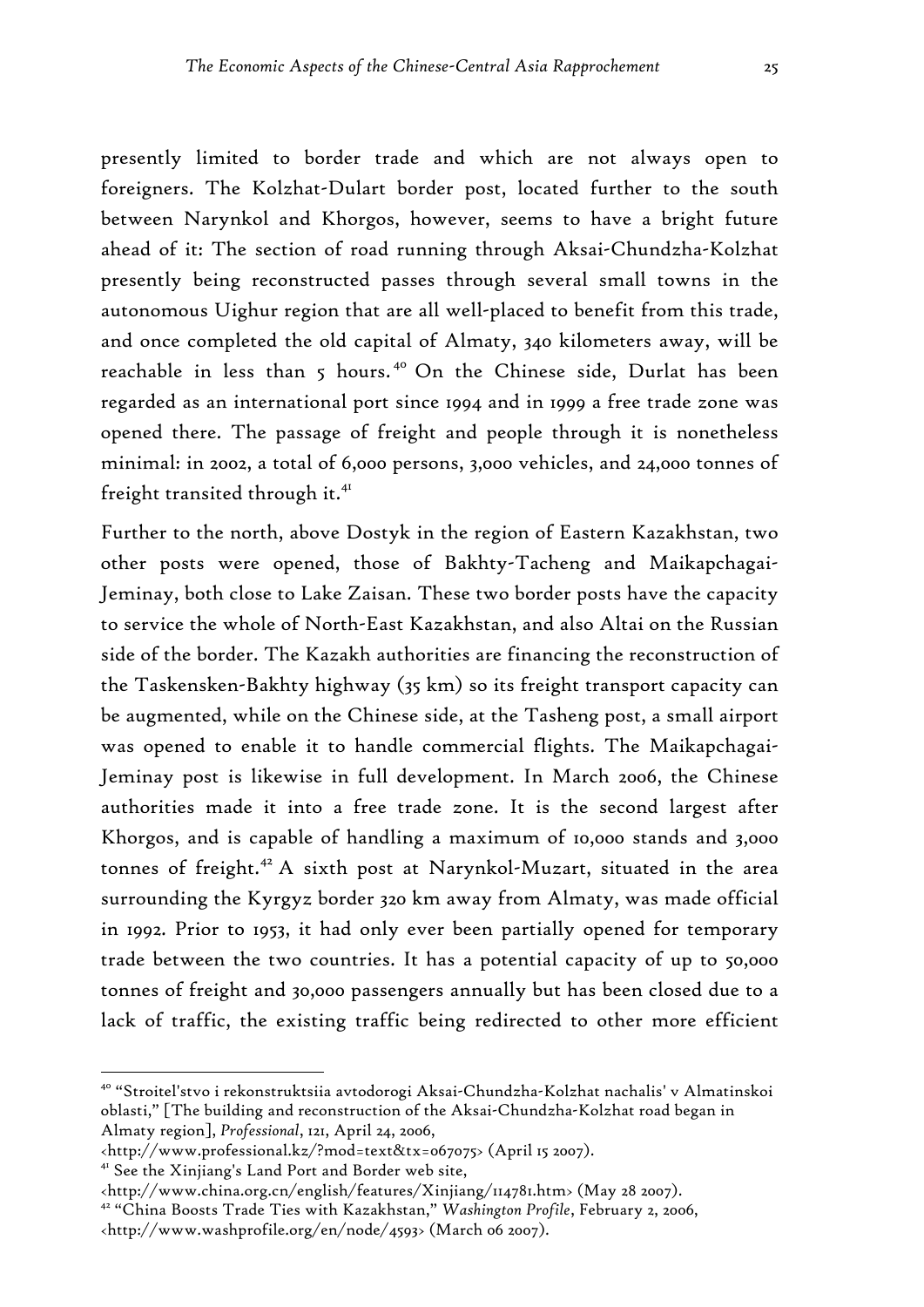presently limited to border trade and which are not always open to foreigners. The Kolzhat-Dulart border post, located further to the south between Narynkol and Khorgos, however, seems to have a bright future ahead of it: The section of road running through Aksai-Chundzha-Kolzhat presently being reconstructed passes through several small towns in the autonomous Uighur region that are all well-placed to benefit from this trade, and once completed the old capital of Almaty, 340 kilometers away, will be reachable in less than 5 hours.[40] On the Chinese side, Durlat has been regarded as an international port since 1994 and in 1999 a free trade zone was opened there. The passage of freight and people through it is nonetheless minimal: in 2002, a total of 6,000 persons, 3,000 vehicles, and 24,000 tonnes of freight transited through it.[41]

Further to the north, above Dostyk in the region of Eastern Kazakhstan, two other posts were opened, those of Bakhty-Tacheng and Maikapchagai-Jeminay, both close to Lake Zaisan. These two border posts have the capacity to service the whole of North-East Kazakhstan, and also Altai on the Russian side of the border. The Kazakh authorities are financing the reconstruction of the Taskensken-Bakhty highway (35 km) so its freight transport capacity can be augmented, while on the Chinese side, at the Tasheng post, a small airport was opened to enable it to handle commercial flights. The Maikapchagai-Jeminay post is likewise in full development. In March 2006, the Chinese authorities made it into a free trade zone. It is the second largest after Khorgos, and is capable of handling a maximum of 10,000 stands and 3,000 tonnes of freight.[42] A sixth post at Narynkol-Muzart, situated in the area surrounding the Kyrgyz border 320 km away from Almaty, was made official in 1992. Prior to 1953, it had only ever been partially opened for temporary trade between the two countries. It has a potential capacity of up to 50,000 tonnes of freight and 30,000 passengers annually but has been closed due to a lack of traffic, the existing traffic being redirected to other more efficient

---

[40] "Stroitel'stvo i rekonstruktsiia avtodorogi Aksai-Chundzha-Kolzhat nachalis' v Almatinskoi oblasti," [The building and reconstruction of the Aksai-Chundzha-Kolzhat road began in Almaty region], *Professional*, 121, April 24, 2006, <http://www.professional.kz/?mod=text&tx=067075> (April 15 2007).

[41] See the Xinjiang's Land Port and Border web site, <http://www.china.org.cn/english/features/Xinjiang/114781.htm> (May 28 2007).

[42] "China Boosts Trade Ties with Kazakhstan," *Washington Profile*, February 2, 2006, <http://www.washprofile.org/en/node/4593> (March 06 2007).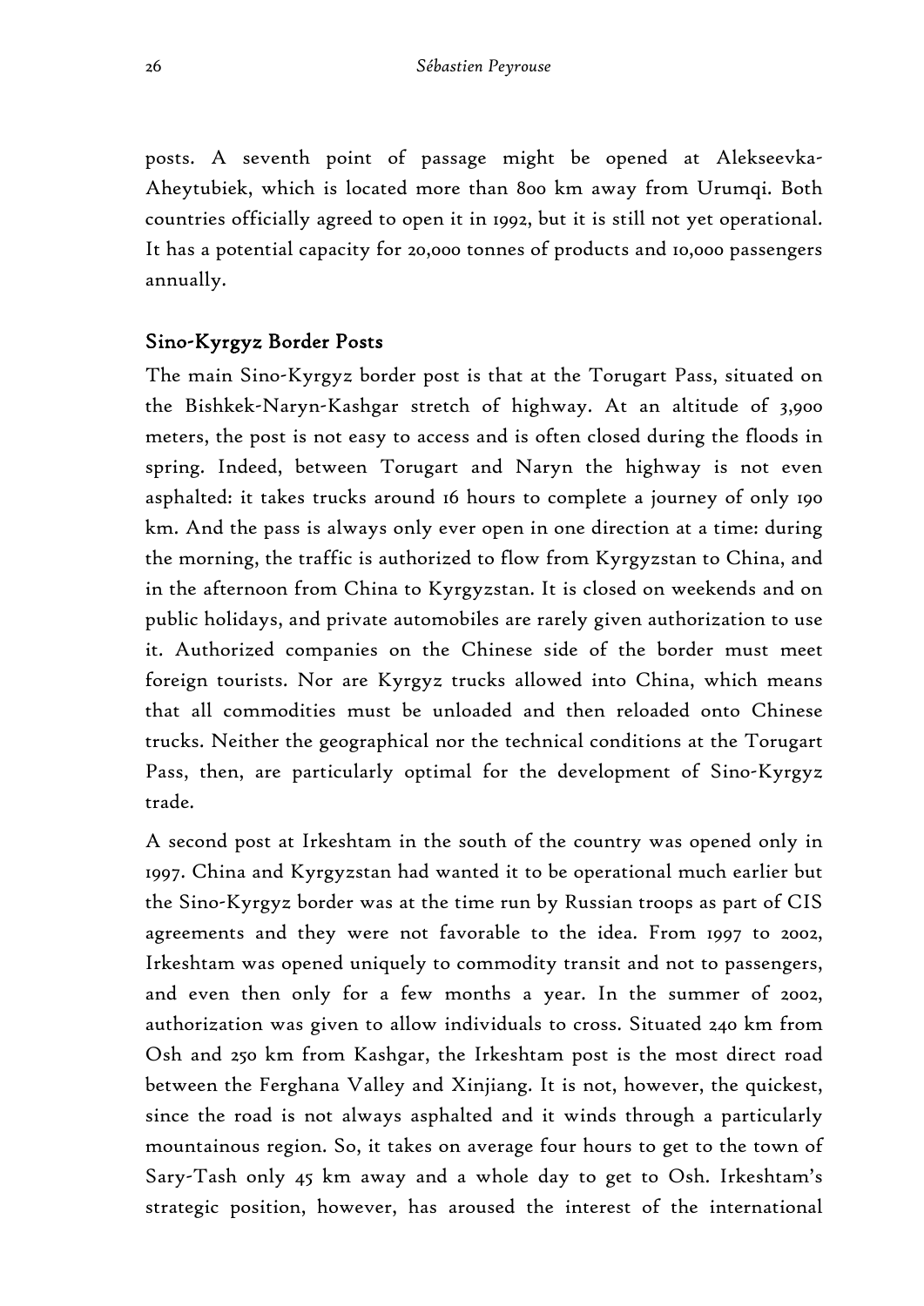posts. A seventh point of passage might be opened at Alekseevka-Aheytubiek, which is located more than 800 km away from Urumqi. Both countries officially agreed to open it in 1992, but it is still not yet operational. It has a potential capacity for 20,000 tonnes of products and 10,000 passengers annually.

## Sino-Kyrgyz Border Posts

The main Sino-Kyrgyz border post is that at the Torugart Pass, situated on the Bishkek-Naryn-Kashgar stretch of highway. At an altitude of 3,900 meters, the post is not easy to access and is often closed during the floods in spring. Indeed, between Torugart and Naryn the highway is not even asphalted: it takes trucks around 16 hours to complete a journey of only 190 km. And the pass is always only ever open in one direction at a time: during the morning, the traffic is authorized to flow from Kyrgyzstan to China, and in the afternoon from China to Kyrgyzstan. It is closed on weekends and on public holidays, and private automobiles are rarely given authorization to use it. Authorized companies on the Chinese side of the border must meet foreign tourists. Nor are Kyrgyz trucks allowed into China, which means that all commodities must be unloaded and then reloaded onto Chinese trucks. Neither the geographical nor the technical conditions at the Torugart Pass, then, are particularly optimal for the development of Sino-Kyrgyz trade.

A second post at Irkeshtam in the south of the country was opened only in 1997. China and Kyrgyzstan had wanted it to be operational much earlier but the Sino-Kyrgyz border was at the time run by Russian troops as part of CIS agreements and they were not favorable to the idea. From 1997 to 2002, Irkeshtam was opened uniquely to commodity transit and not to passengers, and even then only for a few months a year. In the summer of 2002, authorization was given to allow individuals to cross. Situated 240 km from Osh and 250 km from Kashgar, the Irkeshtam post is the most direct road between the Ferghana Valley and Xinjiang. It is not, however, the quickest, since the road is not always asphalted and it winds through a particularly mountainous region. So, it takes on average four hours to get to the town of Sary-Tash only 45 km away and a whole day to get to Osh. Irkeshtam's strategic position, however, has aroused the interest of the international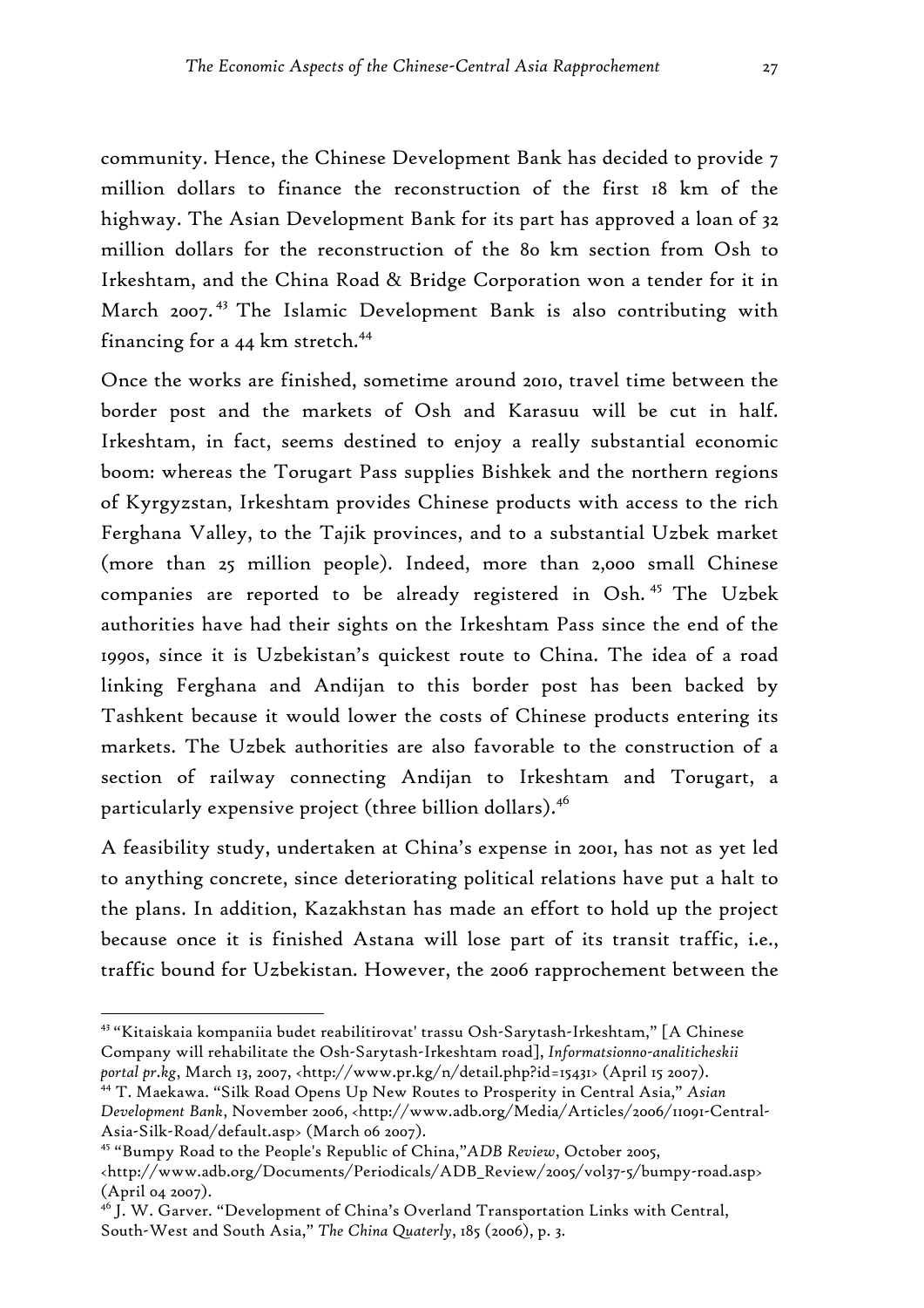community. Hence, the Chinese Development Bank has decided to provide 7 million dollars to finance the reconstruction of the first 18 km of the highway. The Asian Development Bank for its part has approved a loan of 32 million dollars for the reconstruction of the 80 km section from Osh to Irkeshtam, and the China Road & Bridge Corporation won a tender for it in March 2007.[43] The Islamic Development Bank is also contributing with financing for a 44 km stretch.[44]

Once the works are finished, sometime around 2010, travel time between the border post and the markets of Osh and Karasuu will be cut in half. Irkeshtam, in fact, seems destined to enjoy a really substantial economic boom: whereas the Torugart Pass supplies Bishkek and the northern regions of Kyrgyzstan, Irkeshtam provides Chinese products with access to the rich Ferghana Valley, to the Tajik provinces, and to a substantial Uzbek market (more than 25 million people). Indeed, more than 2,000 small Chinese companies are reported to be already registered in Osh.[45] The Uzbek authorities have had their sights on the Irkeshtam Pass since the end of the 1990s, since it is Uzbekistan's quickest route to China. The idea of a road linking Ferghana and Andijan to this border post has been backed by Tashkent because it would lower the costs of Chinese products entering its markets. The Uzbek authorities are also favorable to the construction of a section of railway connecting Andijan to Irkeshtam and Torugart, a particularly expensive project (three billion dollars).[46]

A feasibility study, undertaken at China's expense in 2001, has not as yet led to anything concrete, since deteriorating political relations have put a halt to the plans. In addition, Kazakhstan has made an effort to hold up the project because once it is finished Astana will lose part of its transit traffic, i.e., traffic bound for Uzbekistan. However, the 2006 rapprochement between the

---

[43] "Kitaiskaia kompaniia budet reabilitirovat' trassu Osh-Sarytash-Irkeshtam," [A Chinese Company will rehabilitate the Osh-Sarytash-Irkeshtam road], *Informatsionno-analiticheskii portal pr.kg*, March 13, 2007, <http://www.pr.kg/n/detail.php?id=15431> (April 15 2007).

[44] T. Maekawa. "Silk Road Opens Up New Routes to Prosperity in Central Asia," *Asian Development Bank*, November 2006, <http://www.adb.org/Media/Articles/2006/11091-Central-Asia-Silk-Road/default.asp> (March 06 2007).

[45] "Bumpy Road to the People's Republic of China,"*ADB Review*, October 2005, <http://www.adb.org/Documents/Periodicals/ADB_Review/2005/vol37-5/bumpy-road.asp> (April 04 2007).

[46] J. W. Garver. "Development of China's Overland Transportation Links with Central, South-West and South Asia," *The China Quaterly*, 185 (2006), p. 3.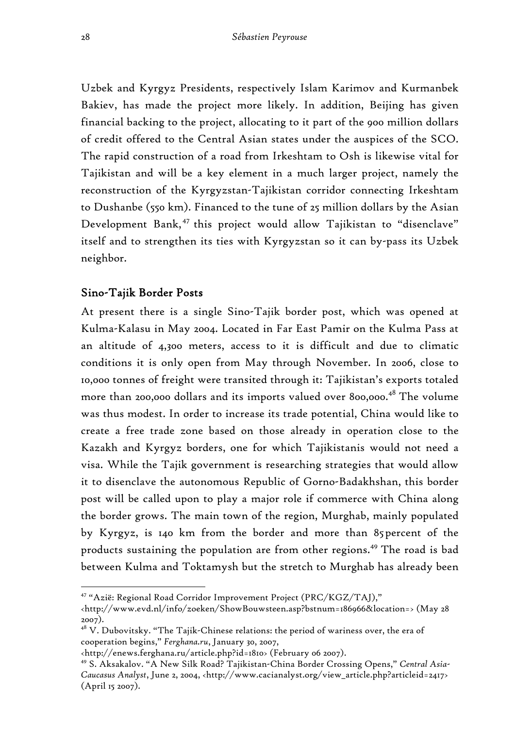Uzbek and Kyrgyz Presidents, respectively Islam Karimov and Kurmanbek Bakiev, has made the project more likely. In addition, Beijing has given financial backing to the project, allocating to it part of the 900 million dollars of credit offered to the Central Asian states under the auspices of the SCO. The rapid construction of a road from Irkeshtam to Osh is likewise vital for Tajikistan and will be a key element in a much larger project, namely the reconstruction of the Kyrgyzstan-Tajikistan corridor connecting Irkeshtam to Dushanbe (550 km). Financed to the tune of 25 million dollars by the Asian Development Bank,[47] this project would allow Tajikistan to "disenclave" itself and to strengthen its ties with Kyrgyzstan so it can by-pass its Uzbek neighbor.

## Sino-Tajik Border Posts

At present there is a single Sino-Tajik border post, which was opened at Kulma-Kalasu in May 2004. Located in Far East Pamir on the Kulma Pass at an altitude of 4,300 meters, access to it is difficult and due to climatic conditions it is only open from May through November. In 2006, close to 10,000 tonnes of freight were transited through it: Tajikistan's exports totaled more than 200,000 dollars and its imports valued over 800,000.[48] The volume was thus modest. In order to increase its trade potential, China would like to create a free trade zone based on those already in operation close to the Kazakh and Kyrgyz borders, one for which Tajikistanis would not need a visa. While the Tajik government is researching strategies that would allow it to disenclave the autonomous Republic of Gorno-Badakhshan, this border post will be called upon to play a major role if commerce with China along the border grows. The main town of the region, Murghab, mainly populated by Kyrgyz, is 140 km from the border and more than 85 percent of the products sustaining the population are from other regions.[49] The road is bad between Kulma and Toktamysh but the stretch to Murghab has already been

---

[47] "Azië: Regional Road Corridor Improvement Project (PRC/KGZ/TAJ)," <http://www.evd.nl/info/zoeken/ShowBouwsteen.asp?bstnum=186966&location=> (May 28 2007).

[48] V. Dubovitsky. "The Tajik-Chinese relations: the period of wariness over, the era of cooperation begins," *Ferghana.ru*, January 30, 2007, <http://enews.ferghana.ru/article.php?id=1810> (February 06 2007).

[49] S. Aksakalov. "A New Silk Road? Tajikistan-China Border Crossing Opens," *Central Asia-Caucasus Analyst*, June 2, 2004, <http://www.cacianalyst.org/view_article.php?articleid=2417> (April 15 2007).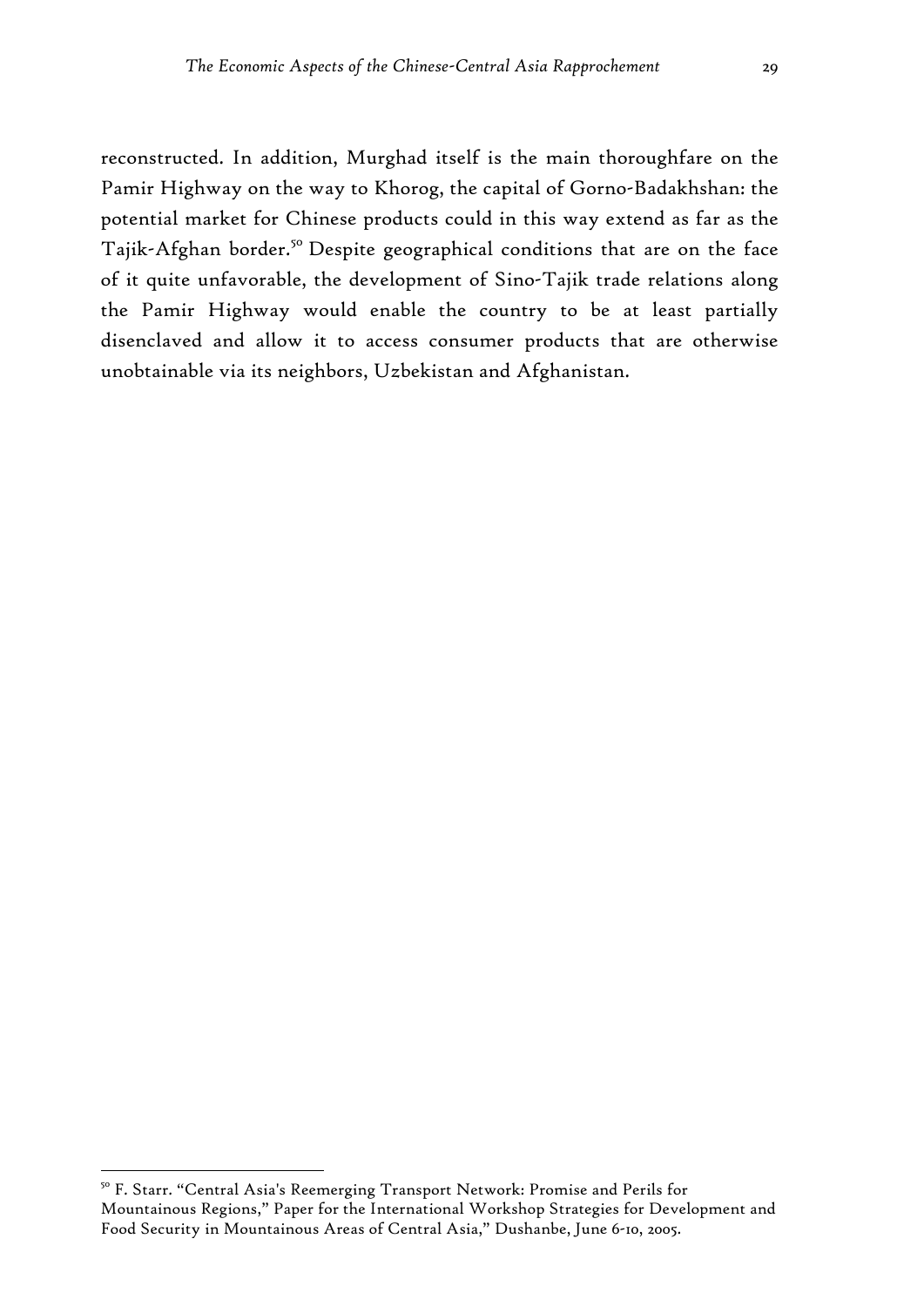reconstructed. In addition, Murghad itself is the main thoroughfare on the Pamir Highway on the way to Khorog, the capital of Gorno-Badakhshan: the potential market for Chinese products could in this way extend as far as the Tajik-Afghan border.[50] Despite geographical conditions that are on the face of it quite unfavorable, the development of Sino-Tajik trade relations along the Pamir Highway would enable the country to be at least partially disenclaved and allow it to access consumer products that are otherwise unobtainable via its neighbors, Uzbekistan and Afghanistan.

---

[50] F. Starr. "Central Asia's Reemerging Transport Network: Promise and Perils for Mountainous Regions," Paper for the International Workshop Strategies for Development and Food Security in Mountainous Areas of Central Asia," Dushanbe, June 6-10, 2005.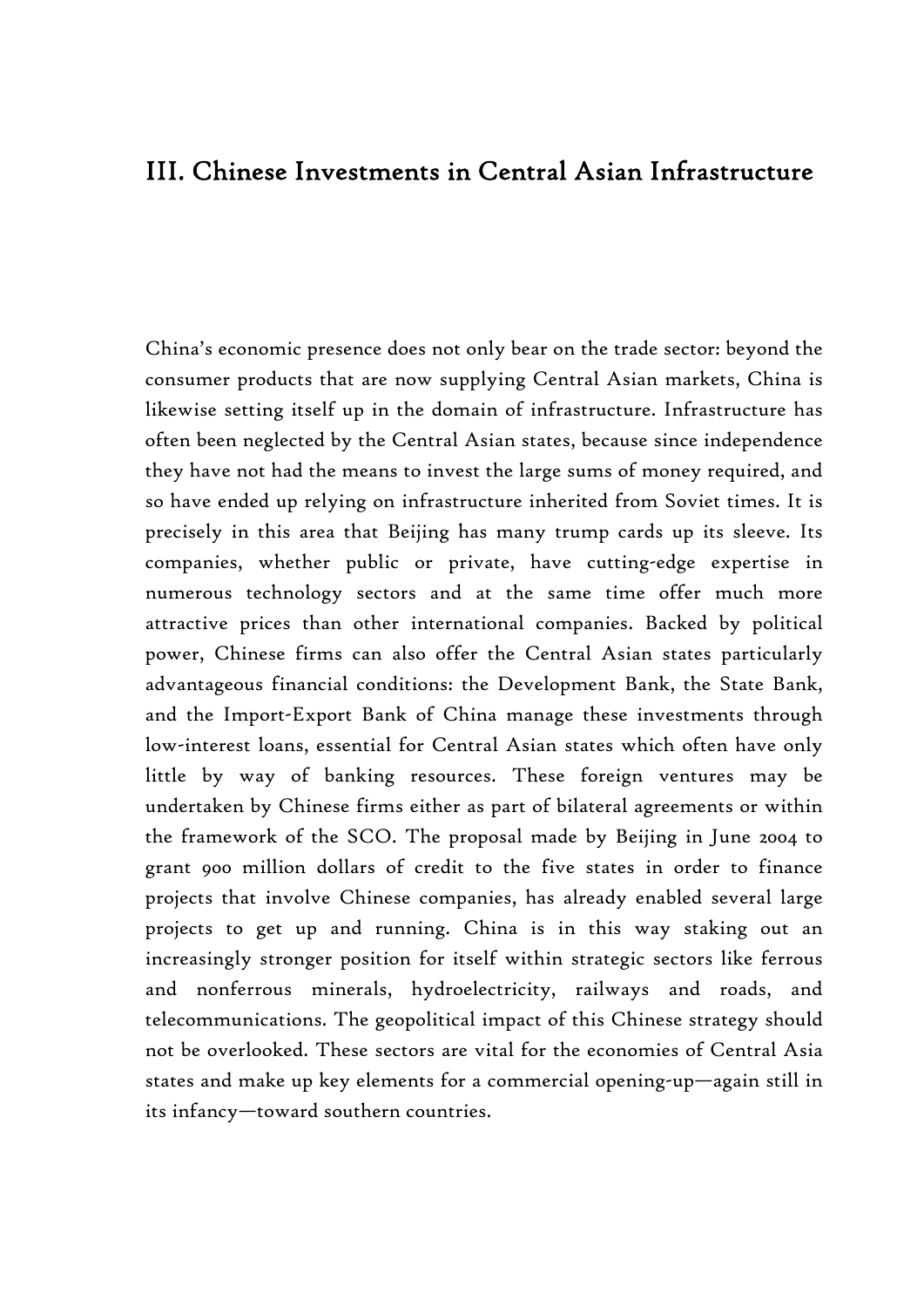# III. Chinese Investments in Central Asian Infrastructure

China's economic presence does not only bear on the trade sector: beyond the consumer products that are now supplying Central Asian markets, China is likewise setting itself up in the domain of infrastructure. Infrastructure has often been neglected by the Central Asian states, because since independence they have not had the means to invest the large sums of money required, and so have ended up relying on infrastructure inherited from Soviet times. It is precisely in this area that Beijing has many trump cards up its sleeve. Its companies, whether public or private, have cutting-edge expertise in numerous technology sectors and at the same time offer much more attractive prices than other international companies. Backed by political power, Chinese firms can also offer the Central Asian states particularly advantageous financial conditions: the Development Bank, the State Bank, and the Import-Export Bank of China manage these investments through low-interest loans, essential for Central Asian states which often have only little by way of banking resources. These foreign ventures may be undertaken by Chinese firms either as part of bilateral agreements or within the framework of the SCO. The proposal made by Beijing in June 2004 to grant 900 million dollars of credit to the five states in order to finance projects that involve Chinese companies, has already enabled several large projects to get up and running. China is in this way staking out an increasingly stronger position for itself within strategic sectors like ferrous and nonferrous minerals, hydroelectricity, railways and roads, and telecommunications. The geopolitical impact of this Chinese strategy should not be overlooked. These sectors are vital for the economies of Central Asia states and make up key elements for a commercial opening-up—again still in its infancy—toward southern countries.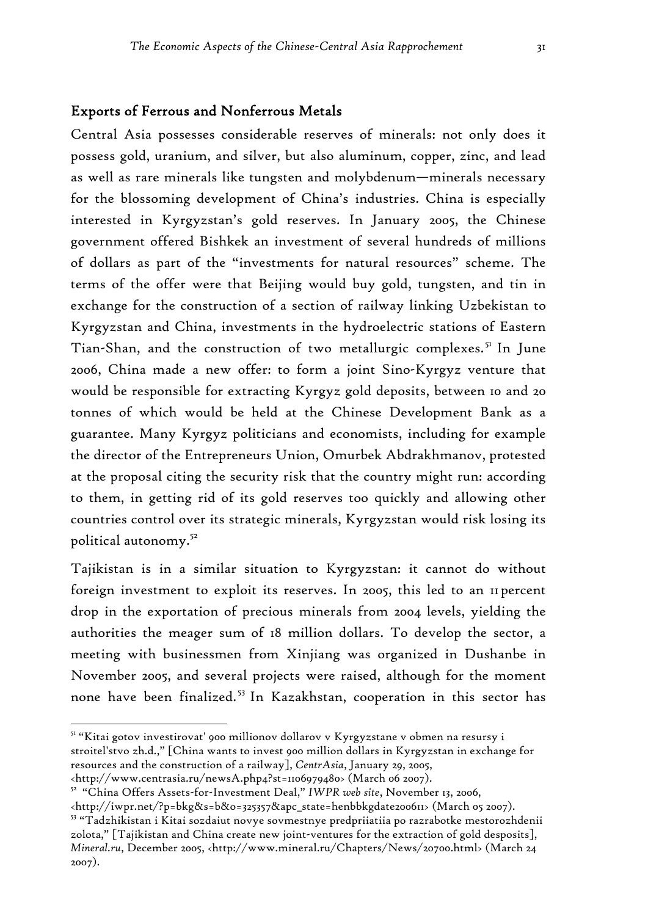## Exports of Ferrous and Nonferrous Metals

Central Asia possesses considerable reserves of minerals: not only does it possess gold, uranium, and silver, but also aluminum, copper, zinc, and lead as well as rare minerals like tungsten and molybdenum—minerals necessary for the blossoming development of China's industries. China is especially interested in Kyrgyzstan's gold reserves. In January 2005, the Chinese government offered Bishkek an investment of several hundreds of millions of dollars as part of the "investments for natural resources" scheme. The terms of the offer were that Beijing would buy gold, tungsten, and tin in exchange for the construction of a section of railway linking Uzbekistan to Kyrgyzstan and China, investments in the hydroelectric stations of Eastern Tian-Shan, and the construction of two metallurgic complexes.[51] In June 2006, China made a new offer: to form a joint Sino-Kyrgyz venture that would be responsible for extracting Kyrgyz gold deposits, between 10 and 20 tonnes of which would be held at the Chinese Development Bank as a guarantee. Many Kyrgyz politicians and economists, including for example the director of the Entrepreneurs Union, Omurbek Abdrakhmanov, protested at the proposal citing the security risk that the country might run: according to them, in getting rid of its gold reserves too quickly and allowing other countries control over its strategic minerals, Kyrgyzstan would risk losing its political autonomy.[52]

Tajikistan is in a similar situation to Kyrgyzstan: it cannot do without foreign investment to exploit its reserves. In 2005, this led to an 11 percent drop in the exportation of precious minerals from 2004 levels, yielding the authorities the meager sum of 18 million dollars. To develop the sector, a meeting with businessmen from Xinjiang was organized in Dushanbe in November 2005, and several projects were raised, although for the moment none have been finalized.[53] In Kazakhstan, cooperation in this sector has

---

[51] "Kitai gotov investirovat' 900 millionov dollarov v Kyrgyzstane v obmen na resursy i stroitel'stvo zh.d.," [China wants to invest 900 million dollars in Kyrgyzstan in exchange for resources and the construction of a railway], *CentrAsia*, January 29, 2005, <http://www.centrasia.ru/newsA.php4?st=1106979480> (March 06 2007).

[52] "China Offers Assets-for-Investment Deal," *IWPR web site*, November 13, 2006, <http://iwpr.net/?p=bkg&s=b&o=325357&apc_state=henbbkgdate200611> (March 05 2007).

[53] "Tadzhikistan i Kitai sozdaiut novye sovmestnye predpriiatiia po razrabotke mestorozhdenii zolota," [Tajikistan and China create new joint-ventures for the extraction of gold desposits], *Mineral.ru*, December 2005, <http://www.mineral.ru/Chapters/News/20700.html> (March 24 2007).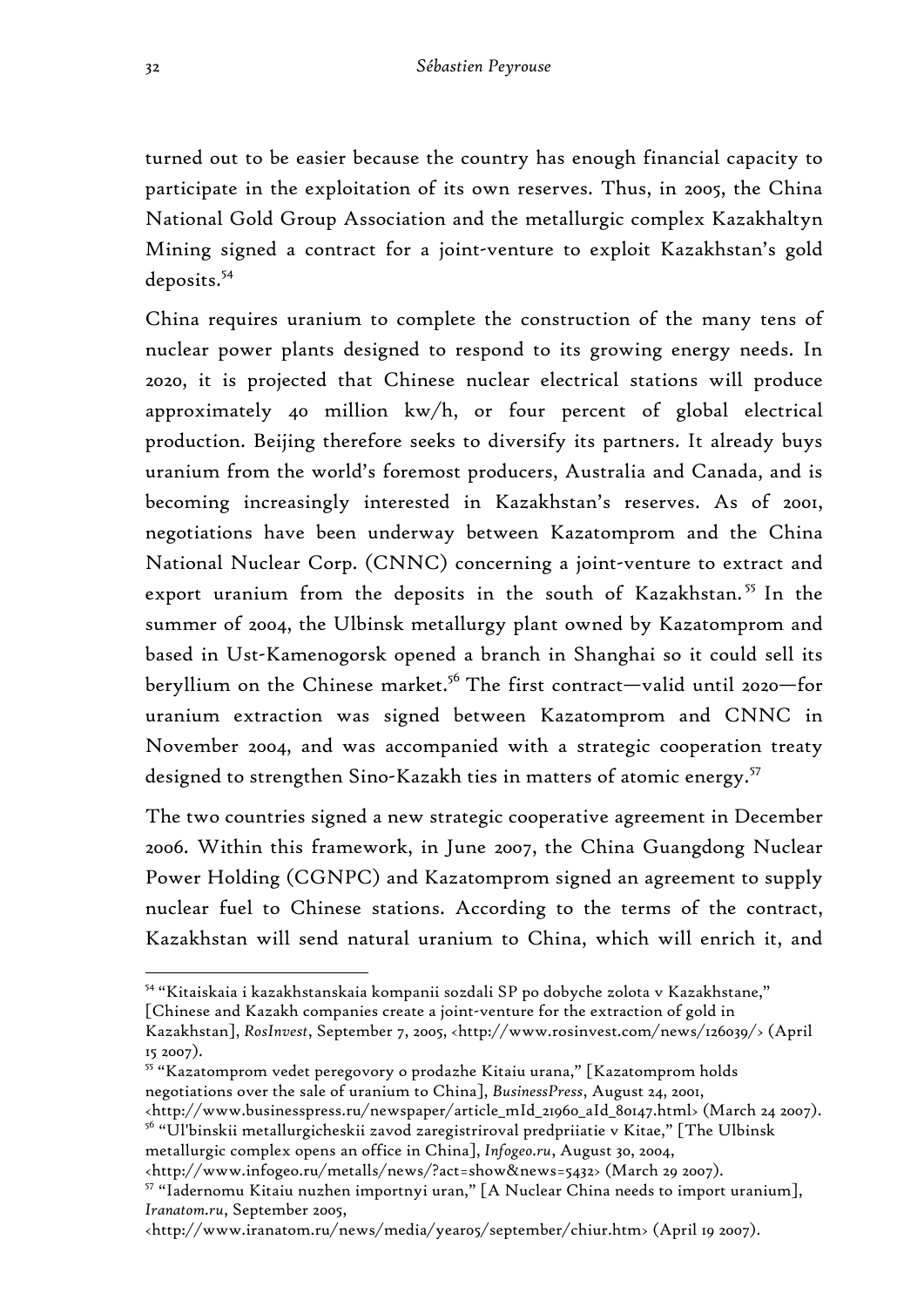turned out to be easier because the country has enough financial capacity to participate in the exploitation of its own reserves. Thus, in 2005, the China National Gold Group Association and the metallurgic complex Kazakhaltyn Mining signed a contract for a joint-venture to exploit Kazakhstan's gold deposits.[54]

China requires uranium to complete the construction of the many tens of nuclear power plants designed to respond to its growing energy needs. In 2020, it is projected that Chinese nuclear electrical stations will produce approximately 40 million kw/h, or four percent of global electrical production. Beijing therefore seeks to diversify its partners. It already buys uranium from the world's foremost producers, Australia and Canada, and is becoming increasingly interested in Kazakhstan's reserves. As of 2001, negotiations have been underway between Kazatomprom and the China National Nuclear Corp. (CNNC) concerning a joint-venture to extract and export uranium from the deposits in the south of Kazakhstan.[55] In the summer of 2004, the Ulbinsk metallurgy plant owned by Kazatomprom and based in Ust-Kamenogorsk opened a branch in Shanghai so it could sell its beryllium on the Chinese market.[56] The first contract—valid until 2020—for uranium extraction was signed between Kazatomprom and CNNC in November 2004, and was accompanied with a strategic cooperation treaty designed to strengthen Sino-Kazakh ties in matters of atomic energy.[57]

The two countries signed a new strategic cooperative agreement in December 2006. Within this framework, in June 2007, the China Guangdong Nuclear Power Holding (CGNPC) and Kazatomprom signed an agreement to supply nuclear fuel to Chinese stations. According to the terms of the contract, Kazakhstan will send natural uranium to China, which will enrich it, and

---

[54] "Kitaiskaia i kazakhstanskaia kompanii sozdali SP po dobyche zolota v Kazakhstane," [Chinese and Kazakh companies create a joint-venture for the extraction of gold in Kazakhstan], *RosInvest*, September 7, 2005, <http://www.rosinvest.com/news/126039/> (April 15 2007).

[55] "Kazatomprom vedet peregovory o prodazhe Kitaiu urana," [Kazatomprom holds negotiations over the sale of uranium to China], *BusinessPress*, August 24, 2001, <http://www.businesspress.ru/newspaper/article_mId_21960_aId_80147.html> (March 24 2007).

[56] "Ul'binskii metallurgicheskii zavod zaregistriroval predpriiatie v Kitae," [The Ulbinsk metallurgic complex opens an office in China], *Infogeo.ru*, August 30, 2004, <http://www.infogeo.ru/metalls/news/?act=show&news=5432> (March 29 2007).

[57] "Iadernomu Kitaiu nuzhen importnyi uran," [A Nuclear China needs to import uranium], *Iranatom.ru*, September 2005, <http://www.iranatom.ru/news/media/year05/september/chiur.htm> (April 19 2007).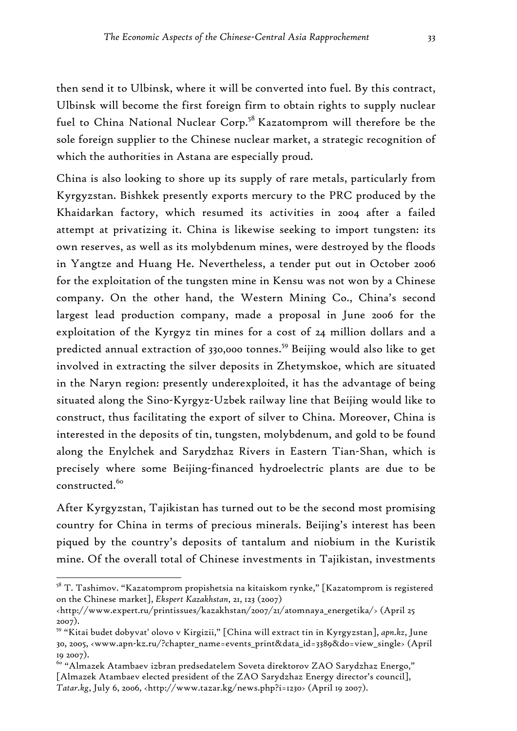then send it to Ulbinsk, where it will be converted into fuel. By this contract, Ulbinsk will become the first foreign firm to obtain rights to supply nuclear fuel to China National Nuclear Corp.[58] Kazatomprom will therefore be the sole foreign supplier to the Chinese nuclear market, a strategic recognition of which the authorities in Astana are especially proud.

China is also looking to shore up its supply of rare metals, particularly from Kyrgyzstan. Bishkek presently exports mercury to the PRC produced by the Khaidarkan factory, which resumed its activities in 2004 after a failed attempt at privatizing it. China is likewise seeking to import tungsten: its own reserves, as well as its molybdenum mines, were destroyed by the floods in Yangtze and Huang He. Nevertheless, a tender put out in October 2006 for the exploitation of the tungsten mine in Kensu was not won by a Chinese company. On the other hand, the Western Mining Co., China's second largest lead production company, made a proposal in June 2006 for the exploitation of the Kyrgyz tin mines for a cost of 24 million dollars and a predicted annual extraction of 330,000 tonnes.[59] Beijing would also like to get involved in extracting the silver deposits in Zhetymskoe, which are situated in the Naryn region: presently underexploited, it has the advantage of being situated along the Sino-Kyrgyz-Uzbek railway line that Beijing would like to construct, thus facilitating the export of silver to China. Moreover, China is interested in the deposits of tin, tungsten, molybdenum, and gold to be found along the Enylchek and Sarydzhaz Rivers in Eastern Tian-Shan, which is precisely where some Beijing-financed hydroelectric plants are due to be constructed.[60]

After Kyrgyzstan, Tajikistan has turned out to be the second most promising country for China in terms of precious minerals. Beijing's interest has been piqued by the country's deposits of tantalum and niobium in the Kuristik mine. Of the overall total of Chinese investments in Tajikistan, investments

---

[58] T. Tashimov. "Kazatomprom propishetsia na kitaiskom rynke," [Kazatomprom is registered on the Chinese market], *Ekspert Kazakhstan*, 21, 123 (2007) <http://www.expert.ru/printissues/kazakhstan/2007/21/atomnaya_energetika/> (April 25 2007).

[59] "Kitai budet dobyvat' olovo v Kirgizii," [China will extract tin in Kyrgyzstan], *apn.kz*, June 30, 2005, <www.apn-kz.ru/?chapter_name=events_print&data_id=3389&do=view_single> (April 19 2007).

[60] "Almazek Atambaev izbran predsedatelem Soveta direktorov ZAO Sarydzhaz Energo," [Almazek Atambaev elected president of the ZAO Sarydzhaz Energy director's council], *Tatar.kg*, July 6, 2006, <http://www.tazar.kg/news.php?i=1230> (April 19 2007).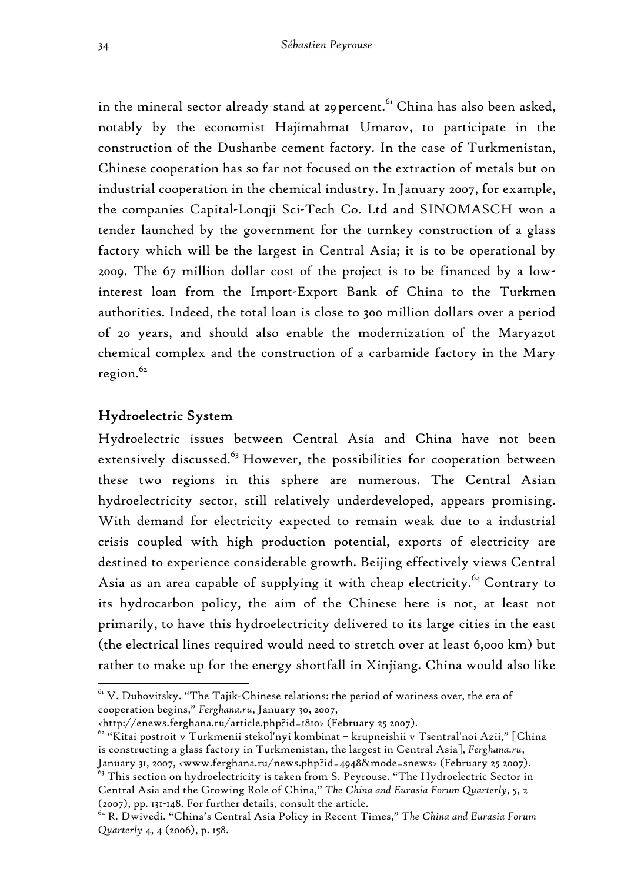in the mineral sector already stand at 29 percent.[61] China has also been asked, notably by the economist Hajimahmat Umarov, to participate in the construction of the Dushanbe cement factory. In the case of Turkmenistan, Chinese cooperation has so far not focused on the extraction of metals but on industrial cooperation in the chemical industry. In January 2007, for example, the companies Capital-Lonqji Sci-Tech Co. Ltd and SINOMASCH won a tender launched by the government for the turnkey construction of a glass factory which will be the largest in Central Asia; it is to be operational by 2009. The 67 million dollar cost of the project is to be financed by a low-interest loan from the Import-Export Bank of China to the Turkmen authorities. Indeed, the total loan is close to 300 million dollars over a period of 20 years, and should also enable the modernization of the Maryazot chemical complex and the construction of a carbamide factory in the Mary region.[62]

## Hydroelectric System

Hydroelectric issues between Central Asia and China have not been extensively discussed.[63] However, the possibilities for cooperation between these two regions in this sphere are numerous. The Central Asian hydroelectricity sector, still relatively underdeveloped, appears promising. With demand for electricity expected to remain weak due to a industrial crisis coupled with high production potential, exports of electricity are destined to experience considerable growth. Beijing effectively views Central Asia as an area capable of supplying it with cheap electricity.[64] Contrary to its hydrocarbon policy, the aim of the Chinese here is not, at least not primarily, to have this hydroelectricity delivered to its large cities in the east (the electrical lines required would need to stretch over at least 6,000 km) but rather to make up for the energy shortfall in Xinjiang. China would also like

[61] V. Dubovitsky. "The Tajik-Chinese relations: the period of wariness over, the era of cooperation begins," *Ferghana.ru*, January 30, 2007, <http://enews.ferghana.ru/article.php?id=1810> (February 25 2007).

[62] "Kitai postroit v Turkmenii stekol'nyi kombinat – krupneishii v Tsentral'noi Azii," [China is constructing a glass factory in Turkmenistan, the largest in Central Asia], *Ferghana.ru*, January 31, 2007, <www.ferghana.ru/news.php?id=4948&mode=snews> (February 25 2007).

[63] This section on hydroelectricity is taken from S. Peyrouse. "The Hydroelectric Sector in Central Asia and the Growing Role of China," *The China and Eurasia Forum Quarterly*, 5, 2 (2007), pp. 131-148. For further details, consult the article.

[64] R. Dwivedi. "China's Central Asia Policy in Recent Times," *The China and Eurasia Forum Quarterly* 4, 4 (2006), p. 158.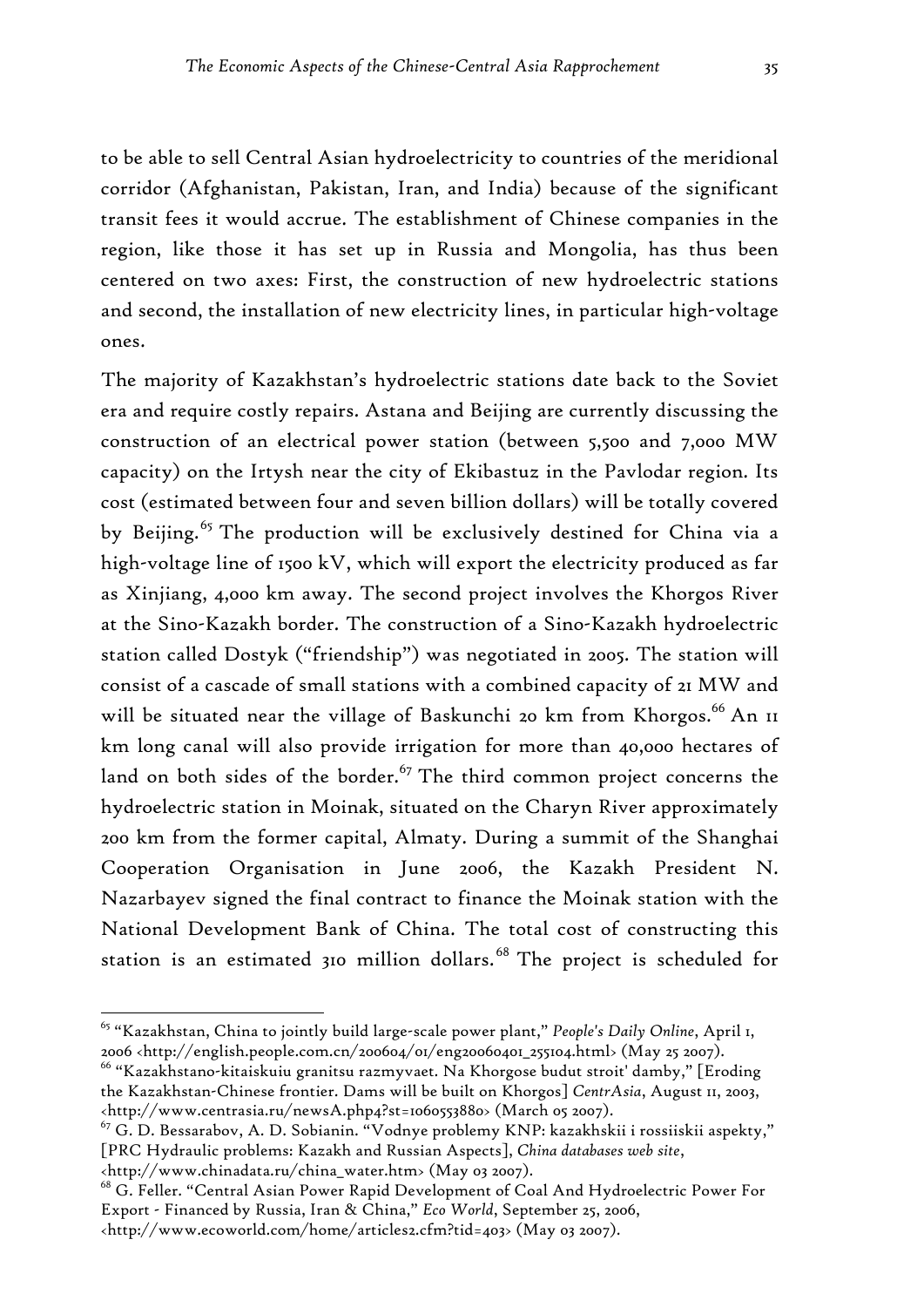to be able to sell Central Asian hydroelectricity to countries of the meridional corridor (Afghanistan, Pakistan, Iran, and India) because of the significant transit fees it would accrue. The establishment of Chinese companies in the region, like those it has set up in Russia and Mongolia, has thus been centered on two axes: First, the construction of new hydroelectric stations and second, the installation of new electricity lines, in particular high-voltage ones.

The majority of Kazakhstan's hydroelectric stations date back to the Soviet era and require costly repairs. Astana and Beijing are currently discussing the construction of an electrical power station (between 5,500 and 7,000 MW capacity) on the Irtysh near the city of Ekibastuz in the Pavlodar region. Its cost (estimated between four and seven billion dollars) will be totally covered by Beijing.[65] The production will be exclusively destined for China via a high-voltage line of 1500 kV, which will export the electricity produced as far as Xinjiang, 4,000 km away. The second project involves the Khorgos River at the Sino-Kazakh border. The construction of a Sino-Kazakh hydroelectric station called Dostyk ("friendship") was negotiated in 2005. The station will consist of a cascade of small stations with a combined capacity of 21 MW and will be situated near the village of Baskunchi 20 km from Khorgos.[66] An 11 km long canal will also provide irrigation for more than 40,000 hectares of land on both sides of the border.[67] The third common project concerns the hydroelectric station in Moinak, situated on the Charyn River approximately 200 km from the former capital, Almaty. During a summit of the Shanghai Cooperation Organisation in June 2006, the Kazakh President N. Nazarbayev signed the final contract to finance the Moinak station with the National Development Bank of China. The total cost of constructing this station is an estimated 310 million dollars.[68] The project is scheduled for

---

[65] "Kazakhstan, China to jointly build large-scale power plant," *People's Daily Online*, April 1, 2006 <http://english.people.com.cn/200604/01/eng20060401_255104.html> (May 25 2007).

[66] "Kazakhstano-kitaiskuiu granitsu razmyvaet. Na Khorgose budut stroit' damby," [Eroding the Kazakhstan-Chinese frontier. Dams will be built on Khorgos] *CentrAsia*, August 11, 2003, <http://www.centrasia.ru/newsA.php4?st=1060553880> (March 05 2007).

[67] G. D. Bessarabov, A. D. Sobianin. "Vodnye problemy KNP: kazakhskii i rossiiskii aspekty," [PRC Hydraulic problems: Kazakh and Russian Aspects], *China databases web site*, <http://www.chinadata.ru/china_water.htm> (May 03 2007).

[68] G. Feller. "Central Asian Power Rapid Development of Coal And Hydroelectric Power For Export - Financed by Russia, Iran & China," *Eco World*, September 25, 2006, <http://www.ecoworld.com/home/articles2.cfm?tid=403> (May 03 2007).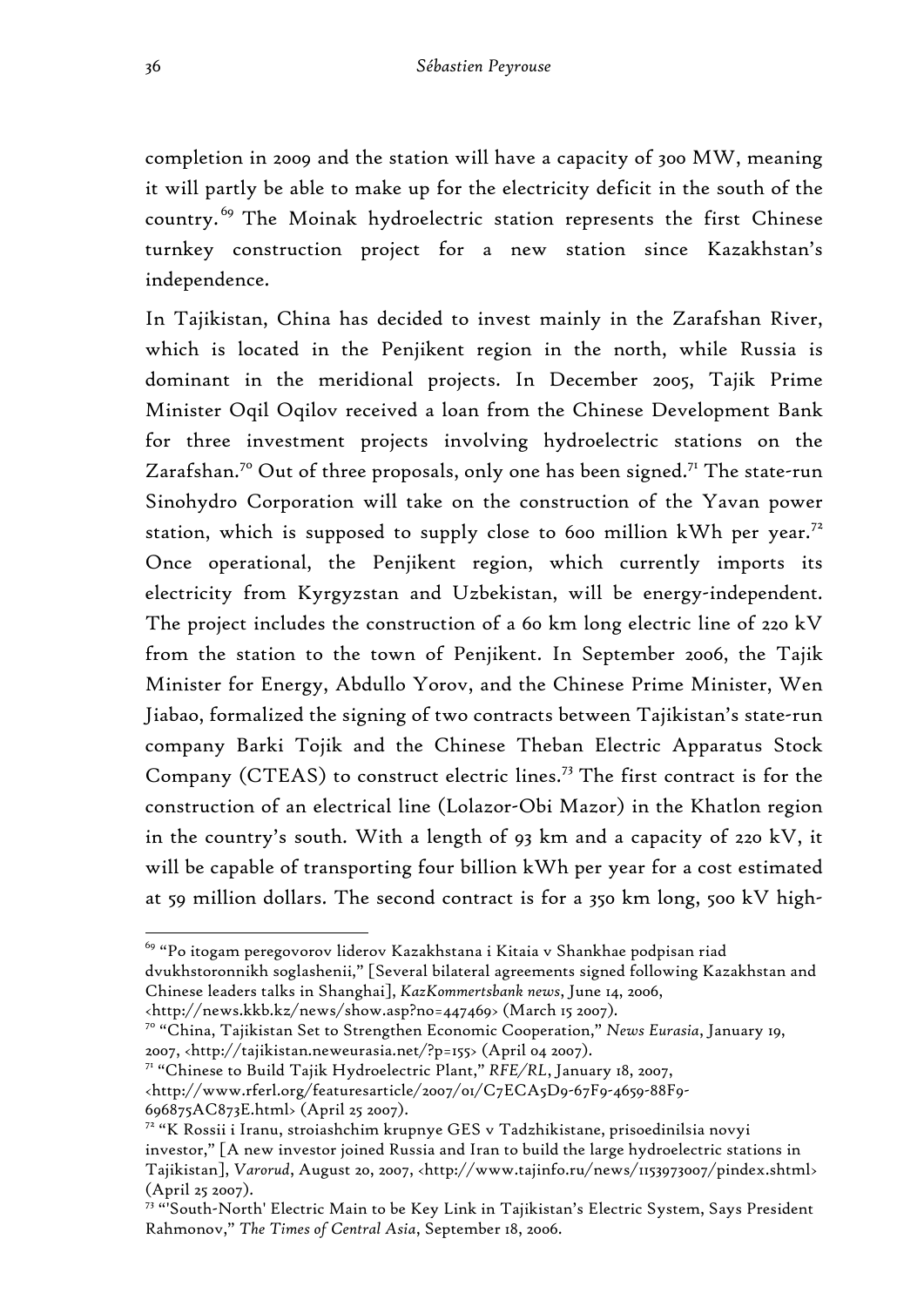completion in 2009 and the station will have a capacity of 300 MW, meaning it will partly be able to make up for the electricity deficit in the south of the country.[69] The Moinak hydroelectric station represents the first Chinese turnkey construction project for a new station since Kazakhstan's independence.

In Tajikistan, China has decided to invest mainly in the Zarafshan River, which is located in the Penjikent region in the north, while Russia is dominant in the meridional projects. In December 2005, Tajik Prime Minister Oqil Oqilov received a loan from the Chinese Development Bank for three investment projects involving hydroelectric stations on the Zarafshan.[70] Out of three proposals, only one has been signed.[71] The state-run Sinohydro Corporation will take on the construction of the Yavan power station, which is supposed to supply close to 600 million kWh per year.[72] Once operational, the Penjikent region, which currently imports its electricity from Kyrgyzstan and Uzbekistan, will be energy-independent. The project includes the construction of a 60 km long electric line of 220 kV from the station to the town of Penjikent. In September 2006, the Tajik Minister for Energy, Abdullo Yorov, and the Chinese Prime Minister, Wen Jiabao, formalized the signing of two contracts between Tajikistan's state-run company Barki Tojik and the Chinese Theban Electric Apparatus Stock Company (CTEAS) to construct electric lines.[73] The first contract is for the construction of an electrical line (Lolazor-Obi Mazor) in the Khatlon region in the country's south. With a length of 93 km and a capacity of 220 kV, it will be capable of transporting four billion kWh per year for a cost estimated at 59 million dollars. The second contract is for a 350 km long, 500 kV high-

---

[69] "Po itogam peregovorov liderov Kazakhstana i Kitaia v Shankhae podpisan riad dvukhstoronnikh soglashenii," [Several bilateral agreements signed following Kazakhstan and Chinese leaders talks in Shanghai], *KazKommertsbank news*, June 14, 2006, <http://news.kkb.kz/news/show.asp?no=447469> (March 15 2007).

[70] "China, Tajikistan Set to Strengthen Economic Cooperation," *News Eurasia*, January 19, 2007, <http://tajikistan.neweurasia.net/?p=155> (April 04 2007).

[71] "Chinese to Build Tajik Hydroelectric Plant," *RFE/RL*, January 18, 2007, <http://www.rferl.org/featuresarticle/2007/01/C7ECA5D9-67F9-4659-88F9-696875AC873E.html> (April 25 2007).

[72] "K Rossii i Iranu, stroiashchim krupnye GES v Tadzhikistane, prisoedinilsia novyi investor," [A new investor joined Russia and Iran to build the large hydroelectric stations in Tajikistan], *Varorud*, August 20, 2007, <http://www.tajinfo.ru/news/1153973007/pindex.shtml> (April 25 2007).

[73] "'South-North' Electric Main to be Key Link in Tajikistan's Electric System, Says President Rahmonov," *The Times of Central Asia*, September 18, 2006.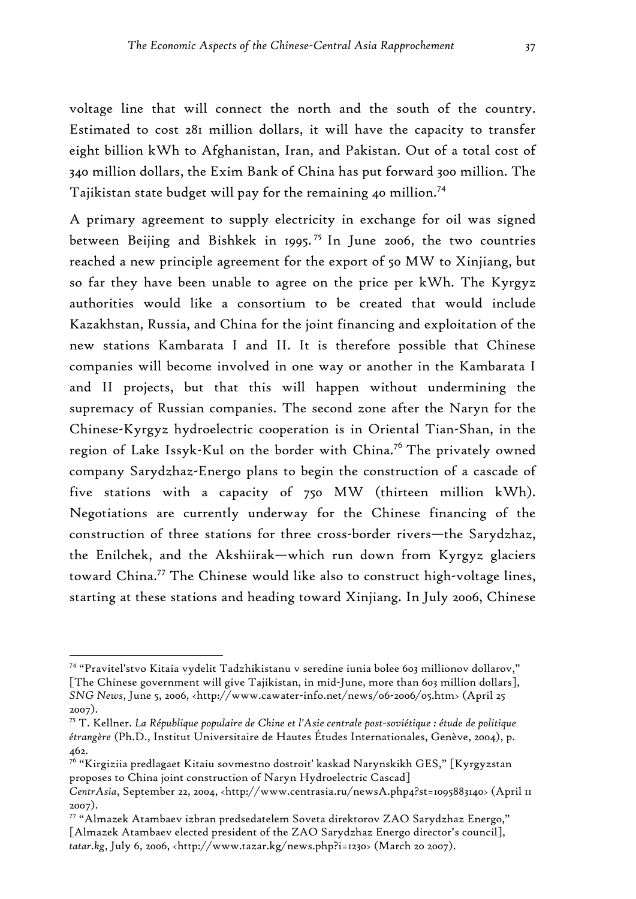voltage line that will connect the north and the south of the country. Estimated to cost 281 million dollars, it will have the capacity to transfer eight billion kWh to Afghanistan, Iran, and Pakistan. Out of a total cost of 340 million dollars, the Exim Bank of China has put forward 300 million. The Tajikistan state budget will pay for the remaining 40 million.[74]

A primary agreement to supply electricity in exchange for oil was signed between Beijing and Bishkek in 1995.[75] In June 2006, the two countries reached a new principle agreement for the export of 50 MW to Xinjiang, but so far they have been unable to agree on the price per kWh. The Kyrgyz authorities would like a consortium to be created that would include Kazakhstan, Russia, and China for the joint financing and exploitation of the new stations Kambarata I and II. It is therefore possible that Chinese companies will become involved in one way or another in the Kambarata I and II projects, but that this will happen without undermining the supremacy of Russian companies. The second zone after the Naryn for the Chinese-Kyrgyz hydroelectric cooperation is in Oriental Tian-Shan, in the region of Lake Issyk-Kul on the border with China.[76] The privately owned company Sarydzhaz-Energo plans to begin the construction of a cascade of five stations with a capacity of 750 MW (thirteen million kWh). Negotiations are currently underway for the Chinese financing of the construction of three stations for three cross-border rivers—the Sarydzhaz, the Enilchek, and the Akshiirak—which run down from Kyrgyz glaciers toward China.[77] The Chinese would like also to construct high-voltage lines, starting at these stations and heading toward Xinjiang. In July 2006, Chinese

---

[74] "Pravitel'stvo Kitaia vydelit Tadzhikistanu v seredine iunia bolee 603 millionov dollarov," [The Chinese government will give Tajikistan, in mid-June, more than 603 million dollars], *SNG News*, June 5, 2006, <http://www.cawater-info.net/news/06-2006/05.htm> (April 25 2007).

[75] T. Kellner. *La République populaire de Chine et l'Asie centrale post-soviétique : étude de politique étrangère* (Ph.D., Institut Universitaire de Hautes Études Internationales, Genève, 2004), p. 462.

[76] "Kirgiziia predlagaet Kitaiu sovmestno dostroit' kaskad Narynskikh GES," [Kyrgyzstan proposes to China joint construction of Naryn Hydroelectric Cascad] *CentrAsia*, September 22, 2004, <http://www.centrasia.ru/newsA.php4?st=1095883140> (April 11 2007).

[77] "Almazek Atambaev izbran predsedatelem Soveta direktorov ZAO Sarydzhaz Energo," [Almazek Atambaev elected president of the ZAO Sarydzhaz Energo director's council], *tatar.kg*, July 6, 2006, <http://www.tazar.kg/news.php?i=1230> (March 20 2007).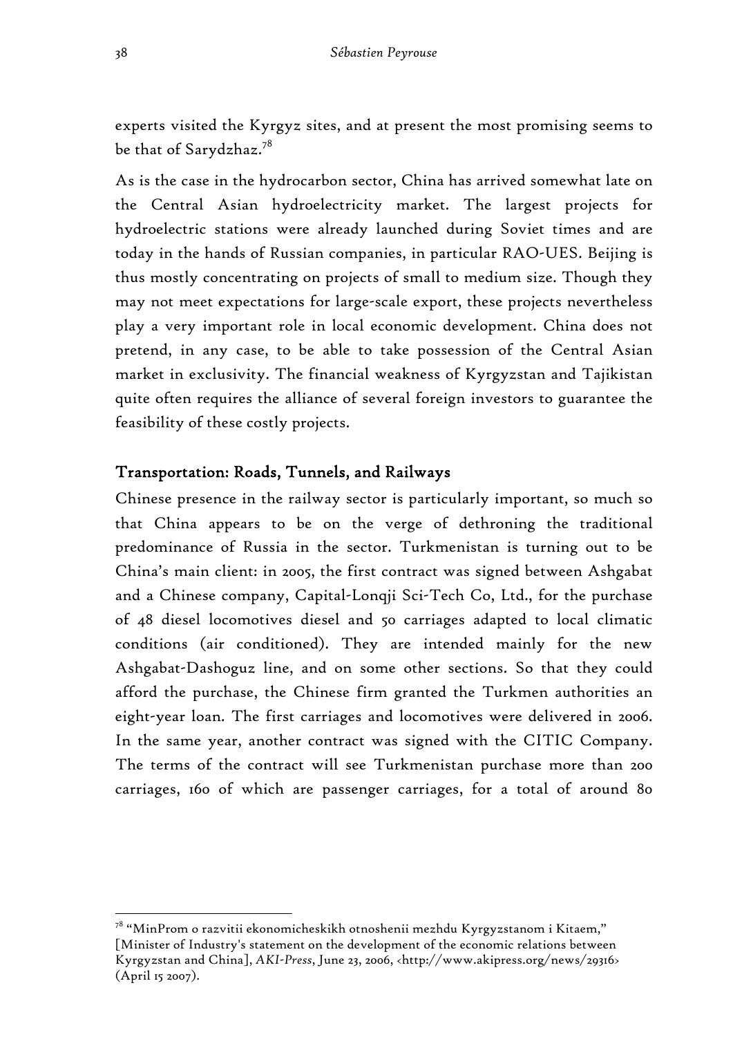experts visited the Kyrgyz sites, and at present the most promising seems to be that of Sarydzhaz.[78]

As is the case in the hydrocarbon sector, China has arrived somewhat late on the Central Asian hydroelectricity market. The largest projects for hydroelectric stations were already launched during Soviet times and are today in the hands of Russian companies, in particular RAO-UES. Beijing is thus mostly concentrating on projects of small to medium size. Though they may not meet expectations for large-scale export, these projects nevertheless play a very important role in local economic development. China does not pretend, in any case, to be able to take possession of the Central Asian market in exclusivity. The financial weakness of Kyrgyzstan and Tajikistan quite often requires the alliance of several foreign investors to guarantee the feasibility of these costly projects.

## Transportation: Roads, Tunnels, and Railways

Chinese presence in the railway sector is particularly important, so much so that China appears to be on the verge of dethroning the traditional predominance of Russia in the sector. Turkmenistan is turning out to be China's main client: in 2005, the first contract was signed between Ashgabat and a Chinese company, Capital-Lonqji Sci-Tech Co, Ltd., for the purchase of 48 diesel locomotives diesel and 50 carriages adapted to local climatic conditions (air conditioned). They are intended mainly for the new Ashgabat-Dashoguz line, and on some other sections. So that they could afford the purchase, the Chinese firm granted the Turkmen authorities an eight-year loan. The first carriages and locomotives were delivered in 2006. In the same year, another contract was signed with the CITIC Company. The terms of the contract will see Turkmenistan purchase more than 200 carriages, 160 of which are passenger carriages, for a total of around 80

---

[78] "MinProm o razvitii ekonomicheskikh otnoshenii mezhdu Kyrgyzstanom i Kitaem," [Minister of Industry's statement on the development of the economic relations between Kyrgyzstan and China], *AKI-Press*, June 23, 2006, <http://www.akipress.org/news/29316> (April 15 2007).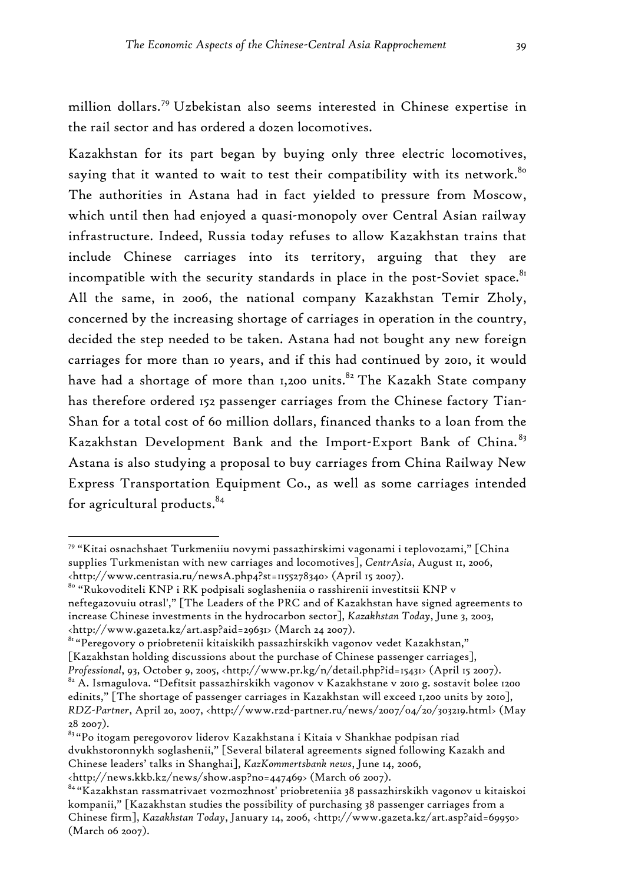million dollars.[79] Uzbekistan also seems interested in Chinese expertise in the rail sector and has ordered a dozen locomotives.

Kazakhstan for its part began by buying only three electric locomotives, saying that it wanted to wait to test their compatibility with its network.[80] The authorities in Astana had in fact yielded to pressure from Moscow, which until then had enjoyed a quasi-monopoly over Central Asian railway infrastructure. Indeed, Russia today refuses to allow Kazakhstan trains that include Chinese carriages into its territory, arguing that they are incompatible with the security standards in place in the post-Soviet space.[81] All the same, in 2006, the national company Kazakhstan Temir Zholy, concerned by the increasing shortage of carriages in operation in the country, decided the step needed to be taken. Astana had not bought any new foreign carriages for more than 10 years, and if this had continued by 2010, it would have had a shortage of more than 1,200 units.[82] The Kazakh State company has therefore ordered 152 passenger carriages from the Chinese factory Tian-Shan for a total cost of 60 million dollars, financed thanks to a loan from the Kazakhstan Development Bank and the Import-Export Bank of China.[83] Astana is also studying a proposal to buy carriages from China Railway New Express Transportation Equipment Co., as well as some carriages intended for agricultural products.[84]

---

[79] "Kitai osnachshaet Turkmeniiu novymi passazhirskimi vagonami i teplovozami," [China supplies Turkmenistan with new carriages and locomotives], *CentrAsia*, August 11, 2006, <http://www.centrasia.ru/newsA.php4?st=1155278340> (April 15 2007).

[80] "Rukovoditeli KNP i RK podpisali soglasheniia o rasshirenii investitsii KNP v neftegazovuiu otrasl'," [The Leaders of the PRC and of Kazakhstan have signed agreements to increase Chinese investments in the hydrocarbon sector], *Kazakhstan Today*, June 3, 2003, <http://www.gazeta.kz/art.asp?aid=29631> (March 24 2007).

[81] "Peregovory o priobretenii kitaiskikh passazhirskikh vagonov vedet Kazakhstan," [Kazakhstan holding discussions about the purchase of Chinese passenger carriages], *Professional*, 93, October 9, 2005, <http://www.pr.kg/n/detail.php?id=15431> (April 15 2007).

[82] A. Ismagulova. "Defitsit passazhirskikh vagonov v Kazakhstane v 2010 g. sostavit bolee 1200 edinits," [The shortage of passenger carriages in Kazakhstan will exceed 1,200 units by 2010], *RDZ-Partner*, April 20, 2007, <http://www.rzd-partner.ru/news/2007/04/20/303219.html> (May 28 2007).

[83] "Po itogam peregovorov liderov Kazakhstana i Kitaia v Shankhae podpisan riad dvukhstoronnykh soglashenii," [Several bilateral agreements signed following Kazakh and Chinese leaders' talks in Shanghai], *KazKommertsbank news*, June 14, 2006, <http://news.kkb.kz/news/show.asp?no=447469> (March 06 2007).

[84] "Kazakhstan rassmatrivaet vozmozhnost' priobreteniia 38 passazhirskikh vagonov u kitaiskoi kompanii," [Kazakhstan studies the possibility of purchasing 38 passenger carriages from a Chinese firm], *Kazakhstan Today*, January 14, 2006, <http://www.gazeta.kz/art.asp?aid=69950> (March 06 2007).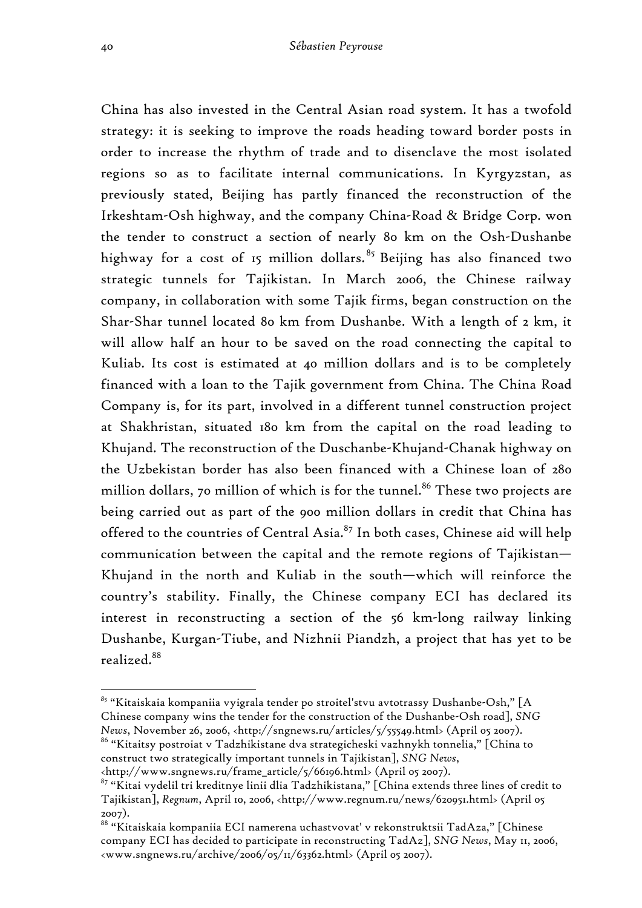China has also invested in the Central Asian road system. It has a twofold strategy: it is seeking to improve the roads heading toward border posts in order to increase the rhythm of trade and to disenclave the most isolated regions so as to facilitate internal communications. In Kyrgyzstan, as previously stated, Beijing has partly financed the reconstruction of the Irkeshtam-Osh highway, and the company China-Road & Bridge Corp. won the tender to construct a section of nearly 80 km on the Osh-Dushanbe highway for a cost of 15 million dollars.[85] Beijing has also financed two strategic tunnels for Tajikistan. In March 2006, the Chinese railway company, in collaboration with some Tajik firms, began construction on the Shar-Shar tunnel located 80 km from Dushanbe. With a length of 2 km, it will allow half an hour to be saved on the road connecting the capital to Kuliab. Its cost is estimated at 40 million dollars and is to be completely financed with a loan to the Tajik government from China. The China Road Company is, for its part, involved in a different tunnel construction project at Shakhristan, situated 180 km from the capital on the road leading to Khujand. The reconstruction of the Duschanbe-Khujand-Chanak highway on the Uzbekistan border has also been financed with a Chinese loan of 280 million dollars, 70 million of which is for the tunnel.[86] These two projects are being carried out as part of the 900 million dollars in credit that China has offered to the countries of Central Asia.[87] In both cases, Chinese aid will help communication between the capital and the remote regions of Tajikistan—Khujand in the north and Kuliab in the south—which will reinforce the country's stability. Finally, the Chinese company ECI has declared its interest in reconstructing a section of the 56 km-long railway linking Dushanbe, Kurgan-Tiube, and Nizhnii Piandzh, a project that has yet to be realized.[88]

---

[85] "Kitaiskaia kompaniia vyigrala tender po stroitel'stvu avtotrassy Dushanbe-Osh," [A Chinese company wins the tender for the construction of the Dushanbe-Osh road], *SNG News*, November 26, 2006, <http://sngnews.ru/articles/5/55549.html> (April 05 2007).

[86] "Kitaitsy postroiat v Tadzhikistane dva strategicheski vazhnykh tonnelia," [China to construct two strategically important tunnels in Tajikistan], *SNG News*, <http://www.sngnews.ru/frame_article/5/66196.html> (April 05 2007).

[87] "Kitai vydelil tri kreditnye linii dlia Tadzhikistana," [China extends three lines of credit to Tajikistan], *Regnum*, April 10, 2006, <http://www.regnum.ru/news/620951.html> (April 05 2007).

[88] "Kitaiskaia kompaniia ECI namerena uchastvovat' v rekonstruktsii TadAza," [Chinese company ECI has decided to participate in reconstructing TadAz], *SNG News*, May 11, 2006, <www.sngnews.ru/archive/2006/05/11/63362.html> (April 05 2007).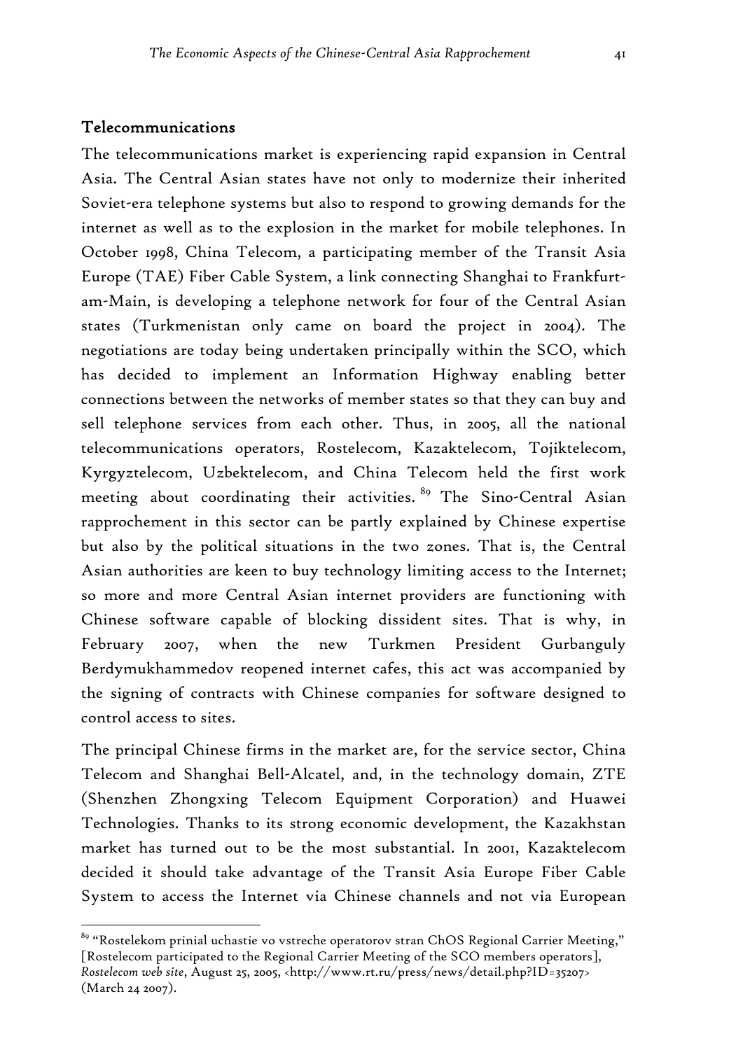## Telecommunications

The telecommunications market is experiencing rapid expansion in Central Asia. The Central Asian states have not only to modernize their inherited Soviet-era telephone systems but also to respond to growing demands for the internet as well as to the explosion in the market for mobile telephones. In October 1998, China Telecom, a participating member of the Transit Asia Europe (TAE) Fiber Cable System, a link connecting Shanghai to Frankfurt-am-Main, is developing a telephone network for four of the Central Asian states (Turkmenistan only came on board the project in 2004). The negotiations are today being undertaken principally within the SCO, which has decided to implement an Information Highway enabling better connections between the networks of member states so that they can buy and sell telephone services from each other. Thus, in 2005, all the national telecommunications operators, Rostelecom, Kazaktelecom, Tojiktelecom, Kyrgyztelecom, Uzbektelecom, and China Telecom held the first work meeting about coordinating their activities.[89] The Sino-Central Asian rapprochement in this sector can be partly explained by Chinese expertise but also by the political situations in the two zones. That is, the Central Asian authorities are keen to buy technology limiting access to the Internet; so more and more Central Asian internet providers are functioning with Chinese software capable of blocking dissident sites. That is why, in February 2007, when the new Turkmen President Gurbanguly Berdymukhammedov reopened internet cafes, this act was accompanied by the signing of contracts with Chinese companies for software designed to control access to sites.

The principal Chinese firms in the market are, for the service sector, China Telecom and Shanghai Bell-Alcatel, and, in the technology domain, ZTE (Shenzhen Zhongxing Telecom Equipment Corporation) and Huawei Technologies. Thanks to its strong economic development, the Kazakhstan market has turned out to be the most substantial. In 2001, Kazaktelecom decided it should take advantage of the Transit Asia Europe Fiber Cable System to access the Internet via Chinese channels and not via European

---

[89] "Rostelekom prinial uchastie vo vstreche operatorov stran ChOS Regional Carrier Meeting," [Rostelecom participated to the Regional Carrier Meeting of the SCO members operators], *Rostelecom web site*, August 25, 2005, <http://www.rt.ru/press/news/detail.php?ID=35207> (March 24 2007).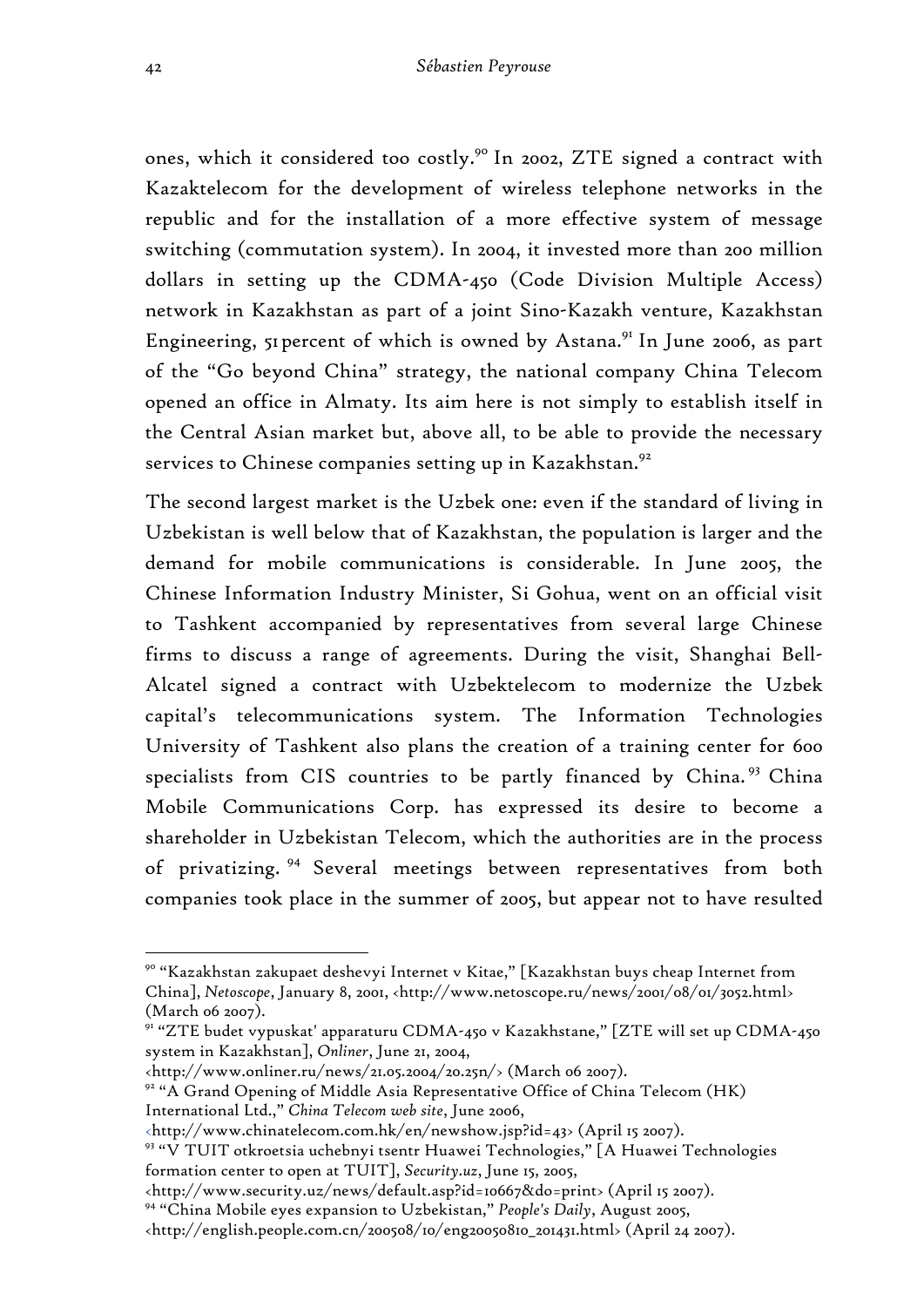ones, which it considered too costly.[90] In 2002, ZTE signed a contract with Kazaktelecom for the development of wireless telephone networks in the republic and for the installation of a more effective system of message switching (commutation system). In 2004, it invested more than 200 million dollars in setting up the CDMA-450 (Code Division Multiple Access) network in Kazakhstan as part of a joint Sino-Kazakh venture, Kazakhstan Engineering, 51 percent of which is owned by Astana.[91] In June 2006, as part of the "Go beyond China" strategy, the national company China Telecom opened an office in Almaty. Its aim here is not simply to establish itself in the Central Asian market but, above all, to be able to provide the necessary services to Chinese companies setting up in Kazakhstan.[92]

The second largest market is the Uzbek one: even if the standard of living in Uzbekistan is well below that of Kazakhstan, the population is larger and the demand for mobile communications is considerable. In June 2005, the Chinese Information Industry Minister, Si Gohua, went on an official visit to Tashkent accompanied by representatives from several large Chinese firms to discuss a range of agreements. During the visit, Shanghai Bell-Alcatel signed a contract with Uzbektelecom to modernize the Uzbek capital's telecommunications system. The Information Technologies University of Tashkent also plans the creation of a training center for 600 specialists from CIS countries to be partly financed by China.[93] China Mobile Communications Corp. has expressed its desire to become a shareholder in Uzbekistan Telecom, which the authorities are in the process of privatizing.[94] Several meetings between representatives from both companies took place in the summer of 2005, but appear not to have resulted

---

[90] "Kazakhstan zakupaet deshevyi Internet v Kitae," [Kazakhstan buys cheap Internet from China], *Netoscope*, January 8, 2001, <http://www.netoscope.ru/news/2001/08/01/3052.html> (March 06 2007).

[91] "ZTE budet vypuskat' apparaturu CDMA-450 v Kazakhstane," [ZTE will set up CDMA-450 system in Kazakhstan], *Onliner*, June 21, 2004, <http://www.onliner.ru/news/21.05.2004/20.25n/> (March 06 2007).

[92] "A Grand Opening of Middle Asia Representative Office of China Telecom (HK) International Ltd.," *China Telecom web site*, June 2006, <http://www.chinatelecom.com.hk/en/newshow.jsp?id=43> (April 15 2007).

[93] "V TUIT otkroetsia uchebnyi tsentr Huawei Technologies," [A Huawei Technologies formation center to open at TUIT], *Security.uz*, June 15, 2005, <http://www.security.uz/news/default.asp?id=10667&do=print> (April 15 2007).

[94] "China Mobile eyes expansion to Uzbekistan," *People's Daily*, August 2005, <http://english.people.com.cn/200508/10/eng20050810_201431.html> (April 24 2007).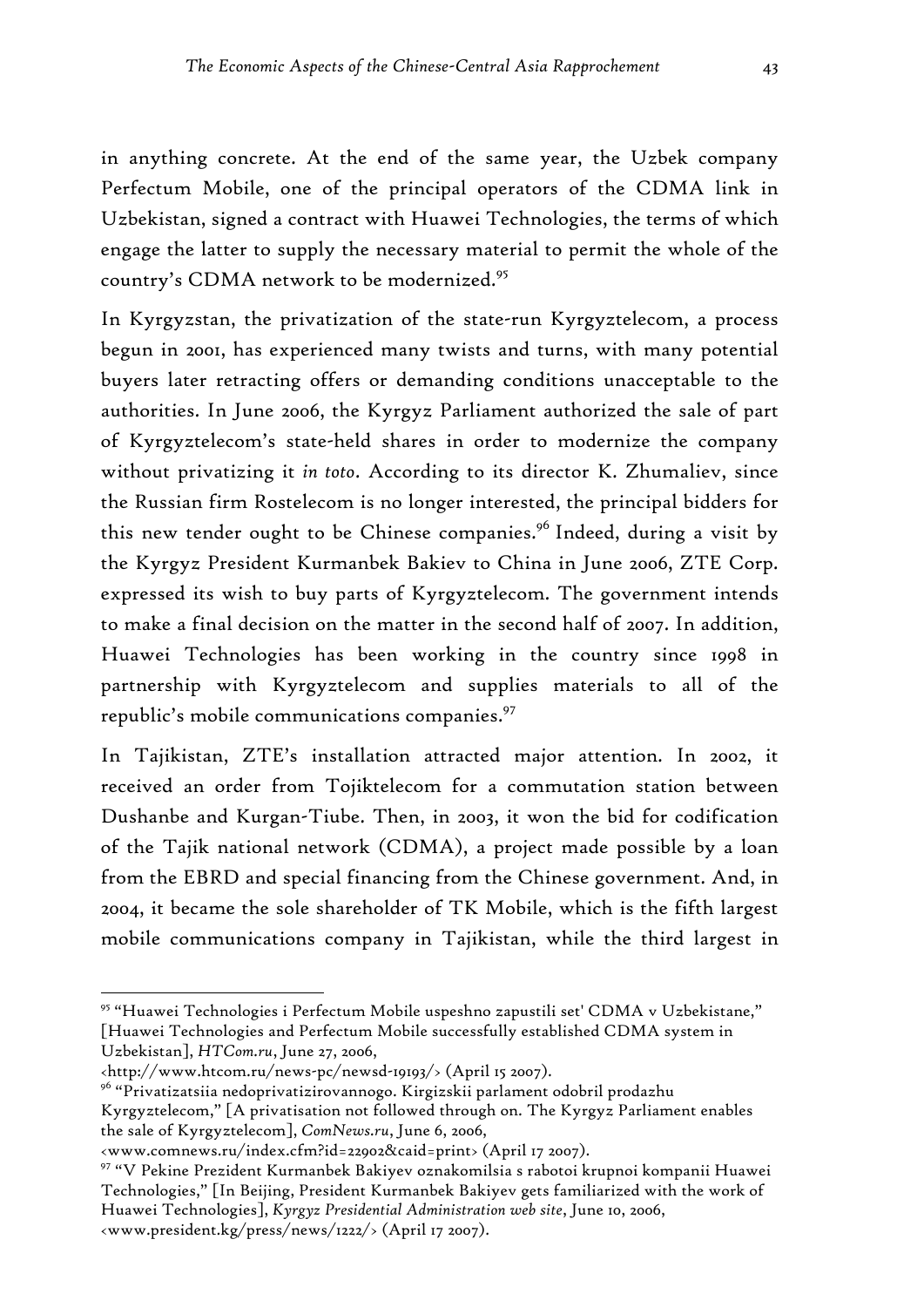in anything concrete. At the end of the same year, the Uzbek company Perfectum Mobile, one of the principal operators of the CDMA link in Uzbekistan, signed a contract with Huawei Technologies, the terms of which engage the latter to supply the necessary material to permit the whole of the country's CDMA network to be modernized.[95]

In Kyrgyzstan, the privatization of the state-run Kyrgyztelecom, a process begun in 2001, has experienced many twists and turns, with many potential buyers later retracting offers or demanding conditions unacceptable to the authorities. In June 2006, the Kyrgyz Parliament authorized the sale of part of Kyrgyztelecom's state-held shares in order to modernize the company without privatizing it *in toto*. According to its director K. Zhumaliev, since the Russian firm Rostelecom is no longer interested, the principal bidders for this new tender ought to be Chinese companies.[96] Indeed, during a visit by the Kyrgyz President Kurmanbek Bakiev to China in June 2006, ZTE Corp. expressed its wish to buy parts of Kyrgyztelecom. The government intends to make a final decision on the matter in the second half of 2007. In addition, Huawei Technologies has been working in the country since 1998 in partnership with Kyrgyztelecom and supplies materials to all of the republic's mobile communications companies.[97]

In Tajikistan, ZTE's installation attracted major attention. In 2002, it received an order from Tojiktelecom for a commutation station between Dushanbe and Kurgan-Tiube. Then, in 2003, it won the bid for codification of the Tajik national network (CDMA), a project made possible by a loan from the EBRD and special financing from the Chinese government. And, in 2004, it became the sole shareholder of TK Mobile, which is the fifth largest mobile communications company in Tajikistan, while the third largest in

---

[95] "Huawei Technologies i Perfectum Mobile uspeshno zapustili set' CDMA v Uzbekistane," [Huawei Technologies and Perfectum Mobile successfully established CDMA system in Uzbekistan], *HTCom.ru*, June 27, 2006, <http://www.htcom.ru/news-pc/newsd-19193/> (April 15 2007).

[96] "Privatizatsiia nedoprivatizirovannogo. Kirgizskii parlament odobril prodazhu Kyrgyztelecom," [A privatisation not followed through on. The Kyrgyz Parliament enables the sale of Kyrgyztelecom], *ComNews.ru*, June 6, 2006, <www.comnews.ru/index.cfm?id=22902&caid=print> (April 17 2007).

[97] "V Pekine Prezident Kurmanbek Bakiyev oznakomilsia s rabotoi krupnoi kompanii Huawei Technologies," [In Beijing, President Kurmanbek Bakiyev gets familiarized with the work of Huawei Technologies], *Kyrgyz Presidential Administration web site*, June 10, 2006, <www.president.kg/press/news/1222/> (April 17 2007).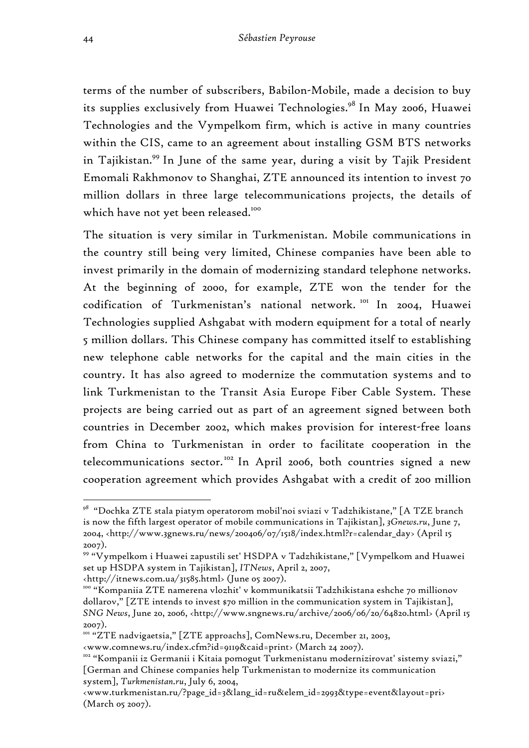terms of the number of subscribers, Babilon-Mobile, made a decision to buy its supplies exclusively from Huawei Technologies.[98] In May 2006, Huawei Technologies and the Vympelkom firm, which is active in many countries within the CIS, came to an agreement about installing GSM BTS networks in Tajikistan.[99] In June of the same year, during a visit by Tajik President Emomali Rakhmonov to Shanghai, ZTE announced its intention to invest 70 million dollars in three large telecommunications projects, the details of which have not yet been released.[100]

The situation is very similar in Turkmenistan. Mobile communications in the country still being very limited, Chinese companies have been able to invest primarily in the domain of modernizing standard telephone networks. At the beginning of 2000, for example, ZTE won the tender for the codification of Turkmenistan's national network.[101] In 2004, Huawei Technologies supplied Ashgabat with modern equipment for a total of nearly 5 million dollars. This Chinese company has committed itself to establishing new telephone cable networks for the capital and the main cities in the country. It has also agreed to modernize the commutation systems and to link Turkmenistan to the Transit Asia Europe Fiber Cable System. These projects are being carried out as part of an agreement signed between both countries in December 2002, which makes provision for interest-free loans from China to Turkmenistan in order to facilitate cooperation in the telecommunications sector.[102] In April 2006, both countries signed a new cooperation agreement which provides Ashgabat with a credit of 200 million

---

[98] "Dochka ZTE stala piatym operatorom mobil'noi sviazi v Tadzhikistane," [A TZE branch is now the fifth largest operator of mobile communications in Tajikistan], *3Gnews.ru*, June 7, 2004, <http://www.3gnews.ru/news/200406/07/1518/index.html?r=calendar_day> (April 15 2007).

[99] "Vympelkom i Huawei zapustili set' HSDPA v Tadzhikistane," [Vympelkom and Huawei set up HSDPA system in Tajikistan], *ITNews*, April 2, 2007, <http://itnews.com.ua/31585.html> (June 05 2007).

[100] "Kompaniia ZTE namerena vlozhit' v kommunikatsii Tadzhikistana eshche 70 millionov dollarov," [ZTE intends to invest $70 million in the communication system in Tajikistan], *SNG News*, June 20, 2006, <http://www.sngnews.ru/archive/2006/06/20/64820.html> (April 15 2007).

[101] "ZTE nadvigaetsia," [ZTE approachs], ComNews.ru, December 21, 2003, <www.comnews.ru/index.cfm?id=9119&caid=print> (March 24 2007).

[102] "Kompanii iz Germanii i Kitaia pomogut Turkmenistanu modernizirovat' sistemy sviazi," [German and Chinese companies help Turkmenistan to modernize its communication system], *Turkmenistan.ru*, July 6, 2004, <www.turkmenistan.ru/?page_id=3&lang_id=ru&elem_id=2993&type=event&layout=pri> (March 05 2007).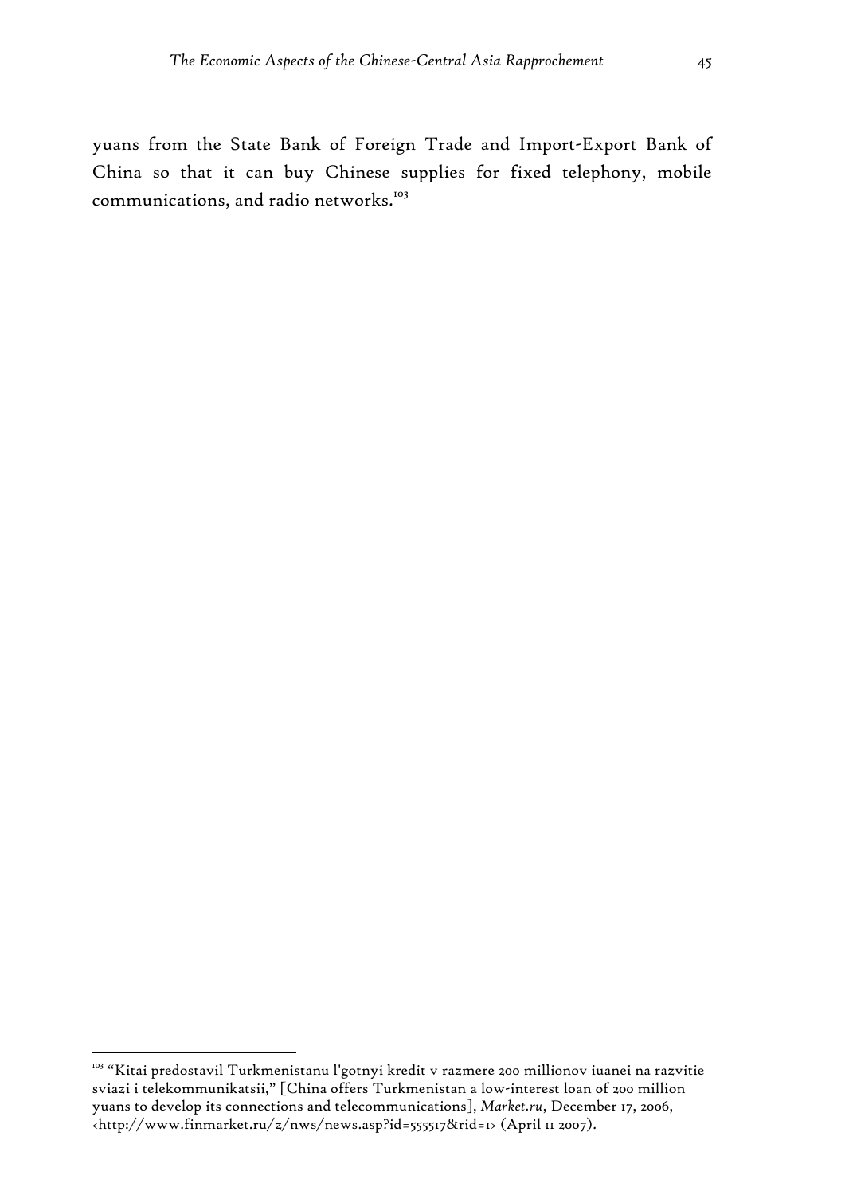yuans from the State Bank of Foreign Trade and Import-Export Bank of China so that it can buy Chinese supplies for fixed telephony, mobile communications, and radio networks.[103]

---

[103] "Kitai predostavil Turkmenistanu l'gotnyi kredit v razmere 200 millionov iuanei na razvitie sviazi i telekommunikatsii," [China offers Turkmenistan a low-interest loan of 200 million yuans to develop its connections and telecommunications], *Market.ru*, December 17, 2006, <http://www.finmarket.ru/z/nws/news.asp?id=555517&rid=1> (April 11 2007).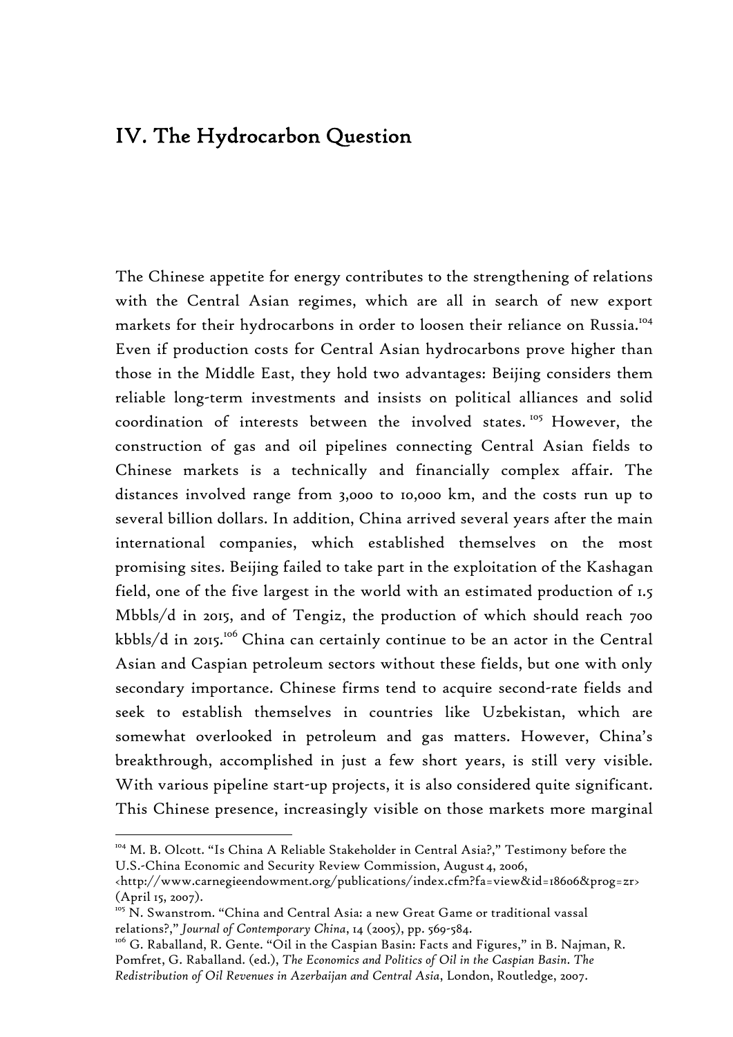## IV. The Hydrocarbon Question

The Chinese appetite for energy contributes to the strengthening of relations with the Central Asian regimes, which are all in search of new export markets for their hydrocarbons in order to loosen their reliance on Russia.[104] Even if production costs for Central Asian hydrocarbons prove higher than those in the Middle East, they hold two advantages: Beijing considers them reliable long-term investments and insists on political alliances and solid coordination of interests between the involved states.[105] However, the construction of gas and oil pipelines connecting Central Asian fields to Chinese markets is a technically and financially complex affair. The distances involved range from 3,000 to 10,000 km, and the costs run up to several billion dollars. In addition, China arrived several years after the main international companies, which established themselves on the most promising sites. Beijing failed to take part in the exploitation of the Kashagan field, one of the five largest in the world with an estimated production of 1.5 Mbbls/d in 2015, and of Tengiz, the production of which should reach 700 kbbls/d in 2015.[106] China can certainly continue to be an actor in the Central Asian and Caspian petroleum sectors without these fields, but one with only secondary importance. Chinese firms tend to acquire second-rate fields and seek to establish themselves in countries like Uzbekistan, which are somewhat overlooked in petroleum and gas matters. However, China's breakthrough, accomplished in just a few short years, is still very visible. With various pipeline start-up projects, it is also considered quite significant. This Chinese presence, increasingly visible on those markets more marginal

---

[104] M. B. Olcott. "Is China A Reliable Stakeholder in Central Asia?," Testimony before the U.S.-China Economic and Security Review Commission, August 4, 2006, <http://www.carnegieendowment.org/publications/index.cfm?fa=view&id=18606&prog=zr> (April 15, 2007).

[105] N. Swanstrom. "China and Central Asia: a new Great Game or traditional vassal relations?," *Journal of Contemporary China*, 14 (2005), pp. 569-584.

[106] G. Raballand, R. Gente. "Oil in the Caspian Basin: Facts and Figures," in B. Najman, R. Pomfret, G. Raballand. (ed.), *The Economics and Politics of Oil in the Caspian Basin. The Redistribution of Oil Revenues in Azerbaijan and Central Asia*, London, Routledge, 2007.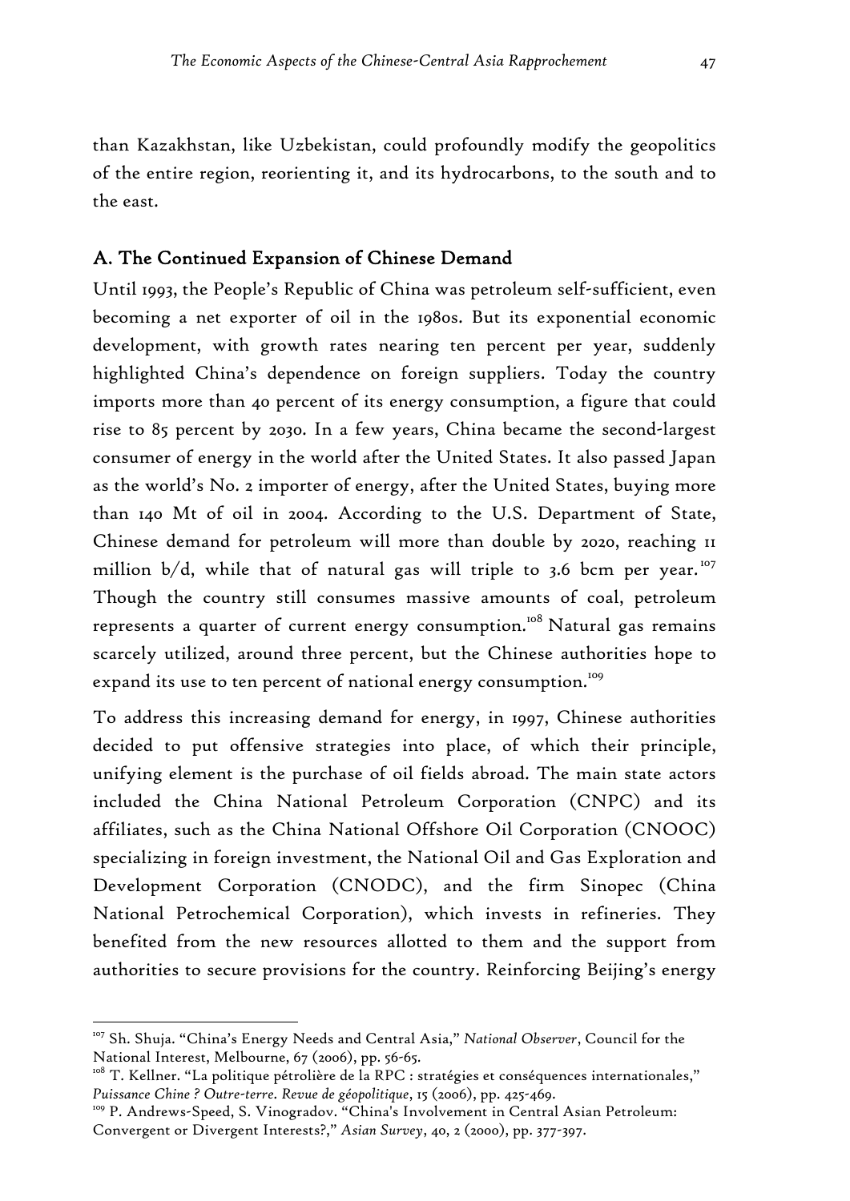than Kazakhstan, like Uzbekistan, could profoundly modify the geopolitics of the entire region, reorienting it, and its hydrocarbons, to the south and to the east.

## A. The Continued Expansion of Chinese Demand

Until 1993, the People's Republic of China was petroleum self-sufficient, even becoming a net exporter of oil in the 1980s. But its exponential economic development, with growth rates nearing ten percent per year, suddenly highlighted China's dependence on foreign suppliers. Today the country imports more than 40 percent of its energy consumption, a figure that could rise to 85 percent by 2030. In a few years, China became the second-largest consumer of energy in the world after the United States. It also passed Japan as the world's No. 2 importer of energy, after the United States, buying more than 140 Mt of oil in 2004. According to the U.S. Department of State, Chinese demand for petroleum will more than double by 2020, reaching 11 million b/d, while that of natural gas will triple to 3.6 bcm per year.[107] Though the country still consumes massive amounts of coal, petroleum represents a quarter of current energy consumption.[108] Natural gas remains scarcely utilized, around three percent, but the Chinese authorities hope to expand its use to ten percent of national energy consumption.[109]

To address this increasing demand for energy, in 1997, Chinese authorities decided to put offensive strategies into place, of which their principle, unifying element is the purchase of oil fields abroad. The main state actors included the China National Petroleum Corporation (CNPC) and its affiliates, such as the China National Offshore Oil Corporation (CNOOC) specializing in foreign investment, the National Oil and Gas Exploration and Development Corporation (CNODC), and the firm Sinopec (China National Petrochemical Corporation), which invests in refineries. They benefited from the new resources allotted to them and the support from authorities to secure provisions for the country. Reinforcing Beijing's energy

---

[107] Sh. Shuja. "China's Energy Needs and Central Asia," *National Observer*, Council for the National Interest, Melbourne, 67 (2006), pp. 56-65.

[108] T. Kellner. "La politique pétrolière de la RPC : stratégies et conséquences internationales," *Puissance Chine ? Outre-terre. Revue de géopolitique*, 15 (2006), pp. 425-469.

[109] P. Andrews-Speed, S. Vinogradov. "China's Involvement in Central Asian Petroleum: Convergent or Divergent Interests?," *Asian Survey*, 40, 2 (2000), pp. 377-397.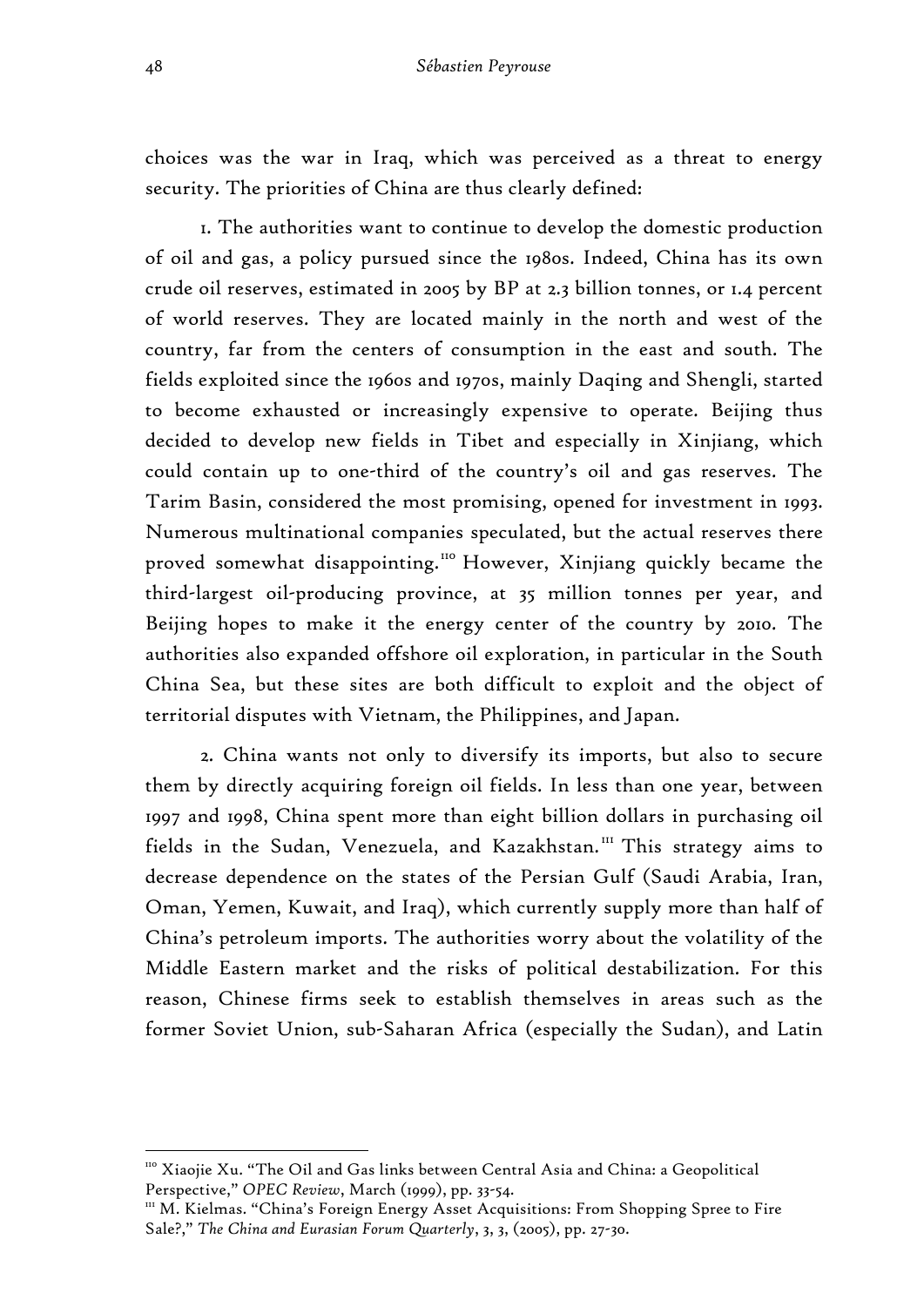choices was the war in Iraq, which was perceived as a threat to energy security. The priorities of China are thus clearly defined:

1. The authorities want to continue to develop the domestic production of oil and gas, a policy pursued since the 1980s. Indeed, China has its own crude oil reserves, estimated in 2005 by BP at 2.3 billion tonnes, or 1.4 percent of world reserves. They are located mainly in the north and west of the country, far from the centers of consumption in the east and south. The fields exploited since the 1960s and 1970s, mainly Daqing and Shengli, started to become exhausted or increasingly expensive to operate. Beijing thus decided to develop new fields in Tibet and especially in Xinjiang, which could contain up to one-third of the country's oil and gas reserves. The Tarim Basin, considered the most promising, opened for investment in 1993. Numerous multinational companies speculated, but the actual reserves there proved somewhat disappointing.[110] However, Xinjiang quickly became the third-largest oil-producing province, at 35 million tonnes per year, and Beijing hopes to make it the energy center of the country by 2010. The authorities also expanded offshore oil exploration, in particular in the South China Sea, but these sites are both difficult to exploit and the object of territorial disputes with Vietnam, the Philippines, and Japan.

2. China wants not only to diversify its imports, but also to secure them by directly acquiring foreign oil fields. In less than one year, between 1997 and 1998, China spent more than eight billion dollars in purchasing oil fields in the Sudan, Venezuela, and Kazakhstan.[111] This strategy aims to decrease dependence on the states of the Persian Gulf (Saudi Arabia, Iran, Oman, Yemen, Kuwait, and Iraq), which currently supply more than half of China's petroleum imports. The authorities worry about the volatility of the Middle Eastern market and the risks of political destabilization. For this reason, Chinese firms seek to establish themselves in areas such as the former Soviet Union, sub-Saharan Africa (especially the Sudan), and Latin

---

[110] Xiaojie Xu. "The Oil and Gas links between Central Asia and China: a Geopolitical Perspective," *OPEC Review*, March (1999), pp. 33-54.

[111] M. Kielmas. "China's Foreign Energy Asset Acquisitions: From Shopping Spree to Fire Sale?," *The China and Eurasian Forum Quarterly*, 3, 3, (2005), pp. 27-30.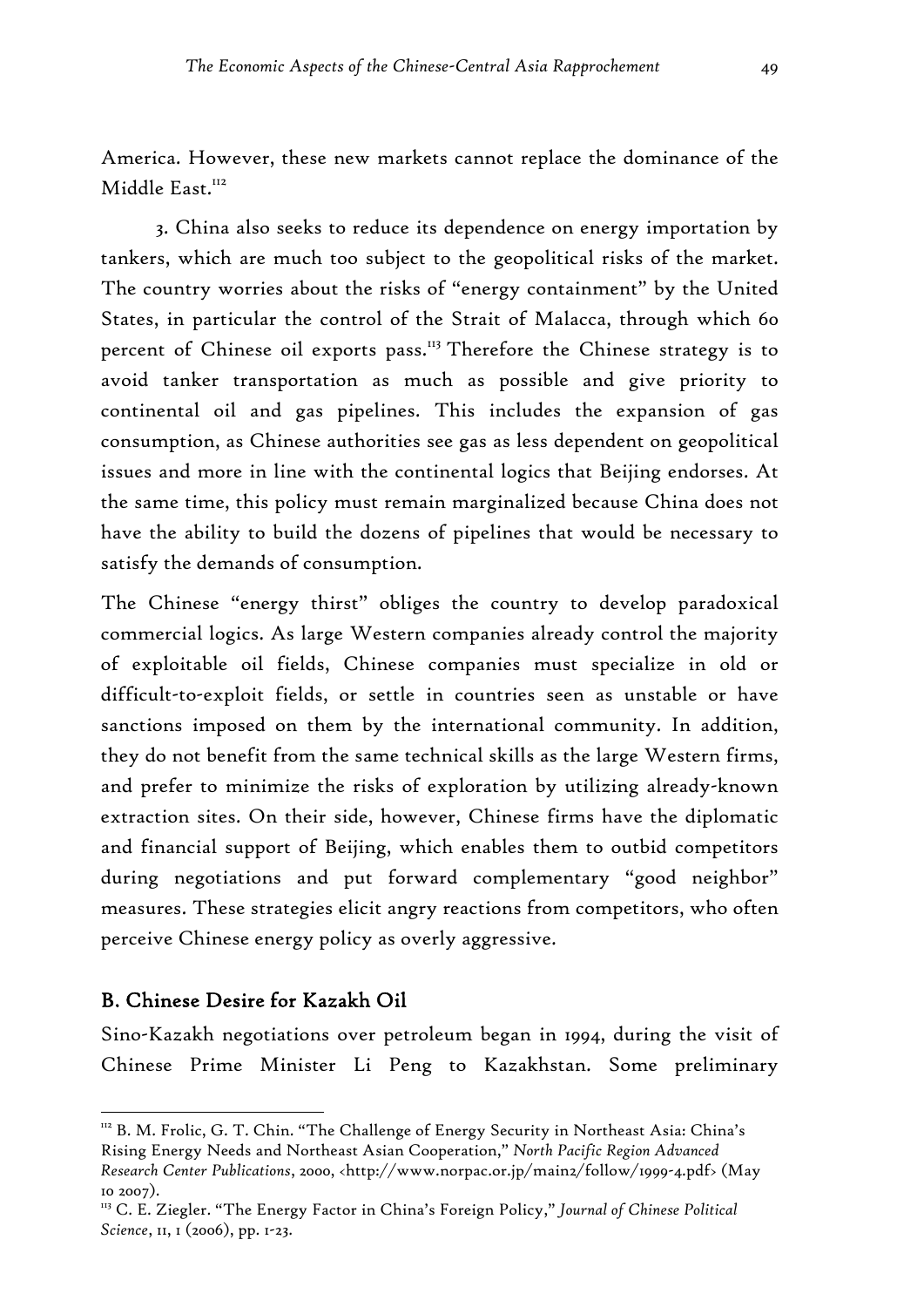America. However, these new markets cannot replace the dominance of the Middle East.[112]

3. China also seeks to reduce its dependence on energy importation by tankers, which are much too subject to the geopolitical risks of the market. The country worries about the risks of "energy containment" by the United States, in particular the control of the Strait of Malacca, through which 60 percent of Chinese oil exports pass.[113] Therefore the Chinese strategy is to avoid tanker transportation as much as possible and give priority to continental oil and gas pipelines. This includes the expansion of gas consumption, as Chinese authorities see gas as less dependent on geopolitical issues and more in line with the continental logics that Beijing endorses. At the same time, this policy must remain marginalized because China does not have the ability to build the dozens of pipelines that would be necessary to satisfy the demands of consumption.

The Chinese "energy thirst" obliges the country to develop paradoxical commercial logics. As large Western companies already control the majority of exploitable oil fields, Chinese companies must specialize in old or difficult-to-exploit fields, or settle in countries seen as unstable or have sanctions imposed on them by the international community. In addition, they do not benefit from the same technical skills as the large Western firms, and prefer to minimize the risks of exploration by utilizing already-known extraction sites. On their side, however, Chinese firms have the diplomatic and financial support of Beijing, which enables them to outbid competitors during negotiations and put forward complementary "good neighbor" measures. These strategies elicit angry reactions from competitors, who often perceive Chinese energy policy as overly aggressive.

## B. Chinese Desire for Kazakh Oil

Sino-Kazakh negotiations over petroleum began in 1994, during the visit of Chinese Prime Minister Li Peng to Kazakhstan. Some preliminary

---

[112] B. M. Frolic, G. T. Chin. "The Challenge of Energy Security in Northeast Asia: China's Rising Energy Needs and Northeast Asian Cooperation," *North Pacific Region Advanced Research Center Publications*, 2000, <http://www.norpac.or.jp/main2/follow/1999-4.pdf> (May 10 2007).

[113] C. E. Ziegler. "The Energy Factor in China's Foreign Policy," *Journal of Chinese Political Science*, 11, 1 (2006), pp. 1-23.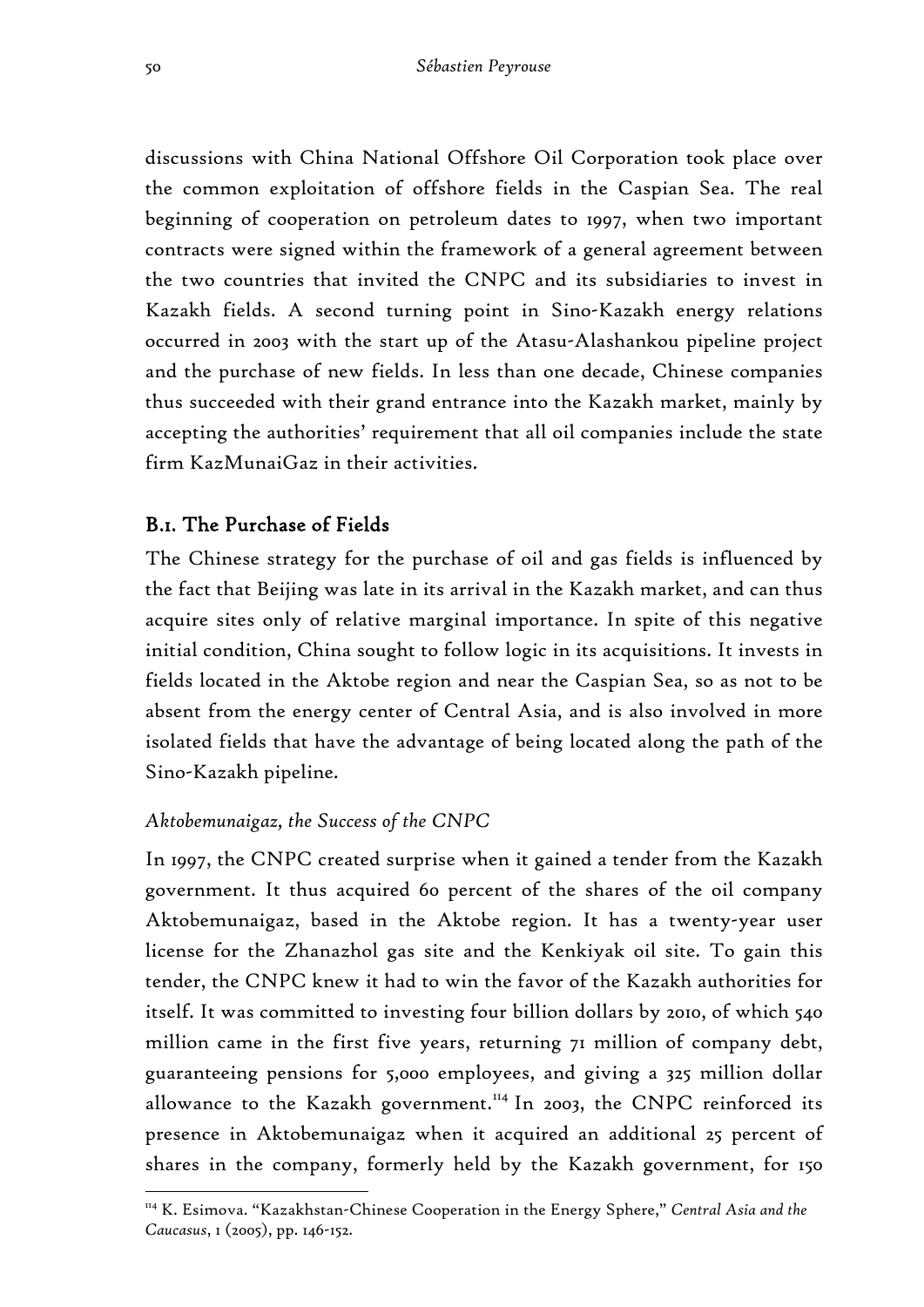discussions with China National Offshore Oil Corporation took place over the common exploitation of offshore fields in the Caspian Sea. The real beginning of cooperation on petroleum dates to 1997, when two important contracts were signed within the framework of a general agreement between the two countries that invited the CNPC and its subsidiaries to invest in Kazakh fields. A second turning point in Sino-Kazakh energy relations occurred in 2003 with the start up of the Atasu-Alashankou pipeline project and the purchase of new fields. In less than one decade, Chinese companies thus succeeded with their grand entrance into the Kazakh market, mainly by accepting the authorities' requirement that all oil companies include the state firm KazMunaiGaz in their activities.

## B.1. The Purchase of Fields

The Chinese strategy for the purchase of oil and gas fields is influenced by the fact that Beijing was late in its arrival in the Kazakh market, and can thus acquire sites only of relative marginal importance. In spite of this negative initial condition, China sought to follow logic in its acquisitions. It invests in fields located in the Aktobe region and near the Caspian Sea, so as not to be absent from the energy center of Central Asia, and is also involved in more isolated fields that have the advantage of being located along the path of the Sino-Kazakh pipeline.

### *Aktobemunaigaz, the Success of the CNPC*

In 1997, the CNPC created surprise when it gained a tender from the Kazakh government. It thus acquired 60 percent of the shares of the oil company Aktobemunaigaz, based in the Aktobe region. It has a twenty-year user license for the Zhanazhol gas site and the Kenkiyak oil site. To gain this tender, the CNPC knew it had to win the favor of the Kazakh authorities for itself. It was committed to investing four billion dollars by 2010, of which 540 million came in the first five years, returning 71 million of company debt, guaranteeing pensions for 5,000 employees, and giving a 325 million dollar allowance to the Kazakh government.[114] In 2003, the CNPC reinforced its presence in Aktobemunaigaz when it acquired an additional 25 percent of shares in the company, formerly held by the Kazakh government, for 150

---

[114] K. Esimova. "Kazakhstan-Chinese Cooperation in the Energy Sphere," *Central Asia and the Caucasus*, 1 (2005), pp. 146-152.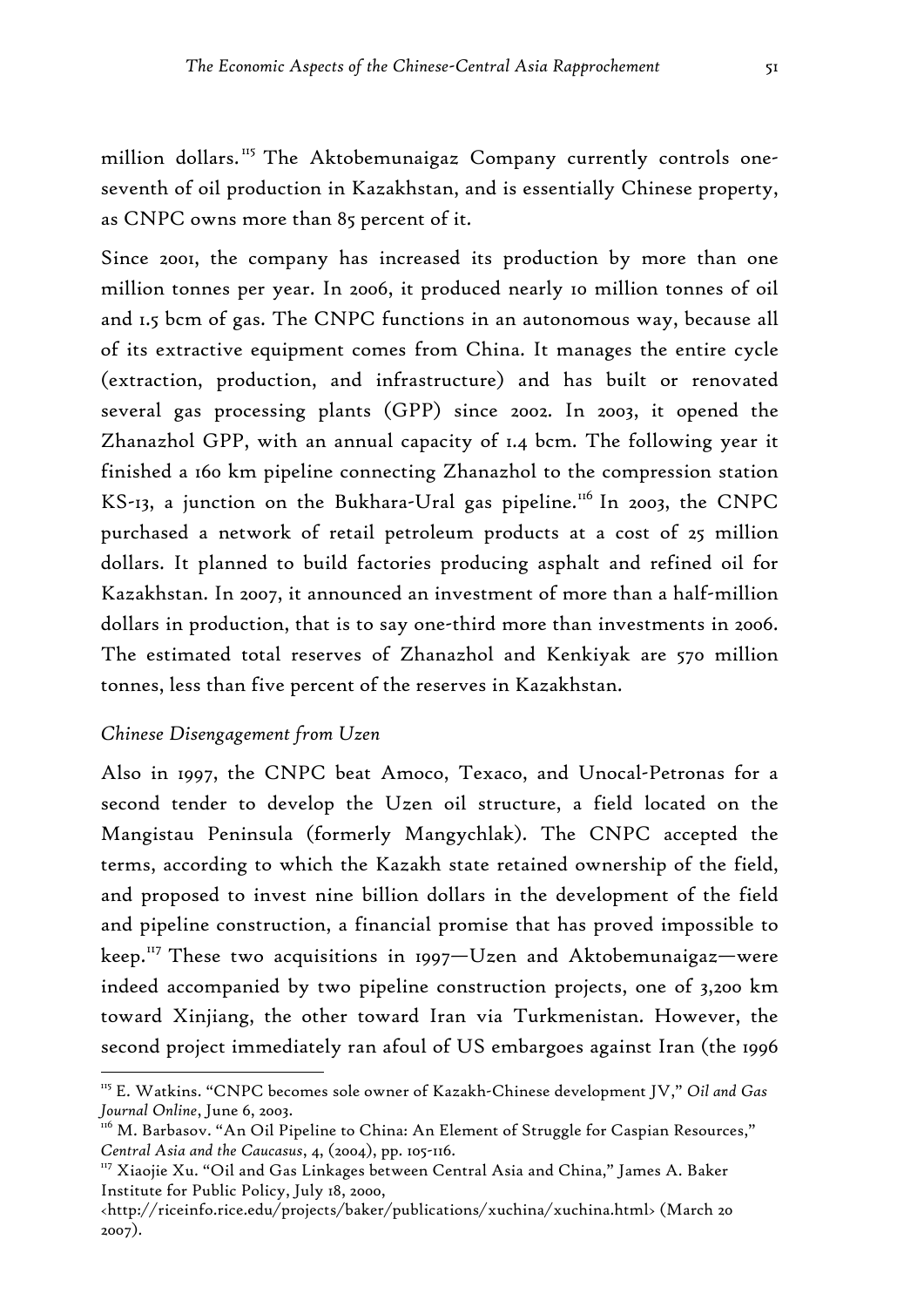million dollars.[115] The Aktobemunaigaz Company currently controls one-seventh of oil production in Kazakhstan, and is essentially Chinese property, as CNPC owns more than 85 percent of it.

Since 2001, the company has increased its production by more than one million tonnes per year. In 2006, it produced nearly 10 million tonnes of oil and 1.5 bcm of gas. The CNPC functions in an autonomous way, because all of its extractive equipment comes from China. It manages the entire cycle (extraction, production, and infrastructure) and has built or renovated several gas processing plants (GPP) since 2002. In 2003, it opened the Zhanazhol GPP, with an annual capacity of 1.4 bcm. The following year it finished a 160 km pipeline connecting Zhanazhol to the compression station KS-13, a junction on the Bukhara-Ural gas pipeline.[116] In 2003, the CNPC purchased a network of retail petroleum products at a cost of 25 million dollars. It planned to build factories producing asphalt and refined oil for Kazakhstan. In 2007, it announced an investment of more than a half-million dollars in production, that is to say one-third more than investments in 2006. The estimated total reserves of Zhanazhol and Kenkiyak are 570 million tonnes, less than five percent of the reserves in Kazakhstan.

### *Chinese Disengagement from Uzen*

Also in 1997, the CNPC beat Amoco, Texaco, and Unocal-Petronas for a second tender to develop the Uzen oil structure, a field located on the Mangistau Peninsula (formerly Mangychlak). The CNPC accepted the terms, according to which the Kazakh state retained ownership of the field, and proposed to invest nine billion dollars in the development of the field and pipeline construction, a financial promise that has proved impossible to keep.[117] These two acquisitions in 1997—Uzen and Aktobemunaigaz—were indeed accompanied by two pipeline construction projects, one of 3,200 km toward Xinjiang, the other toward Iran via Turkmenistan. However, the second project immediately ran afoul of US embargoes against Iran (the 1996

---

[115] E. Watkins. "CNPC becomes sole owner of Kazakh-Chinese development JV," *Oil and Gas Journal Online*, June 6, 2003.

[116] M. Barbasov. "An Oil Pipeline to China: An Element of Struggle for Caspian Resources," *Central Asia and the Caucasus*, 4, (2004), pp. 105-116.

[117] Xiaojie Xu. "Oil and Gas Linkages between Central Asia and China," James A. Baker Institute for Public Policy, July 18, 2000, <http://riceinfo.rice.edu/projects/baker/publications/xuchina/xuchina.html> (March 20 2007).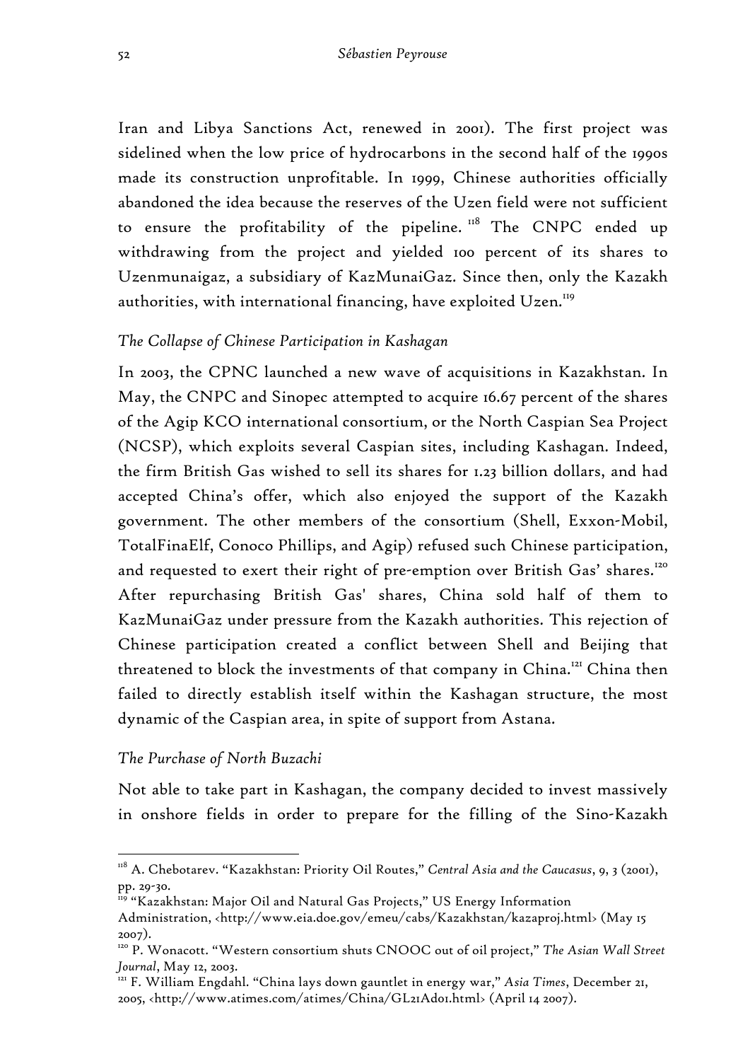Iran and Libya Sanctions Act, renewed in 2001). The first project was sidelined when the low price of hydrocarbons in the second half of the 1990s made its construction unprofitable. In 1999, Chinese authorities officially abandoned the idea because the reserves of the Uzen field were not sufficient to ensure the profitability of the pipeline.[118] The CNPC ended up withdrawing from the project and yielded 100 percent of its shares to Uzenmunaigaz, a subsidiary of KazMunaiGaz. Since then, only the Kazakh authorities, with international financing, have exploited Uzen.[119]

### *The Collapse of Chinese Participation in Kashagan*

In 2003, the CPNC launched a new wave of acquisitions in Kazakhstan. In May, the CNPC and Sinopec attempted to acquire 16.67 percent of the shares of the Agip KCO international consortium, or the North Caspian Sea Project (NCSP), which exploits several Caspian sites, including Kashagan. Indeed, the firm British Gas wished to sell its shares for 1.23 billion dollars, and had accepted China's offer, which also enjoyed the support of the Kazakh government. The other members of the consortium (Shell, Exxon-Mobil, TotalFinaElf, Conoco Phillips, and Agip) refused such Chinese participation, and requested to exert their right of pre-emption over British Gas' shares.[120] After repurchasing British Gas' shares, China sold half of them to KazMunaiGaz under pressure from the Kazakh authorities. This rejection of Chinese participation created a conflict between Shell and Beijing that threatened to block the investments of that company in China.[121] China then failed to directly establish itself within the Kashagan structure, the most dynamic of the Caspian area, in spite of support from Astana.

### *The Purchase of North Buzachi*

Not able to take part in Kashagan, the company decided to invest massively in onshore fields in order to prepare for the filling of the Sino-Kazakh

---

[118] A. Chebotarev. "Kazakhstan: Priority Oil Routes," *Central Asia and the Caucasus*, 9, 3 (2001), pp. 29-30.

[119] "Kazakhstan: Major Oil and Natural Gas Projects," US Energy Information Administration, <http://www.eia.doe.gov/emeu/cabs/Kazakhstan/kazaproj.html> (May 15 2007).

[120] P. Wonacott. "Western consortium shuts CNOOC out of oil project," *The Asian Wall Street Journal*, May 12, 2003.

[121] F. William Engdahl. "China lays down gauntlet in energy war," *Asia Times*, December 21, 2005, <http://www.atimes.com/atimes/China/GL21Ad01.html> (April 14 2007).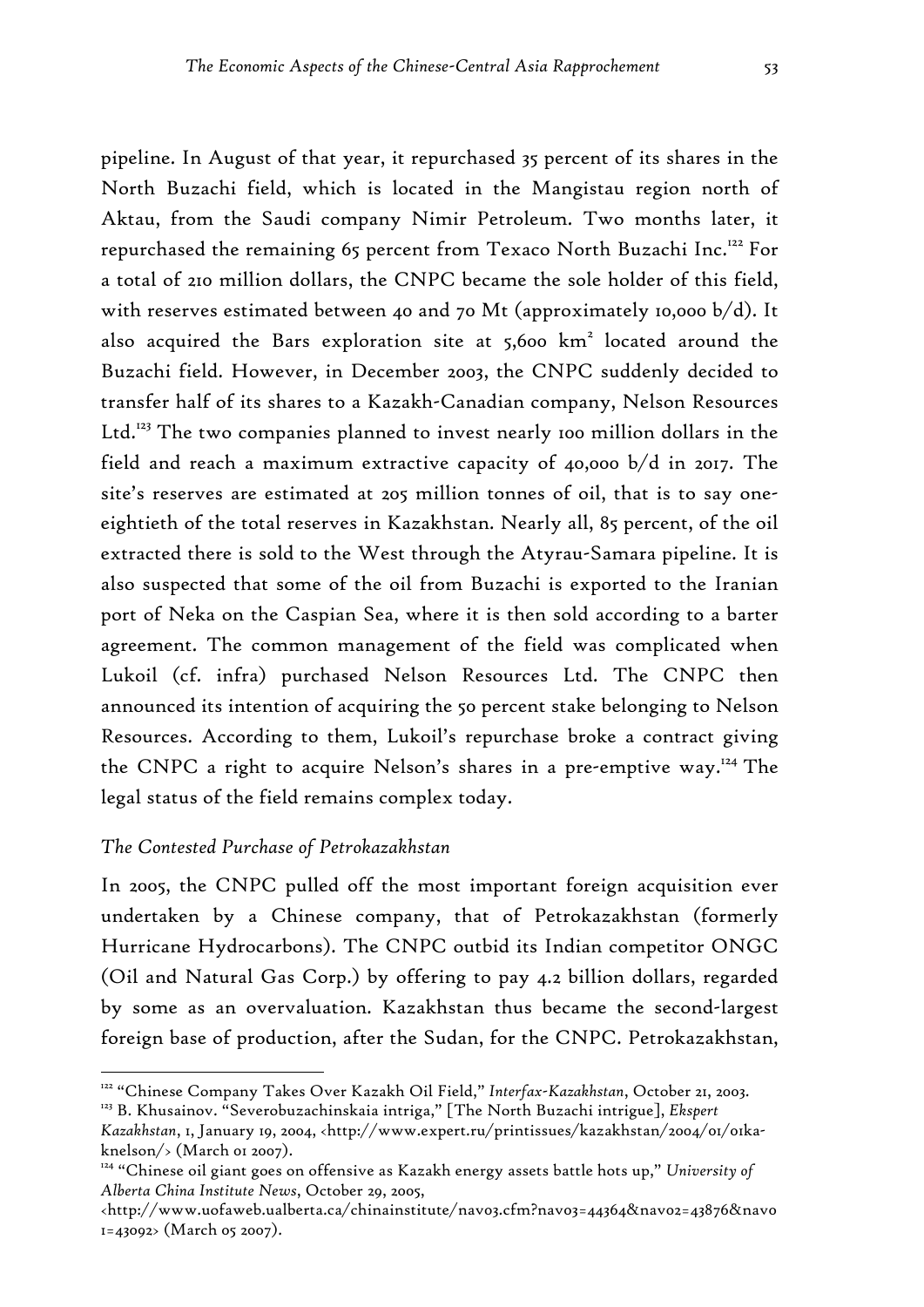pipeline. In August of that year, it repurchased 35 percent of its shares in the North Buzachi field, which is located in the Mangistau region north of Aktau, from the Saudi company Nimir Petroleum. Two months later, it repurchased the remaining 65 percent from Texaco North Buzachi Inc.[122] For a total of 210 million dollars, the CNPC became the sole holder of this field, with reserves estimated between 40 and 70 Mt (approximately 10,000 b/d). It also acquired the Bars exploration site at 5,600 $km^2$ located around the Buzachi field. However, in December 2003, the CNPC suddenly decided to transfer half of its shares to a Kazakh-Canadian company, Nelson Resources Ltd.[123] The two companies planned to invest nearly 100 million dollars in the field and reach a maximum extractive capacity of 40,000 b/d in 2017. The site's reserves are estimated at 205 million tonnes of oil, that is to say one-eightieth of the total reserves in Kazakhstan. Nearly all, 85 percent, of the oil extracted there is sold to the West through the Atyrau-Samara pipeline. It is also suspected that some of the oil from Buzachi is exported to the Iranian port of Neka on the Caspian Sea, where it is then sold according to a barter agreement. The common management of the field was complicated when Lukoil (cf. infra) purchased Nelson Resources Ltd. The CNPC then announced its intention of acquiring the 50 percent stake belonging to Nelson Resources. According to them, Lukoil's repurchase broke a contract giving the CNPC a right to acquire Nelson's shares in a pre-emptive way.[124] The legal status of the field remains complex today.

### *The Contested Purchase of Petrokazakhstan*

In 2005, the CNPC pulled off the most important foreign acquisition ever undertaken by a Chinese company, that of Petrokazakhstan (formerly Hurricane Hydrocarbons). The CNPC outbid its Indian competitor ONGC (Oil and Natural Gas Corp.) by offering to pay 4.2 billion dollars, regarded by some as an overvaluation. Kazakhstan thus became the second-largest foreign base of production, after the Sudan, for the CNPC. Petrokazakhstan,

---

[122] "Chinese Company Takes Over Kazakh Oil Field," *Interfax-Kazakhstan*, October 21, 2003.

[123] B. Khusainov. "Severobuzachinskaia intriga," [The North Buzachi intrigue], *Ekspert Kazakhstan*, 1, January 19, 2004, <http://www.expert.ru/printissues/kazakhstan/2004/01/01ka-knelson/> (March 01 2007).

[124] "Chinese oil giant goes on offensive as Kazakh energy assets battle hots up," *University of Alberta China Institute News*, October 29, 2005, <http://www.uofaweb.ualberta.ca/chinainstitute/nav03.cfm?nav03=44364&nav02=43876&nav01=43092> (March 05 2007).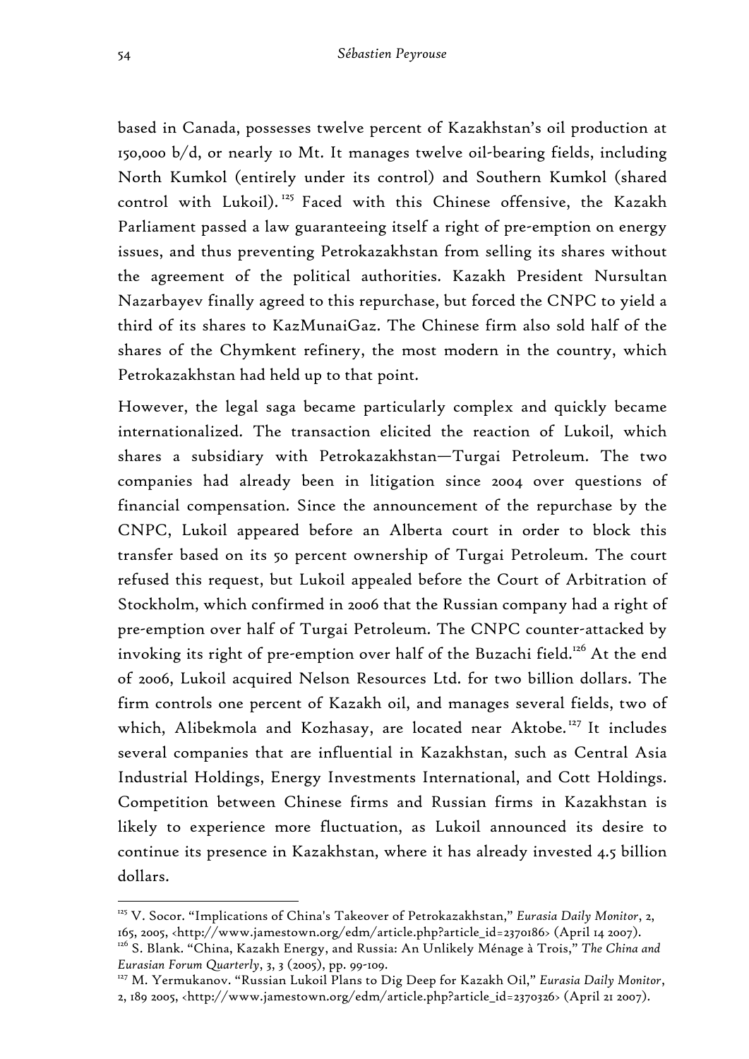based in Canada, possesses twelve percent of Kazakhstan's oil production at 150,000 b/d, or nearly 10 Mt. It manages twelve oil-bearing fields, including North Kumkol (entirely under its control) and Southern Kumkol (shared control with Lukoil).[125] Faced with this Chinese offensive, the Kazakh Parliament passed a law guaranteeing itself a right of pre-emption on energy issues, and thus preventing Petrokazakhstan from selling its shares without the agreement of the political authorities. Kazakh President Nursultan Nazarbayev finally agreed to this repurchase, but forced the CNPC to yield a third of its shares to KazMunaiGaz. The Chinese firm also sold half of the shares of the Chymkent refinery, the most modern in the country, which Petrokazakhstan had held up to that point.

However, the legal saga became particularly complex and quickly became internationalized. The transaction elicited the reaction of Lukoil, which shares a subsidiary with Petrokazakhstan—Turgai Petroleum. The two companies had already been in litigation since 2004 over questions of financial compensation. Since the announcement of the repurchase by the CNPC, Lukoil appeared before an Alberta court in order to block this transfer based on its 50 percent ownership of Turgai Petroleum. The court refused this request, but Lukoil appealed before the Court of Arbitration of Stockholm, which confirmed in 2006 that the Russian company had a right of pre-emption over half of Turgai Petroleum. The CNPC counter-attacked by invoking its right of pre-emption over half of the Buzachi field.[126] At the end of 2006, Lukoil acquired Nelson Resources Ltd. for two billion dollars. The firm controls one percent of Kazakh oil, and manages several fields, two of which, Alibekmola and Kozhasay, are located near Aktobe.[127] It includes several companies that are influential in Kazakhstan, such as Central Asia Industrial Holdings, Energy Investments International, and Cott Holdings. Competition between Chinese firms and Russian firms in Kazakhstan is likely to experience more fluctuation, as Lukoil announced its desire to continue its presence in Kazakhstan, where it has already invested 4.5 billion dollars.

---

[125] V. Socor. "Implications of China's Takeover of Petrokazakhstan," *Eurasia Daily Monitor*, 2, 165, 2005, <http://www.jamestown.org/edm/article.php?article_id=2370186> (April 14 2007).

[126] S. Blank. "China, Kazakh Energy, and Russia: An Unlikely Ménage à Trois," *The China and Eurasian Forum Quarterly*, 3, 3 (2005), pp. 99-109.

[127] M. Yermukanov. "Russian Lukoil Plans to Dig Deep for Kazakh Oil," *Eurasia Daily Monitor*, 2, 189 2005, <http://www.jamestown.org/edm/article.php?article_id=2370326> (April 21 2007).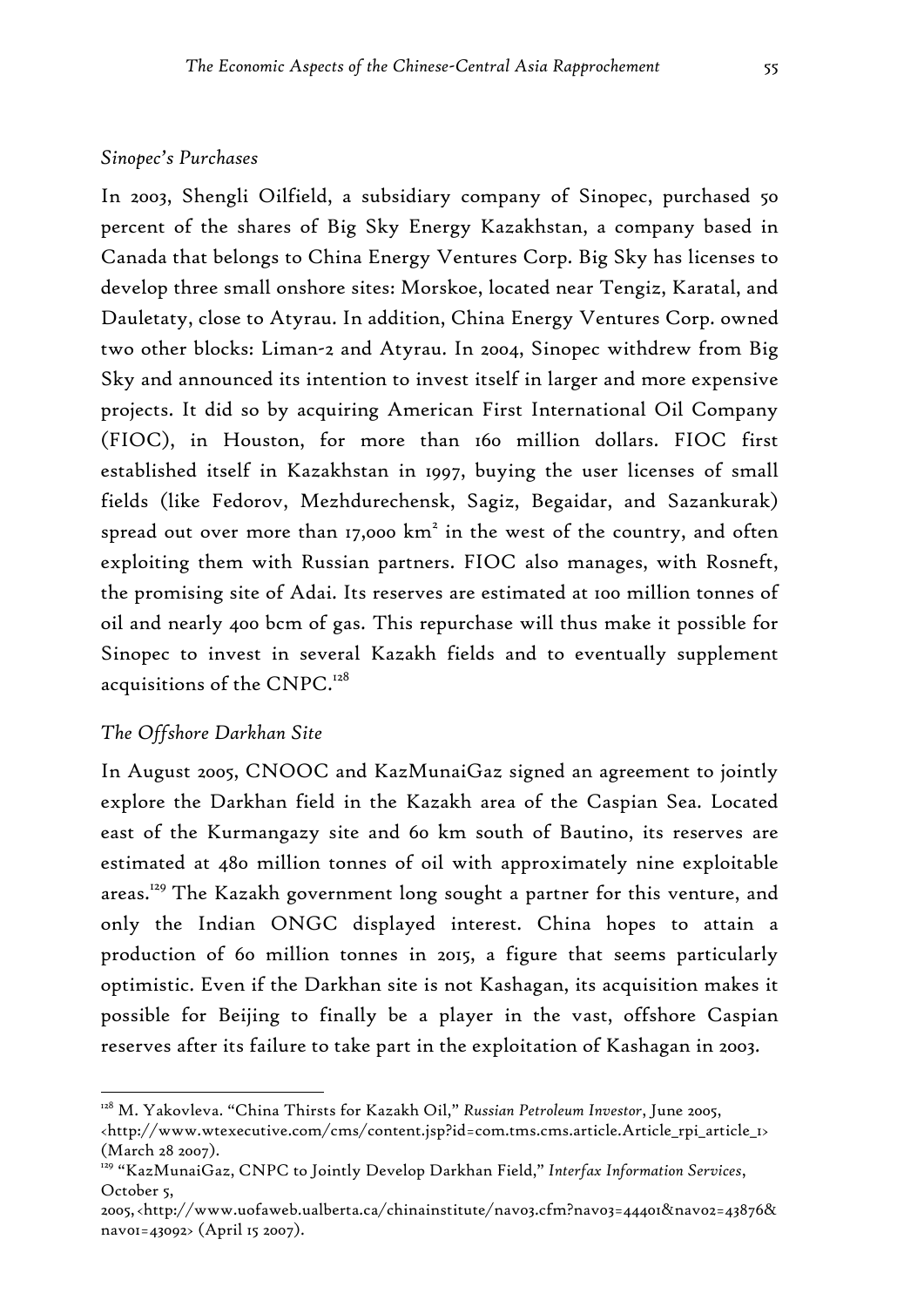*Sinopec's Purchases*

In 2003, Shengli Oilfield, a subsidiary company of Sinopec, purchased 50 percent of the shares of Big Sky Energy Kazakhstan, a company based in Canada that belongs to China Energy Ventures Corp. Big Sky has licenses to develop three small onshore sites: Morskoe, located near Tengiz, Karatal, and Dauletaty, close to Atyrau. In addition, China Energy Ventures Corp. owned two other blocks: Liman-2 and Atyrau. In 2004, Sinopec withdrew from Big Sky and announced its intention to invest itself in larger and more expensive projects. It did so by acquiring American First International Oil Company (FIOC), in Houston, for more than 160 million dollars. FIOC first established itself in Kazakhstan in 1997, buying the user licenses of small fields (like Fedorov, Mezhdurechensk, Sagiz, Begaidar, and Sazankurak) spread out over more than 17,000 km$^2$ in the west of the country, and often exploiting them with Russian partners. FIOC also manages, with Rosneft, the promising site of Adai. Its reserves are estimated at 100 million tonnes of oil and nearly 400 bcm of gas. This repurchase will thus make it possible for Sinopec to invest in several Kazakh fields and to eventually supplement acquisitions of the CNPC.[128]

*The Offshore Darkhan Site*

In August 2005, CNOOC and KazMunaiGaz signed an agreement to jointly explore the Darkhan field in the Kazakh area of the Caspian Sea. Located east of the Kurmangazy site and 60 km south of Bautino, its reserves are estimated at 480 million tonnes of oil with approximately nine exploitable areas.[129] The Kazakh government long sought a partner for this venture, and only the Indian ONGC displayed interest. China hopes to attain a production of 60 million tonnes in 2015, a figure that seems particularly optimistic. Even if the Darkhan site is not Kashagan, its acquisition makes it possible for Beijing to finally be a player in the vast, offshore Caspian reserves after its failure to take part in the exploitation of Kashagan in 2003.

---

[128] M. Yakovleva. "China Thirsts for Kazakh Oil," *Russian Petroleum Investor*, June 2005, <http://www.wtexecutive.com/cms/content.jsp?id=com.tms.cms.article.Article_rpi_article_1> (March 28 2007).

[129] "KazMunaiGaz, CNPC to Jointly Develop Darkhan Field," *Interfax Information Services*, October 5, 2005, <http://www.uofaweb.ualberta.ca/chinainstitute/nav03.cfm?nav03=44401&nav02=43876&nav01=43092> (April 15 2007).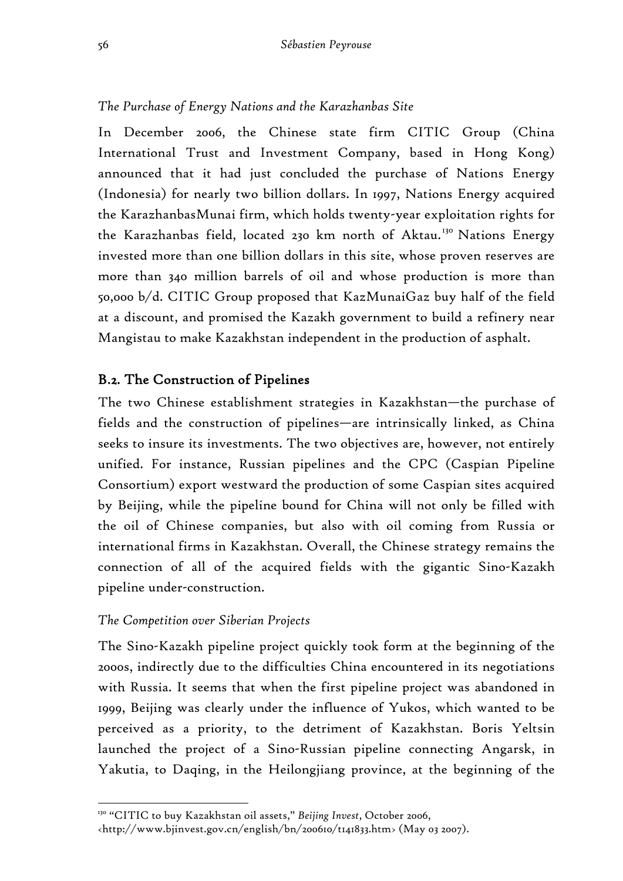*The Purchase of Energy Nations and the Karazhanbas Site*

In December 2006, the Chinese state firm CITIC Group (China International Trust and Investment Company, based in Hong Kong) announced that it had just concluded the purchase of Nations Energy (Indonesia) for nearly two billion dollars. In 1997, Nations Energy acquired the KarazhanbasMunai firm, which holds twenty-year exploitation rights for the Karazhanbas field, located 230 km north of Aktau.[130] Nations Energy invested more than one billion dollars in this site, whose proven reserves are more than 340 million barrels of oil and whose production is more than 50,000 b/d. CITIC Group proposed that KazMunaiGaz buy half of the field at a discount, and promised the Kazakh government to build a refinery near Mangistau to make Kazakhstan independent in the production of asphalt.

## B.2. The Construction of Pipelines

The two Chinese establishment strategies in Kazakhstan—the purchase of fields and the construction of pipelines—are intrinsically linked, as China seeks to insure its investments. The two objectives are, however, not entirely unified. For instance, Russian pipelines and the CPC (Caspian Pipeline Consortium) export westward the production of some Caspian sites acquired by Beijing, while the pipeline bound for China will not only be filled with the oil of Chinese companies, but also with oil coming from Russia or international firms in Kazakhstan. Overall, the Chinese strategy remains the connection of all of the acquired fields with the gigantic Sino-Kazakh pipeline under-construction.

*The Competition over Siberian Projects*

The Sino-Kazakh pipeline project quickly took form at the beginning of the 2000s, indirectly due to the difficulties China encountered in its negotiations with Russia. It seems that when the first pipeline project was abandoned in 1999, Beijing was clearly under the influence of Yukos, which wanted to be perceived as a priority, to the detriment of Kazakhstan. Boris Yeltsin launched the project of a Sino-Russian pipeline connecting Angarsk, in Yakutia, to Daqing, in the Heilongjiang province, at the beginning of the

---

[130] "CITIC to buy Kazakhstan oil assets," *Beijing Invest*, October 2006, <http://www.bjinvest.gov.cn/english/bn/200610/t141833.htm> (May 03 2007).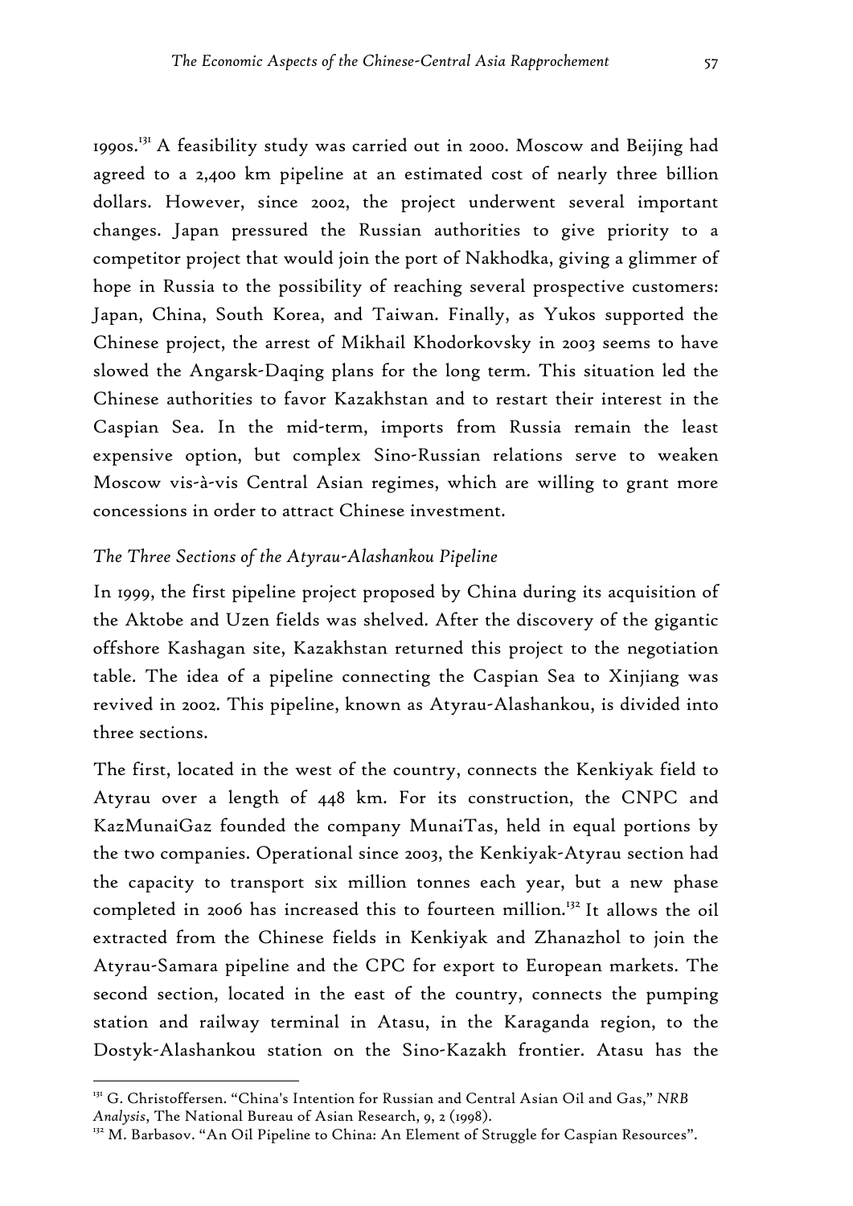1990s.[131] A feasibility study was carried out in 2000. Moscow and Beijing had agreed to a 2,400 km pipeline at an estimated cost of nearly three billion dollars. However, since 2002, the project underwent several important changes. Japan pressured the Russian authorities to give priority to a competitor project that would join the port of Nakhodka, giving a glimmer of hope in Russia to the possibility of reaching several prospective customers: Japan, China, South Korea, and Taiwan. Finally, as Yukos supported the Chinese project, the arrest of Mikhail Khodorkovsky in 2003 seems to have slowed the Angarsk-Daqing plans for the long term. This situation led the Chinese authorities to favor Kazakhstan and to restart their interest in the Caspian Sea. In the mid-term, imports from Russia remain the least expensive option, but complex Sino-Russian relations serve to weaken Moscow vis-à-vis Central Asian regimes, which are willing to grant more concessions in order to attract Chinese investment.

### *The Three Sections of the Atyrau-Alashankou Pipeline*

In 1999, the first pipeline project proposed by China during its acquisition of the Aktobe and Uzen fields was shelved. After the discovery of the gigantic offshore Kashagan site, Kazakhstan returned this project to the negotiation table. The idea of a pipeline connecting the Caspian Sea to Xinjiang was revived in 2002. This pipeline, known as Atyrau-Alashankou, is divided into three sections.

The first, located in the west of the country, connects the Kenkiyak field to Atyrau over a length of 448 km. For its construction, the CNPC and KazMunaiGaz founded the company MunaiTas, held in equal portions by the two companies. Operational since 2003, the Kenkiyak-Atyrau section had the capacity to transport six million tonnes each year, but a new phase completed in 2006 has increased this to fourteen million.[132] It allows the oil extracted from the Chinese fields in Kenkiyak and Zhanazhol to join the Atyrau-Samara pipeline and the CPC for export to European markets. The second section, located in the east of the country, connects the pumping station and railway terminal in Atasu, in the Karaganda region, to the Dostyk-Alashankou station on the Sino-Kazakh frontier. Atasu has the

---

[131] G. Christoffersen. "China's Intention for Russian and Central Asian Oil and Gas," *NRB Analysis*, The National Bureau of Asian Research, 9, 2 (1998).

[132] M. Barbasov. "An Oil Pipeline to China: An Element of Struggle for Caspian Resources".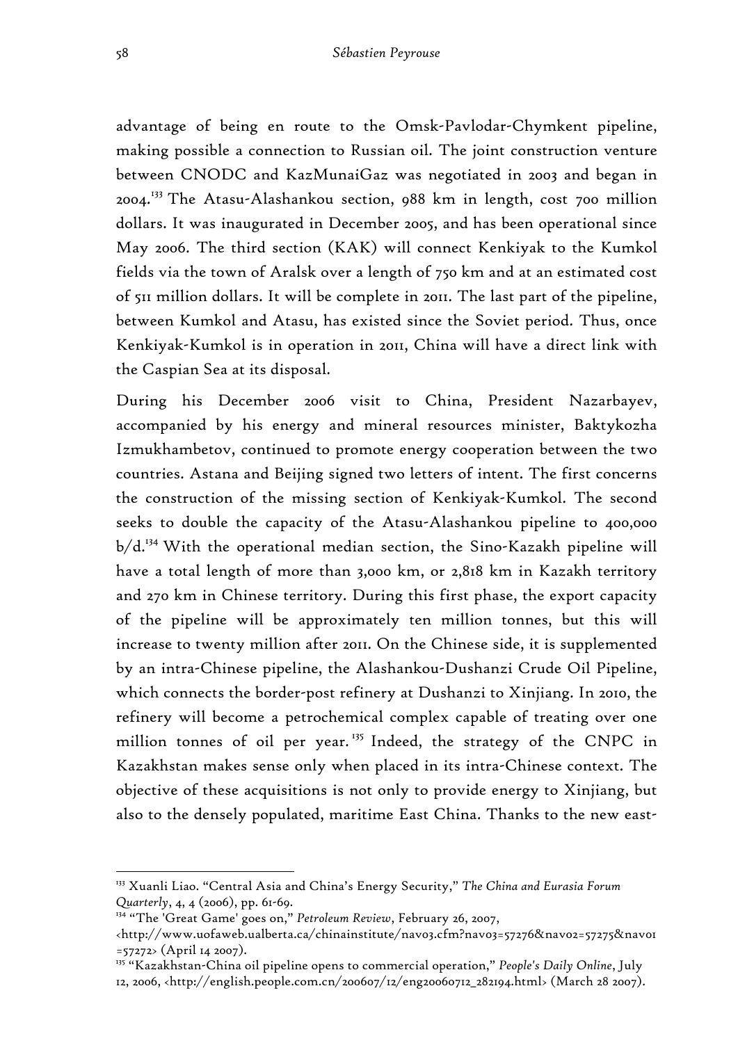advantage of being en route to the Omsk-Pavlodar-Chymkent pipeline, making possible a connection to Russian oil. The joint construction venture between CNODC and KazMunaiGaz was negotiated in 2003 and began in 2004.[133] The Atasu-Alashankou section, 988 km in length, cost 700 million dollars. It was inaugurated in December 2005, and has been operational since May 2006. The third section (KAK) will connect Kenkiyak to the Kumkol fields via the town of Aralsk over a length of 750 km and at an estimated cost of 511 million dollars. It will be complete in 2011. The last part of the pipeline, between Kumkol and Atasu, has existed since the Soviet period. Thus, once Kenkiyak-Kumkol is in operation in 2011, China will have a direct link with the Caspian Sea at its disposal.

During his December 2006 visit to China, President Nazarbayev, accompanied by his energy and mineral resources minister, Baktykozha Izmukhambetov, continued to promote energy cooperation between the two countries. Astana and Beijing signed two letters of intent. The first concerns the construction of the missing section of Kenkiyak-Kumkol. The second seeks to double the capacity of the Atasu-Alashankou pipeline to 400,000 b/d.[134] With the operational median section, the Sino-Kazakh pipeline will have a total length of more than 3,000 km, or 2,818 km in Kazakh territory and 270 km in Chinese territory. During this first phase, the export capacity of the pipeline will be approximately ten million tonnes, but this will increase to twenty million after 2011. On the Chinese side, it is supplemented by an intra-Chinese pipeline, the Alashankou-Dushanzi Crude Oil Pipeline, which connects the border-post refinery at Dushanzi to Xinjiang. In 2010, the refinery will become a petrochemical complex capable of treating over one million tonnes of oil per year.[135] Indeed, the strategy of the CNPC in Kazakhstan makes sense only when placed in its intra-Chinese context. The objective of these acquisitions is not only to provide energy to Xinjiang, but also to the densely populated, maritime East China. Thanks to the new east-

---

[133] Xuanli Liao. "Central Asia and China's Energy Security," *The China and Eurasia Forum Quarterly*, 4, 4 (2006), pp. 61-69.

[134] "The 'Great Game' goes on," *Petroleum Review*, February 26, 2007, <http://www.uofaweb.ualberta.ca/chinainstitute/nav03.cfm?nav03=57276&nav02=57275&nav01=57272> (April 14 2007).

[135] "Kazakhstan-China oil pipeline opens to commercial operation," *People's Daily Online*, July 12, 2006, <http://english.people.com.cn/200607/12/eng20060712_282194.html> (March 28 2007).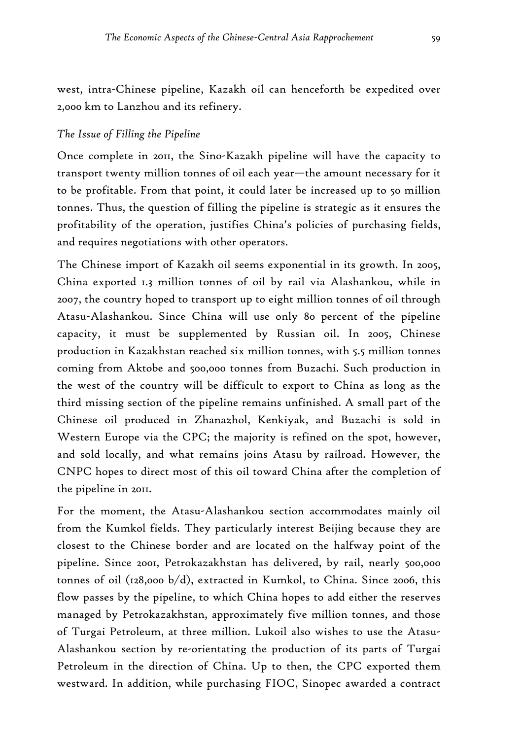west, intra-Chinese pipeline, Kazakh oil can henceforth be expedited over 2,000 km to Lanzhou and its refinery.

### *The Issue of Filling the Pipeline*

Once complete in 2011, the Sino-Kazakh pipeline will have the capacity to transport twenty million tonnes of oil each year—the amount necessary for it to be profitable. From that point, it could later be increased up to 50 million tonnes. Thus, the question of filling the pipeline is strategic as it ensures the profitability of the operation, justifies China's policies of purchasing fields, and requires negotiations with other operators.

The Chinese import of Kazakh oil seems exponential in its growth. In 2005, China exported 1.3 million tonnes of oil by rail via Alashankou, while in 2007, the country hoped to transport up to eight million tonnes of oil through Atasu-Alashankou. Since China will use only 80 percent of the pipeline capacity, it must be supplemented by Russian oil. In 2005, Chinese production in Kazakhstan reached six million tonnes, with 5.5 million tonnes coming from Aktobe and 500,000 tonnes from Buzachi. Such production in the west of the country will be difficult to export to China as long as the third missing section of the pipeline remains unfinished. A small part of the Chinese oil produced in Zhanazhol, Kenkiyak, and Buzachi is sold in Western Europe via the CPC; the majority is refined on the spot, however, and sold locally, and what remains joins Atasu by railroad. However, the CNPC hopes to direct most of this oil toward China after the completion of the pipeline in 2011.

For the moment, the Atasu-Alashankou section accommodates mainly oil from the Kumkol fields. They particularly interest Beijing because they are closest to the Chinese border and are located on the halfway point of the pipeline. Since 2001, Petrokazakhstan has delivered, by rail, nearly 500,000 tonnes of oil (128,000 b/d), extracted in Kumkol, to China. Since 2006, this flow passes by the pipeline, to which China hopes to add either the reserves managed by Petrokazakhstan, approximately five million tonnes, and those of Turgai Petroleum, at three million. Lukoil also wishes to use the Atasu-Alashankou section by re-orientating the production of its parts of Turgai Petroleum in the direction of China. Up to then, the CPC exported them westward. In addition, while purchasing FIOC, Sinopec awarded a contract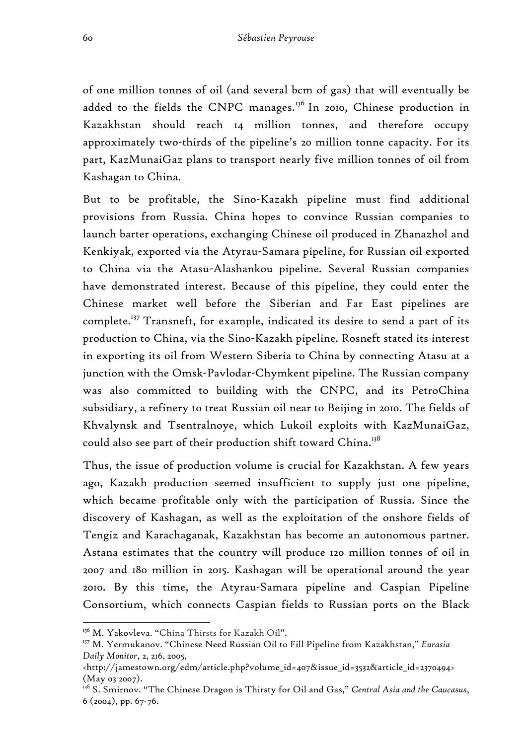of one million tonnes of oil (and several bcm of gas) that will eventually be added to the fields the CNPC manages.[136] In 2010, Chinese production in Kazakhstan should reach 14 million tonnes, and therefore occupy approximately two-thirds of the pipeline's 20 million tonne capacity. For its part, KazMunaiGaz plans to transport nearly five million tonnes of oil from Kashagan to China.

But to be profitable, the Sino-Kazakh pipeline must find additional provisions from Russia. China hopes to convince Russian companies to launch barter operations, exchanging Chinese oil produced in Zhanazhol and Kenkiyak, exported via the Atyrau-Samara pipeline, for Russian oil exported to China via the Atasu-Alashankou pipeline. Several Russian companies have demonstrated interest. Because of this pipeline, they could enter the Chinese market well before the Siberian and Far East pipelines are complete.[137] Transneft, for example, indicated its desire to send a part of its production to China, via the Sino-Kazakh pipeline. Rosneft stated its interest in exporting its oil from Western Siberia to China by connecting Atasu at a junction with the Omsk-Pavlodar-Chymkent pipeline. The Russian company was also committed to building with the CNPC, and its PetroChina subsidiary, a refinery to treat Russian oil near to Beijing in 2010. The fields of Khvalynsk and Tsentralnoye, which Lukoil exploits with KazMunaiGaz, could also see part of their production shift toward China.[138]

Thus, the issue of production volume is crucial for Kazakhstan. A few years ago, Kazakh production seemed insufficient to supply just one pipeline, which became profitable only with the participation of Russia. Since the discovery of Kashagan, as well as the exploitation of the onshore fields of Tengiz and Karachaganak, Kazakhstan has become an autonomous partner. Astana estimates that the country will produce 120 million tonnes of oil in 2007 and 180 million in 2015. Kashagan will be operational around the year 2010. By this time, the Atyrau-Samara pipeline and Caspian Pipeline Consortium, which connects Caspian fields to Russian ports on the Black

---

[136] M. Yakovleva. "China Thirsts for Kazakh Oil".

[137] M. Yermukanov. "Chinese Need Russian Oil to Fill Pipeline from Kazakhstan," *Eurasia Daily Monitor*, 2, 216, 2005, <http://jamestown.org/edm/article.php?volume_id=407&issue_id=3532&article_id=2370494> (May 03 2007).

[138] S. Smirnov. "The Chinese Dragon is Thirsty for Oil and Gas," *Central Asia and the Caucasus*, 6 (2004), pp. 67-76.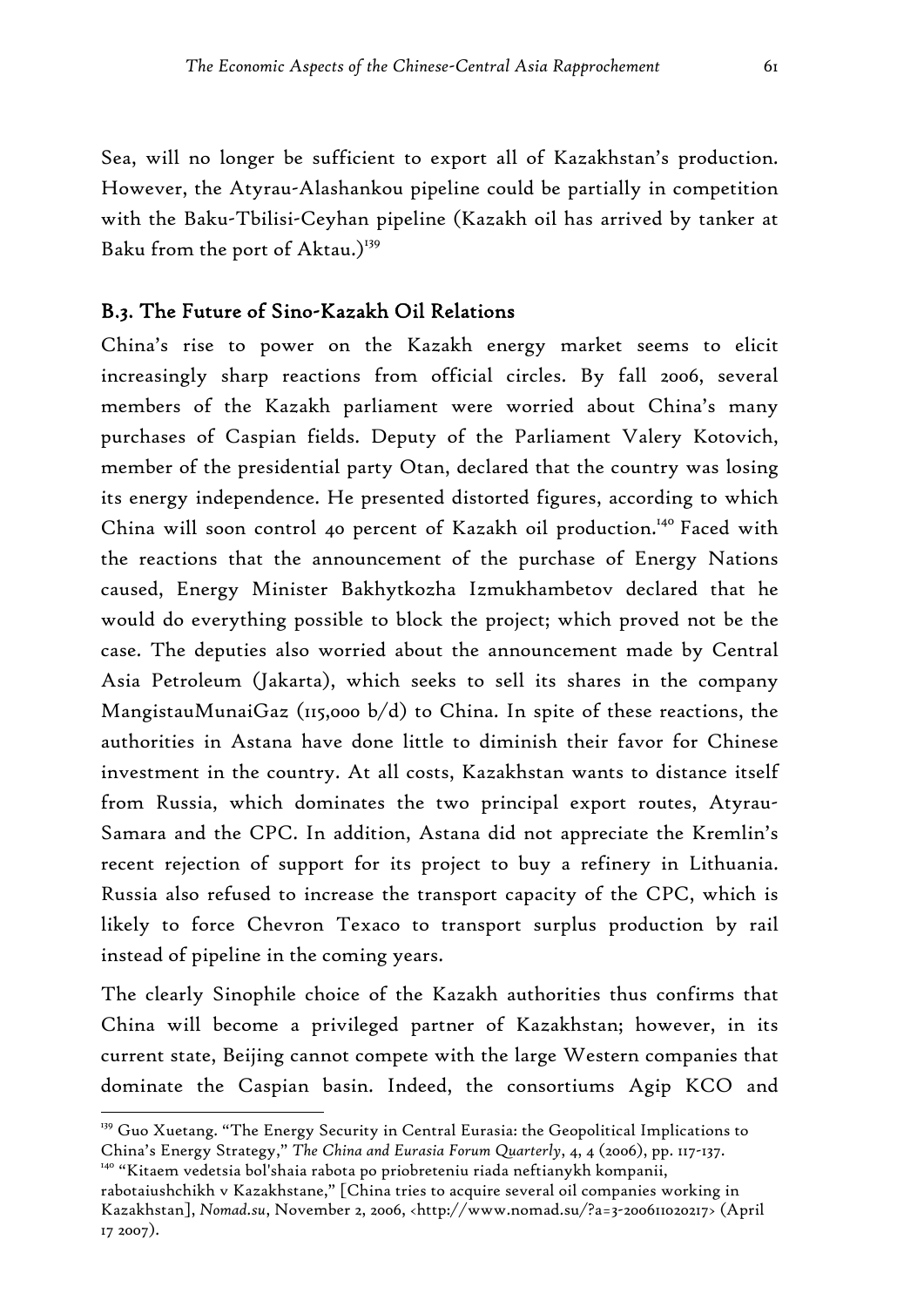Sea, will no longer be sufficient to export all of Kazakhstan's production. However, the Atyrau-Alashankou pipeline could be partially in competition with the Baku-Tbilisi-Ceyhan pipeline (Kazakh oil has arrived by tanker at Baku from the port of Aktau.)[139]

### B.3. The Future of Sino-Kazakh Oil Relations

China's rise to power on the Kazakh energy market seems to elicit increasingly sharp reactions from official circles. By fall 2006, several members of the Kazakh parliament were worried about China's many purchases of Caspian fields. Deputy of the Parliament Valery Kotovich, member of the presidential party Otan, declared that the country was losing its energy independence. He presented distorted figures, according to which China will soon control 40 percent of Kazakh oil production.[140] Faced with the reactions that the announcement of the purchase of Energy Nations caused, Energy Minister Bakhytkozha Izmukhambetov declared that he would do everything possible to block the project; which proved not be the case. The deputies also worried about the announcement made by Central Asia Petroleum (Jakarta), which seeks to sell its shares in the company MangistauMunaiGaz (115,000 b/d) to China. In spite of these reactions, the authorities in Astana have done little to diminish their favor for Chinese investment in the country. At all costs, Kazakhstan wants to distance itself from Russia, which dominates the two principal export routes, Atyrau-Samara and the CPC. In addition, Astana did not appreciate the Kremlin's recent rejection of support for its project to buy a refinery in Lithuania. Russia also refused to increase the transport capacity of the CPC, which is likely to force Chevron Texaco to transport surplus production by rail instead of pipeline in the coming years.

The clearly Sinophile choice of the Kazakh authorities thus confirms that China will become a privileged partner of Kazakhstan; however, in its current state, Beijing cannot compete with the large Western companies that dominate the Caspian basin. Indeed, the consortiums Agip KCO and

---

[139] Guo Xuetang. "The Energy Security in Central Eurasia: the Geopolitical Implications to China's Energy Strategy," *The China and Eurasia Forum Quarterly*, 4, 4 (2006), pp. 117-137.

[140] "Kitaem vedetsia bol'shaia rabota po priobreteniu riada neftianykh kompanii, rabotaiushchikh v Kazakhstane," [China tries to acquire several oil companies working in Kazakhstan], *Nomad.su*, November 2, 2006, <http://www.nomad.su/?a=3-200611020217> (April 17 2007).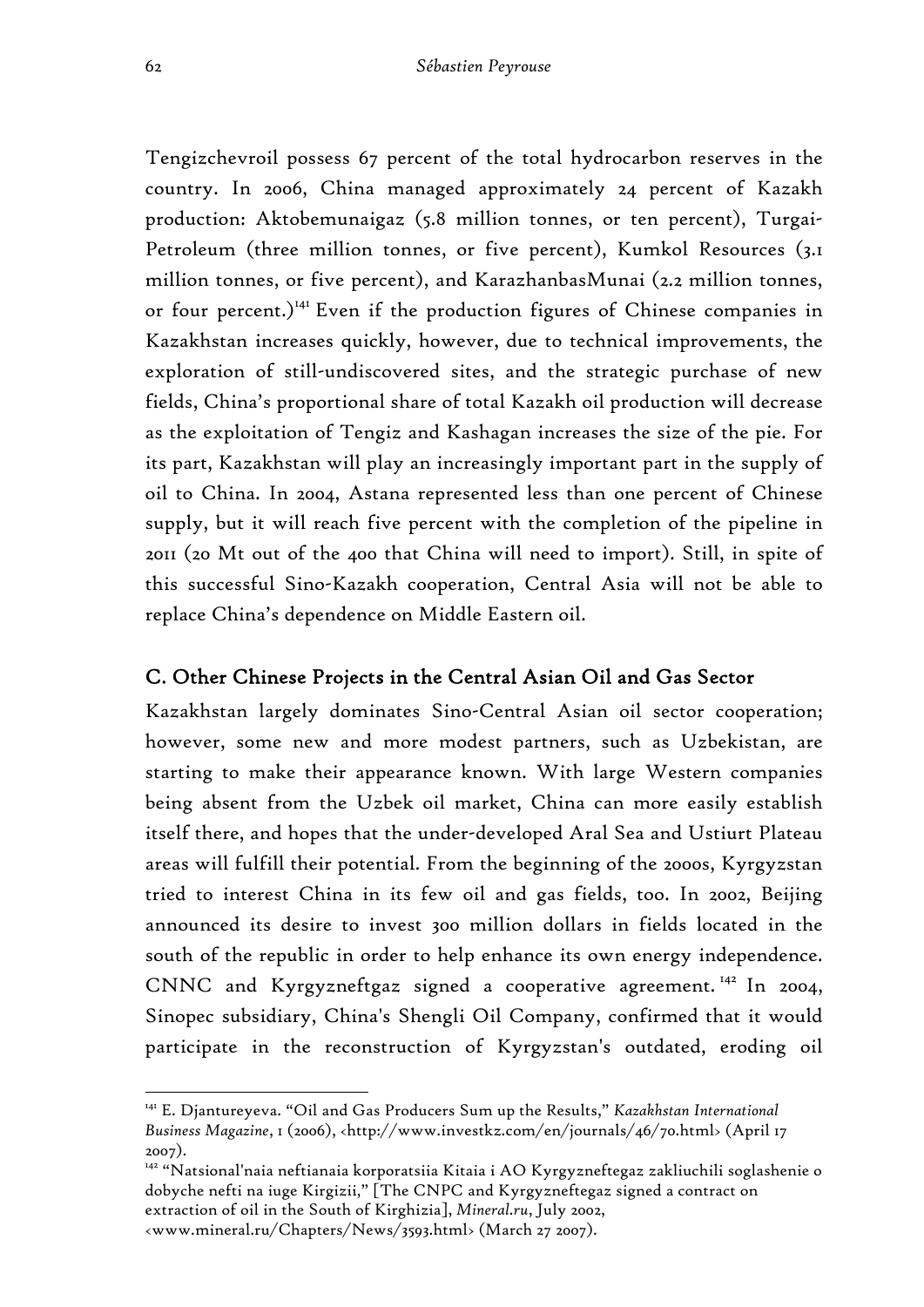Tengizchevroil possess 67 percent of the total hydrocarbon reserves in the country. In 2006, China managed approximately 24 percent of Kazakh production: Aktobemunaigaz (5.8 million tonnes, or ten percent), Turgai-Petroleum (three million tonnes, or five percent), Kumkol Resources (3.1 million tonnes, or five percent), and KarazhanbasMunai (2.2 million tonnes, or four percent.)[141] Even if the production figures of Chinese companies in Kazakhstan increases quickly, however, due to technical improvements, the exploration of still-undiscovered sites, and the strategic purchase of new fields, China's proportional share of total Kazakh oil production will decrease as the exploitation of Tengiz and Kashagan increases the size of the pie. For its part, Kazakhstan will play an increasingly important part in the supply of oil to China. In 2004, Astana represented less than one percent of Chinese supply, but it will reach five percent with the completion of the pipeline in 2011 (20 Mt out of the 400 that China will need to import). Still, in spite of this successful Sino-Kazakh cooperation, Central Asia will not be able to replace China's dependence on Middle Eastern oil.

## C. Other Chinese Projects in the Central Asian Oil and Gas Sector

Kazakhstan largely dominates Sino-Central Asian oil sector cooperation; however, some new and more modest partners, such as Uzbekistan, are starting to make their appearance known. With large Western companies being absent from the Uzbek oil market, China can more easily establish itself there, and hopes that the under-developed Aral Sea and Ustiurt Plateau areas will fulfill their potential. From the beginning of the 2000s, Kyrgyzstan tried to interest China in its few oil and gas fields, too. In 2002, Beijing announced its desire to invest 300 million dollars in fields located in the south of the republic in order to help enhance its own energy independence. CNNC and Kyrgyzneftgaz signed a cooperative agreement.[142] In 2004, Sinopec subsidiary, China's Shengli Oil Company, confirmed that it would participate in the reconstruction of Kyrgyzstan's outdated, eroding oil

---

[141] E. Djantureyeva. "Oil and Gas Producers Sum up the Results," *Kazakhstan International Business Magazine*, 1 (2006), <http://www.investkz.com/en/journals/46/70.html> (April 17 2007).

[142] "Natsional'naia neftianaia korporatsiia Kitaia i AO Kyrgyzneftegaz zakliuchili soglashenie o dobyche nefti na iuge Kirgizii," [The CNPC and Kyrgyzneftegaz signed a contract on extraction of oil in the South of Kirghizia], *Mineral.ru*, July 2002, <www.mineral.ru/Chapters/News/3593.html> (March 27 2007).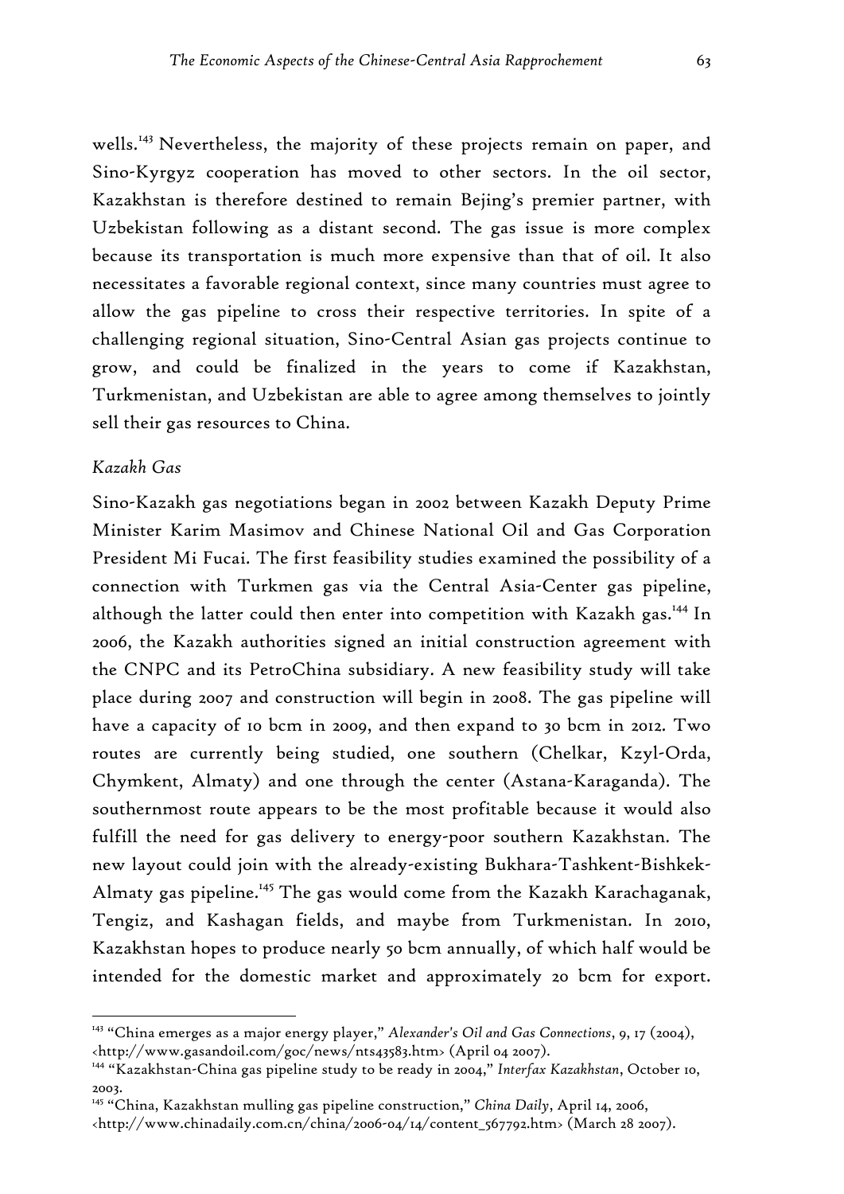wells.[143] Nevertheless, the majority of these projects remain on paper, and Sino-Kyrgyz cooperation has moved to other sectors. In the oil sector, Kazakhstan is therefore destined to remain Bejing's premier partner, with Uzbekistan following as a distant second. The gas issue is more complex because its transportation is much more expensive than that of oil. It also necessitates a favorable regional context, since many countries must agree to allow the gas pipeline to cross their respective territories. In spite of a challenging regional situation, Sino-Central Asian gas projects continue to grow, and could be finalized in the years to come if Kazakhstan, Turkmenistan, and Uzbekistan are able to agree among themselves to jointly sell their gas resources to China.

*Kazakh Gas*

Sino-Kazakh gas negotiations began in 2002 between Kazakh Deputy Prime Minister Karim Masimov and Chinese National Oil and Gas Corporation President Mi Fucai. The first feasibility studies examined the possibility of a connection with Turkmen gas via the Central Asia-Center gas pipeline, although the latter could then enter into competition with Kazakh gas.[144] In 2006, the Kazakh authorities signed an initial construction agreement with the CNPC and its PetroChina subsidiary. A new feasibility study will take place during 2007 and construction will begin in 2008. The gas pipeline will have a capacity of 10 bcm in 2009, and then expand to 30 bcm in 2012. Two routes are currently being studied, one southern (Chelkar, Kzyl-Orda, Chymkent, Almaty) and one through the center (Astana-Karaganda). The southernmost route appears to be the most profitable because it would also fulfill the need for gas delivery to energy-poor southern Kazakhstan. The new layout could join with the already-existing Bukhara-Tashkent-Bishkek-Almaty gas pipeline.[145] The gas would come from the Kazakh Karachaganak, Tengiz, and Kashagan fields, and maybe from Turkmenistan. In 2010, Kazakhstan hopes to produce nearly 50 bcm annually, of which half would be intended for the domestic market and approximately 20 bcm for export.

---

[143] "China emerges as a major energy player," *Alexander's Oil and Gas Connections*, 9, 17 (2004), <http://www.gasandoil.com/goc/news/nts43583.htm> (April 04 2007).

[144] "Kazakhstan-China gas pipeline study to be ready in 2004," *Interfax Kazakhstan*, October 10, 2003.

[145] "China, Kazakhstan mulling gas pipeline construction," *China Daily*, April 14, 2006, <http://www.chinadaily.com.cn/china/2006-04/14/content_567792.htm> (March 28 2007).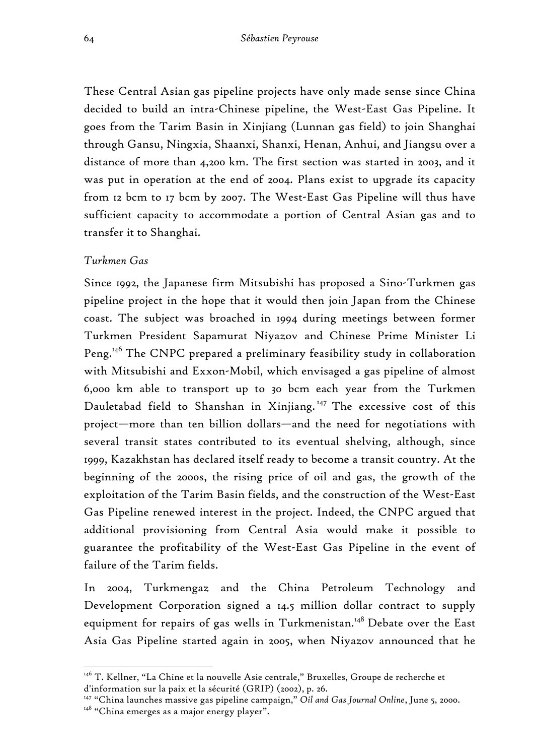These Central Asian gas pipeline projects have only made sense since China decided to build an intra-Chinese pipeline, the West-East Gas Pipeline. It goes from the Tarim Basin in Xinjiang (Lunnan gas field) to join Shanghai through Gansu, Ningxia, Shaanxi, Shanxi, Henan, Anhui, and Jiangsu over a distance of more than 4,200 km. The first section was started in 2003, and it was put in operation at the end of 2004. Plans exist to upgrade its capacity from 12 bcm to 17 bcm by 2007. The West-East Gas Pipeline will thus have sufficient capacity to accommodate a portion of Central Asian gas and to transfer it to Shanghai.

*Turkmen Gas*

Since 1992, the Japanese firm Mitsubishi has proposed a Sino-Turkmen gas pipeline project in the hope that it would then join Japan from the Chinese coast. The subject was broached in 1994 during meetings between former Turkmen President Sapamurat Niyazov and Chinese Prime Minister Li Peng.[146] The CNPC prepared a preliminary feasibility study in collaboration with Mitsubishi and Exxon-Mobil, which envisaged a gas pipeline of almost 6,000 km able to transport up to 30 bcm each year from the Turkmen Dauletabad field to Shanshan in Xinjiang.[147] The excessive cost of this project—more than ten billion dollars—and the need for negotiations with several transit states contributed to its eventual shelving, although, since 1999, Kazakhstan has declared itself ready to become a transit country. At the beginning of the 2000s, the rising price of oil and gas, the growth of the exploitation of the Tarim Basin fields, and the construction of the West-East Gas Pipeline renewed interest in the project. Indeed, the CNPC argued that additional provisioning from Central Asia would make it possible to guarantee the profitability of the West-East Gas Pipeline in the event of failure of the Tarim fields.

In 2004, Turkmengaz and the China Petroleum Technology and Development Corporation signed a 14.5 million dollar contract to supply equipment for repairs of gas wells in Turkmenistan.[148] Debate over the East Asia Gas Pipeline started again in 2005, when Niyazov announced that he

---

[146] T. Kellner, "La Chine et la nouvelle Asie centrale," Bruxelles, Groupe de recherche et d'information sur la paix et la sécurité (GRIP) (2002), p. 26.

[147] "China launches massive gas pipeline campaign," *Oil and Gas Journal Online*, June 5, 2000.

[148] "China emerges as a major energy player".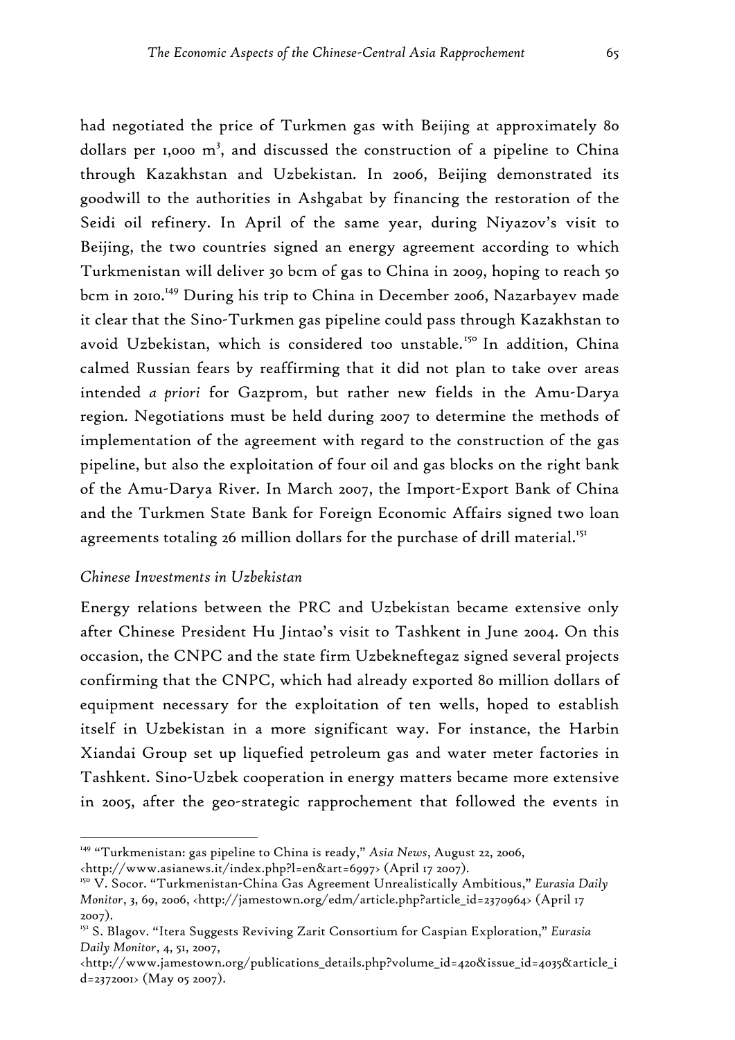had negotiated the price of Turkmen gas with Beijing at approximately 80 dollars per 1,000 $m^3$, and discussed the construction of a pipeline to China through Kazakhstan and Uzbekistan. In 2006, Beijing demonstrated its goodwill to the authorities in Ashgabat by financing the restoration of the Seidi oil refinery. In April of the same year, during Niyazov's visit to Beijing, the two countries signed an energy agreement according to which Turkmenistan will deliver 30 bcm of gas to China in 2009, hoping to reach 50 bcm in 2010.[149] During his trip to China in December 2006, Nazarbayev made it clear that the Sino-Turkmen gas pipeline could pass through Kazakhstan to avoid Uzbekistan, which is considered too unstable.[150] In addition, China calmed Russian fears by reaffirming that it did not plan to take over areas intended *a priori* for Gazprom, but rather new fields in the Amu-Darya region. Negotiations must be held during 2007 to determine the methods of implementation of the agreement with regard to the construction of the gas pipeline, but also the exploitation of four oil and gas blocks on the right bank of the Amu-Darya River. In March 2007, the Import-Export Bank of China and the Turkmen State Bank for Foreign Economic Affairs signed two loan agreements totaling 26 million dollars for the purchase of drill material.[151]

### *Chinese Investments in Uzbekistan*

Energy relations between the PRC and Uzbekistan became extensive only after Chinese President Hu Jintao's visit to Tashkent in June 2004. On this occasion, the CNPC and the state firm Uzbekneftegaz signed several projects confirming that the CNPC, which had already exported 80 million dollars of equipment necessary for the exploitation of ten wells, hoped to establish itself in Uzbekistan in a more significant way. For instance, the Harbin Xiandai Group set up liquefied petroleum gas and water meter factories in Tashkent. Sino-Uzbek cooperation in energy matters became more extensive in 2005, after the geo-strategic rapprochement that followed the events in

---

[149] "Turkmenistan: gas pipeline to China is ready," *Asia News*, August 22, 2006, <http://www.asianews.it/index.php?l=en&art=6997> (April 17 2007).

[150] V. Socor. "Turkmenistan-China Gas Agreement Unrealistically Ambitious," *Eurasia Daily Monitor*, 3, 69, 2006, <http://jamestown.org/edm/article.php?article_id=2370964> (April 17 2007).

[151] S. Blagov. "Itera Suggests Reviving Zarit Consortium for Caspian Exploration," *Eurasia Daily Monitor*, 4, 51, 2007, <http://www.jamestown.org/publications_details.php?volume_id=420&issue_id=4035&article_id=2372001> (May 05 2007).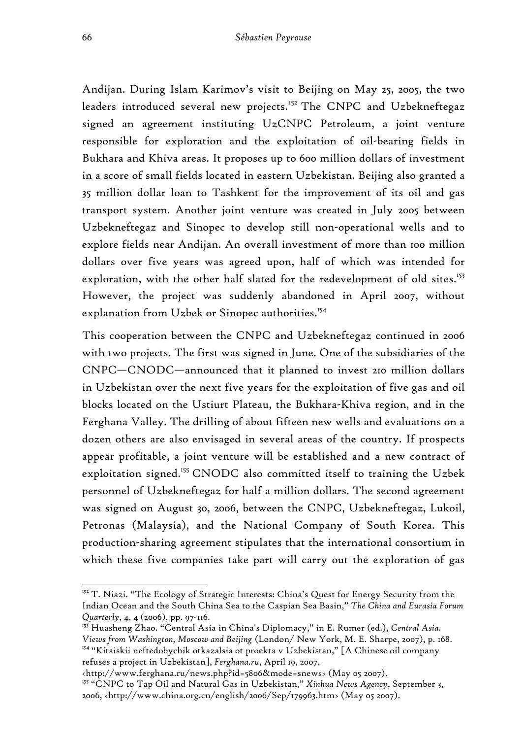Andijan. During Islam Karimov's visit to Beijing on May 25, 2005, the two leaders introduced several new projects.[152] The CNPC and Uzbekneftegaz signed an agreement instituting UzCNPC Petroleum, a joint venture responsible for exploration and the exploitation of oil-bearing fields in Bukhara and Khiva areas. It proposes up to 600 million dollars of investment in a score of small fields located in eastern Uzbekistan. Beijing also granted a 35 million dollar loan to Tashkent for the improvement of its oil and gas transport system. Another joint venture was created in July 2005 between Uzbekneftegaz and Sinopec to develop still non-operational wells and to explore fields near Andijan. An overall investment of more than 100 million dollars over five years was agreed upon, half of which was intended for exploration, with the other half slated for the redevelopment of old sites.[153] However, the project was suddenly abandoned in April 2007, without explanation from Uzbek or Sinopec authorities.[154]

This cooperation between the CNPC and Uzbekneftegaz continued in 2006 with two projects. The first was signed in June. One of the subsidiaries of the CNPC—CNODC—announced that it planned to invest 210 million dollars in Uzbekistan over the next five years for the exploitation of five gas and oil blocks located on the Ustiurt Plateau, the Bukhara-Khiva region, and in the Ferghana Valley. The drilling of about fifteen new wells and evaluations on a dozen others are also envisaged in several areas of the country. If prospects appear profitable, a joint venture will be established and a new contract of exploitation signed.[155] CNODC also committed itself to training the Uzbek personnel of Uzbekneftegaz for half a million dollars. The second agreement was signed on August 30, 2006, between the CNPC, Uzbekneftegaz, Lukoil, Petronas (Malaysia), and the National Company of South Korea. This production-sharing agreement stipulates that the international consortium in which these five companies take part will carry out the exploration of gas

---

[152] T. Niazi. "The Ecology of Strategic Interests: China's Quest for Energy Security from the Indian Ocean and the South China Sea to the Caspian Sea Basin," *The China and Eurasia Forum Quarterly*, 4, 4 (2006), pp. 97-116.

[153] Huasheng Zhao. "Central Asia in China's Diplomacy," in E. Rumer (ed.), *Central Asia. Views from Washington, Moscow and Beijing* (London/ New York, M. E. Sharpe, 2007), p. 168.

[154] "Kitaiskii neftedobychik otkazalsia ot proekta v Uzbekistan," [A Chinese oil company refuses a project in Uzbekistan], *Ferghana.ru*, April 19, 2007, <http://www.ferghana.ru/news.php?id=5806&mode=snews> (May 05 2007).

[155] "CNPC to Tap Oil and Natural Gas in Uzbekistan," *Xinhua News Agency*, September 3, 2006, <http://www.china.org.cn/english/2006/Sep/179963.htm> (May 05 2007).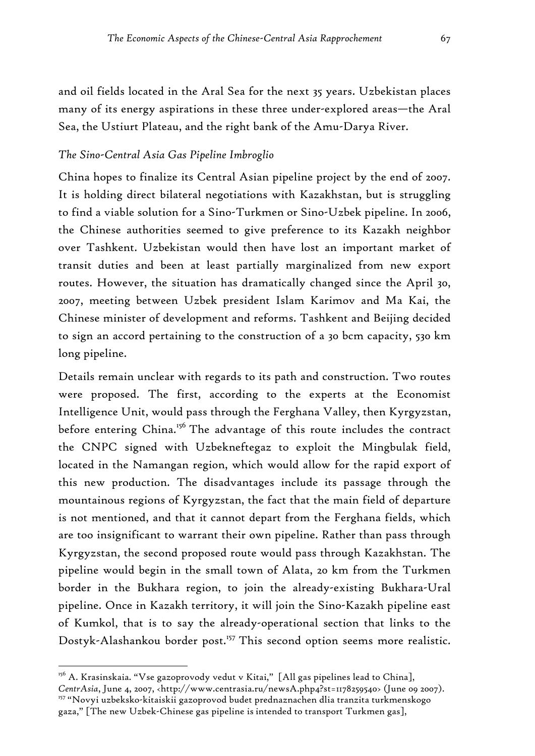and oil fields located in the Aral Sea for the next 35 years. Uzbekistan places many of its energy aspirations in these three under-explored areas—the Aral Sea, the Ustiurt Plateau, and the right bank of the Amu-Darya River.

*The Sino-Central Asia Gas Pipeline Imbroglio*

China hopes to finalize its Central Asian pipeline project by the end of 2007. It is holding direct bilateral negotiations with Kazakhstan, but is struggling to find a viable solution for a Sino-Turkmen or Sino-Uzbek pipeline. In 2006, the Chinese authorities seemed to give preference to its Kazakh neighbor over Tashkent. Uzbekistan would then have lost an important market of transit duties and been at least partially marginalized from new export routes. However, the situation has dramatically changed since the April 30, 2007, meeting between Uzbek president Islam Karimov and Ma Kai, the Chinese minister of development and reforms. Tashkent and Beijing decided to sign an accord pertaining to the construction of a 30 bcm capacity, 530 km long pipeline.

Details remain unclear with regards to its path and construction. Two routes were proposed. The first, according to the experts at the Economist Intelligence Unit, would pass through the Ferghana Valley, then Kyrgyzstan, before entering China.[156] The advantage of this route includes the contract the CNPC signed with Uzbekneftegaz to exploit the Mingbulak field, located in the Namangan region, which would allow for the rapid export of this new production. The disadvantages include its passage through the mountainous regions of Kyrgyzstan, the fact that the main field of departure is not mentioned, and that it cannot depart from the Ferghana fields, which are too insignificant to warrant their own pipeline. Rather than pass through Kyrgyzstan, the second proposed route would pass through Kazakhstan. The pipeline would begin in the small town of Alata, 20 km from the Turkmen border in the Bukhara region, to join the already-existing Bukhara-Ural pipeline. Once in Kazakh territory, it will join the Sino-Kazakh pipeline east of Kumkol, that is to say the already-operational section that links to the Dostyk-Alashankou border post.[157] This second option seems more realistic.

---

[156] A. Krasinskaia. "Vse gazoprovody vedut v Kitai," [All gas pipelines lead to China], *CentrAsia*, June 4, 2007, <http://www.centrasia.ru/newsA.php4?st=1178259540> (June 09 2007).

[157] "Novyi uzbeksko-kitaiskii gazoprovod budet prednaznachen dlia tranzita turkmenskogo gaza," [The new Uzbek-Chinese gas pipeline is intended to transport Turkmen gas],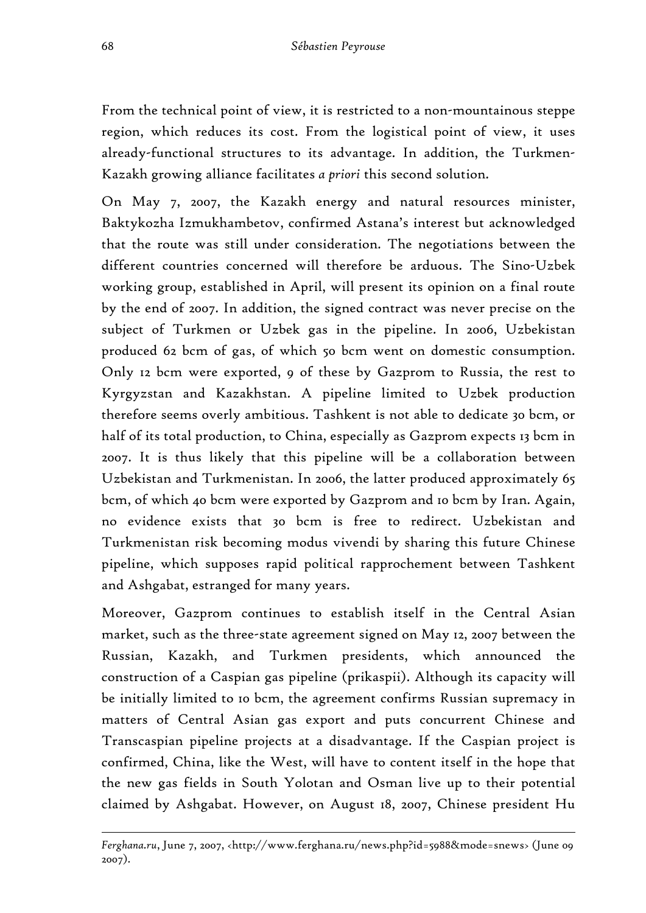From the technical point of view, it is restricted to a non-mountainous steppe region, which reduces its cost. From the logistical point of view, it uses already-functional structures to its advantage. In addition, the Turkmen-Kazakh growing alliance facilitates *a priori* this second solution.

On May 7, 2007, the Kazakh energy and natural resources minister, Baktykozha Izmukhambetov, confirmed Astana's interest but acknowledged that the route was still under consideration. The negotiations between the different countries concerned will therefore be arduous. The Sino-Uzbek working group, established in April, will present its opinion on a final route by the end of 2007. In addition, the signed contract was never precise on the subject of Turkmen or Uzbek gas in the pipeline. In 2006, Uzbekistan produced 62 bcm of gas, of which 50 bcm went on domestic consumption. Only 12 bcm were exported, 9 of these by Gazprom to Russia, the rest to Kyrgyzstan and Kazakhstan. A pipeline limited to Uzbek production therefore seems overly ambitious. Tashkent is not able to dedicate 30 bcm, or half of its total production, to China, especially as Gazprom expects 13 bcm in 2007. It is thus likely that this pipeline will be a collaboration between Uzbekistan and Turkmenistan. In 2006, the latter produced approximately 65 bcm, of which 40 bcm were exported by Gazprom and 10 bcm by Iran. Again, no evidence exists that 30 bcm is free to redirect. Uzbekistan and Turkmenistan risk becoming modus vivendi by sharing this future Chinese pipeline, which supposes rapid political rapprochement between Tashkent and Ashgabat, estranged for many years.

Moreover, Gazprom continues to establish itself in the Central Asian market, such as the three-state agreement signed on May 12, 2007 between the Russian, Kazakh, and Turkmen presidents, which announced the construction of a Caspian gas pipeline (prikaspii). Although its capacity will be initially limited to 10 bcm, the agreement confirms Russian supremacy in matters of Central Asian gas export and puts concurrent Chinese and Transcaspian pipeline projects at a disadvantage. If the Caspian project is confirmed, China, like the West, will have to content itself in the hope that the new gas fields in South Yolotan and Osman live up to their potential claimed by Ashgabat. However, on August 18, 2007, Chinese president Hu

---

*Ferghana.ru*, June 7, 2007, <http://www.ferghana.ru/news.php?id=5988&mode=snews> (June 09 2007).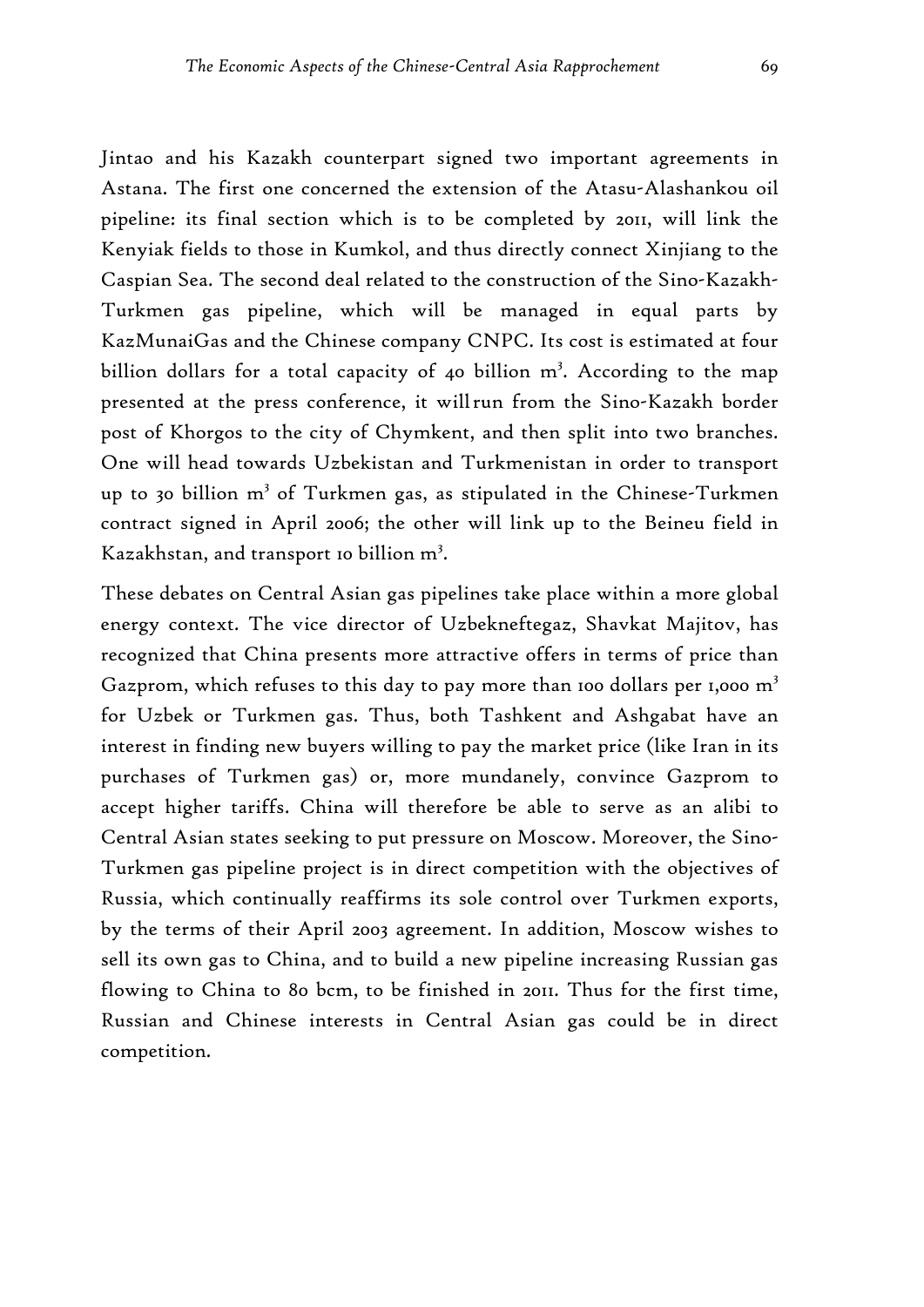Jintao and his Kazakh counterpart signed two important agreements in Astana. The first one concerned the extension of the Atasu-Alashankou oil pipeline: its final section which is to be completed by 2011, will link the Kenyiak fields to those in Kumkol, and thus directly connect Xinjiang to the Caspian Sea. The second deal related to the construction of the Sino-Kazakh-Turkmen gas pipeline, which will be managed in equal parts by KazMunaiGas and the Chinese company CNPC. Its cost is estimated at four billion dollars for a total capacity of 40 billion $m^3$. According to the map presented at the press conference, it will run from the Sino-Kazakh border post of Khorgos to the city of Chymkent, and then split into two branches. One will head towards Uzbekistan and Turkmenistan in order to transport up to 30 billion $m^3$ of Turkmen gas, as stipulated in the Chinese-Turkmen contract signed in April 2006; the other will link up to the Beineu field in Kazakhstan, and transport 10 billion $m^3$.

These debates on Central Asian gas pipelines take place within a more global energy context. The vice director of Uzbekneftegaz, Shavkat Majitov, has recognized that China presents more attractive offers in terms of price than Gazprom, which refuses to this day to pay more than 100 dollars per 1,000 $m^3$ for Uzbek or Turkmen gas. Thus, both Tashkent and Ashgabat have an interest in finding new buyers willing to pay the market price (like Iran in its purchases of Turkmen gas) or, more mundanely, convince Gazprom to accept higher tariffs. China will therefore be able to serve as an alibi to Central Asian states seeking to put pressure on Moscow. Moreover, the Sino-Turkmen gas pipeline project is in direct competition with the objectives of Russia, which continually reaffirms its sole control over Turkmen exports, by the terms of their April 2003 agreement. In addition, Moscow wishes to sell its own gas to China, and to build a new pipeline increasing Russian gas flowing to China to 80 bcm, to be finished in 2011. Thus for the first time, Russian and Chinese interests in Central Asian gas could be in direct competition.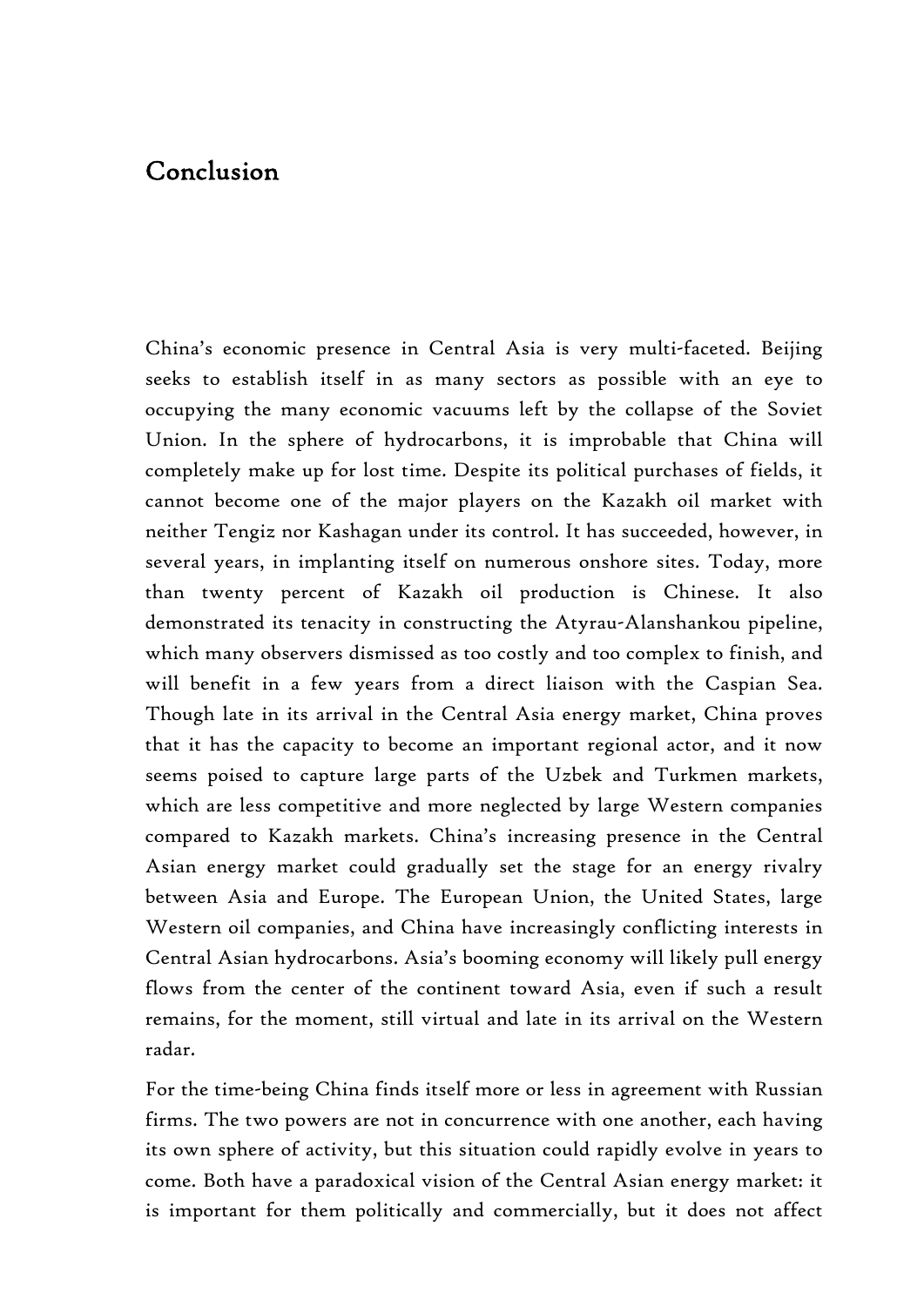# Conclusion

China's economic presence in Central Asia is very multi-faceted. Beijing seeks to establish itself in as many sectors as possible with an eye to occupying the many economic vacuums left by the collapse of the Soviet Union. In the sphere of hydrocarbons, it is improbable that China will completely make up for lost time. Despite its political purchases of fields, it cannot become one of the major players on the Kazakh oil market with neither Tengiz nor Kashagan under its control. It has succeeded, however, in several years, in implanting itself on numerous onshore sites. Today, more than twenty percent of Kazakh oil production is Chinese. It also demonstrated its tenacity in constructing the Atyrau-Alanshankou pipeline, which many observers dismissed as too costly and too complex to finish, and will benefit in a few years from a direct liaison with the Caspian Sea. Though late in its arrival in the Central Asia energy market, China proves that it has the capacity to become an important regional actor, and it now seems poised to capture large parts of the Uzbek and Turkmen markets, which are less competitive and more neglected by large Western companies compared to Kazakh markets. China's increasing presence in the Central Asian energy market could gradually set the stage for an energy rivalry between Asia and Europe. The European Union, the United States, large Western oil companies, and China have increasingly conflicting interests in Central Asian hydrocarbons. Asia's booming economy will likely pull energy flows from the center of the continent toward Asia, even if such a result remains, for the moment, still virtual and late in its arrival on the Western radar.

For the time-being China finds itself more or less in agreement with Russian firms. The two powers are not in concurrence with one another, each having its own sphere of activity, but this situation could rapidly evolve in years to come. Both have a paradoxical vision of the Central Asian energy market: it is important for them politically and commercially, but it does not affect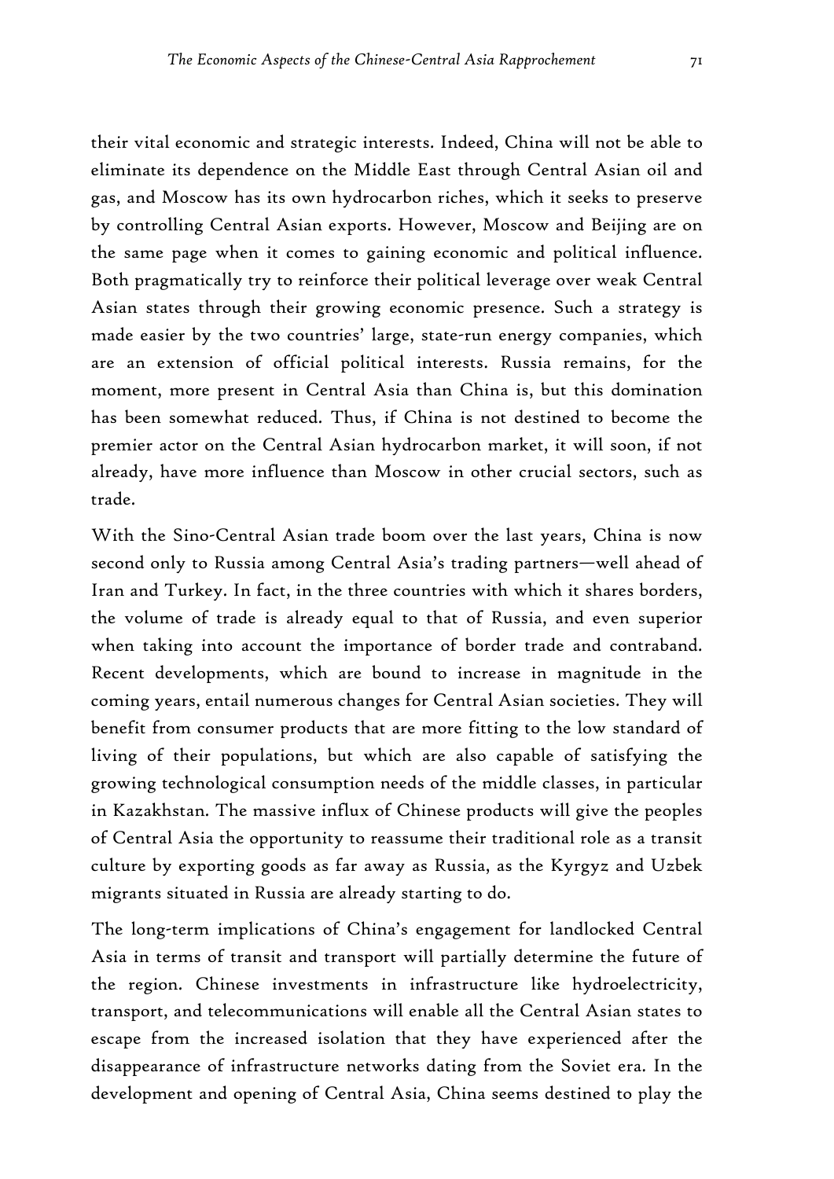their vital economic and strategic interests. Indeed, China will not be able to eliminate its dependence on the Middle East through Central Asian oil and gas, and Moscow has its own hydrocarbon riches, which it seeks to preserve by controlling Central Asian exports. However, Moscow and Beijing are on the same page when it comes to gaining economic and political influence. Both pragmatically try to reinforce their political leverage over weak Central Asian states through their growing economic presence. Such a strategy is made easier by the two countries' large, state-run energy companies, which are an extension of official political interests. Russia remains, for the moment, more present in Central Asia than China is, but this domination has been somewhat reduced. Thus, if China is not destined to become the premier actor on the Central Asian hydrocarbon market, it will soon, if not already, have more influence than Moscow in other crucial sectors, such as trade.

With the Sino-Central Asian trade boom over the last years, China is now second only to Russia among Central Asia's trading partners—well ahead of Iran and Turkey. In fact, in the three countries with which it shares borders, the volume of trade is already equal to that of Russia, and even superior when taking into account the importance of border trade and contraband. Recent developments, which are bound to increase in magnitude in the coming years, entail numerous changes for Central Asian societies. They will benefit from consumer products that are more fitting to the low standard of living of their populations, but which are also capable of satisfying the growing technological consumption needs of the middle classes, in particular in Kazakhstan. The massive influx of Chinese products will give the peoples of Central Asia the opportunity to reassume their traditional role as a transit culture by exporting goods as far away as Russia, as the Kyrgyz and Uzbek migrants situated in Russia are already starting to do.

The long-term implications of China's engagement for landlocked Central Asia in terms of transit and transport will partially determine the future of the region. Chinese investments in infrastructure like hydroelectricity, transport, and telecommunications will enable all the Central Asian states to escape from the increased isolation that they have experienced after the disappearance of infrastructure networks dating from the Soviet era. In the development and opening of Central Asia, China seems destined to play the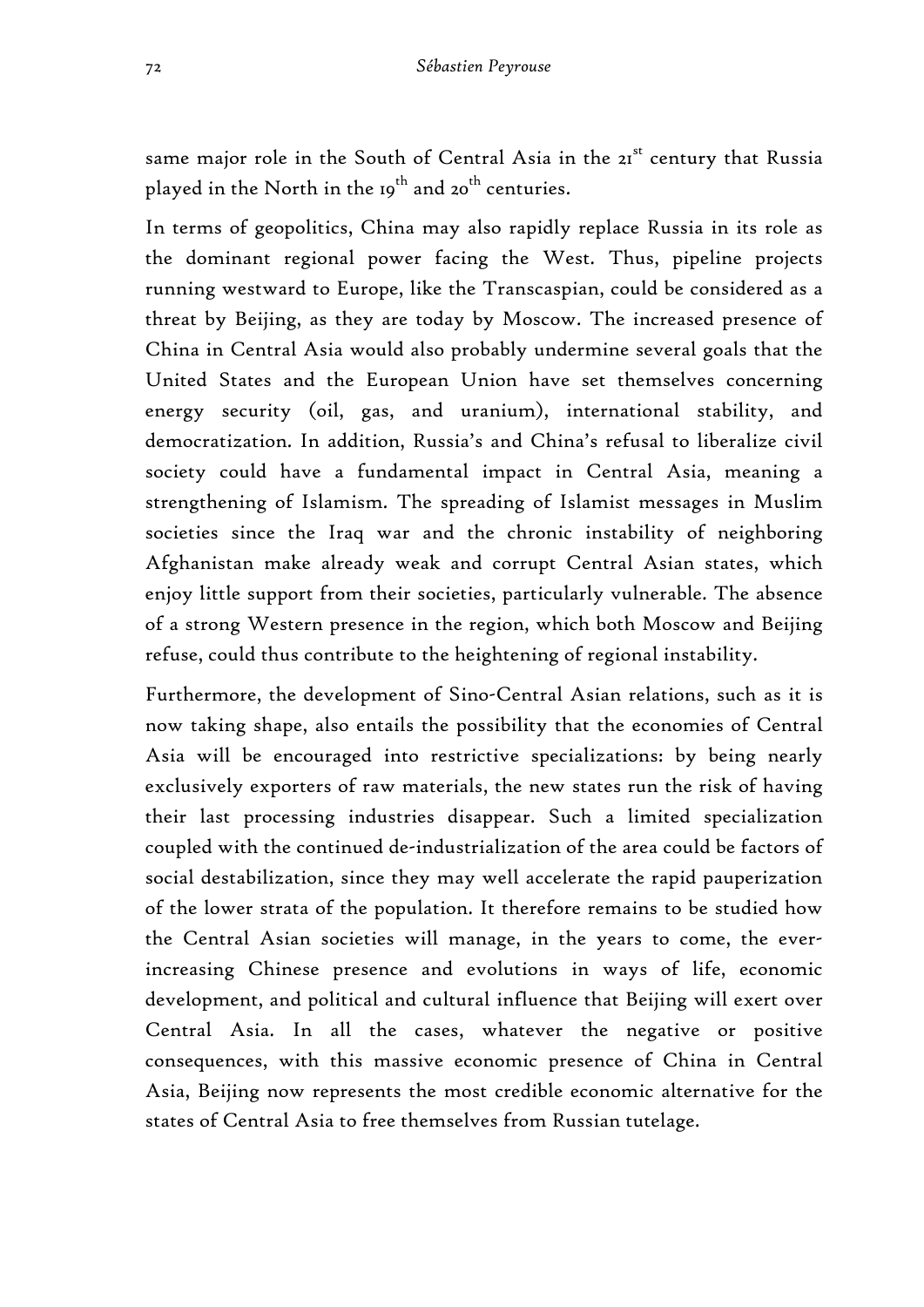same major role in the South of Central Asia in the 21st century that Russia played in the North in the 19th and 20th centuries.

In terms of geopolitics, China may also rapidly replace Russia in its role as the dominant regional power facing the West. Thus, pipeline projects running westward to Europe, like the Transcaspian, could be considered as a threat by Beijing, as they are today by Moscow. The increased presence of China in Central Asia would also probably undermine several goals that the United States and the European Union have set themselves concerning energy security (oil, gas, and uranium), international stability, and democratization. In addition, Russia's and China's refusal to liberalize civil society could have a fundamental impact in Central Asia, meaning a strengthening of Islamism. The spreading of Islamist messages in Muslim societies since the Iraq war and the chronic instability of neighboring Afghanistan make already weak and corrupt Central Asian states, which enjoy little support from their societies, particularly vulnerable. The absence of a strong Western presence in the region, which both Moscow and Beijing refuse, could thus contribute to the heightening of regional instability.

Furthermore, the development of Sino-Central Asian relations, such as it is now taking shape, also entails the possibility that the economies of Central Asia will be encouraged into restrictive specializations: by being nearly exclusively exporters of raw materials, the new states run the risk of having their last processing industries disappear. Such a limited specialization coupled with the continued de-industrialization of the area could be factors of social destabilization, since they may well accelerate the rapid pauperization of the lower strata of the population. It therefore remains to be studied how the Central Asian societies will manage, in the years to come, the ever-increasing Chinese presence and evolutions in ways of life, economic development, and political and cultural influence that Beijing will exert over Central Asia. In all the cases, whatever the negative or positive consequences, with this massive economic presence of China in Central Asia, Beijing now represents the most credible economic alternative for the states of Central Asia to free themselves from Russian tutelage.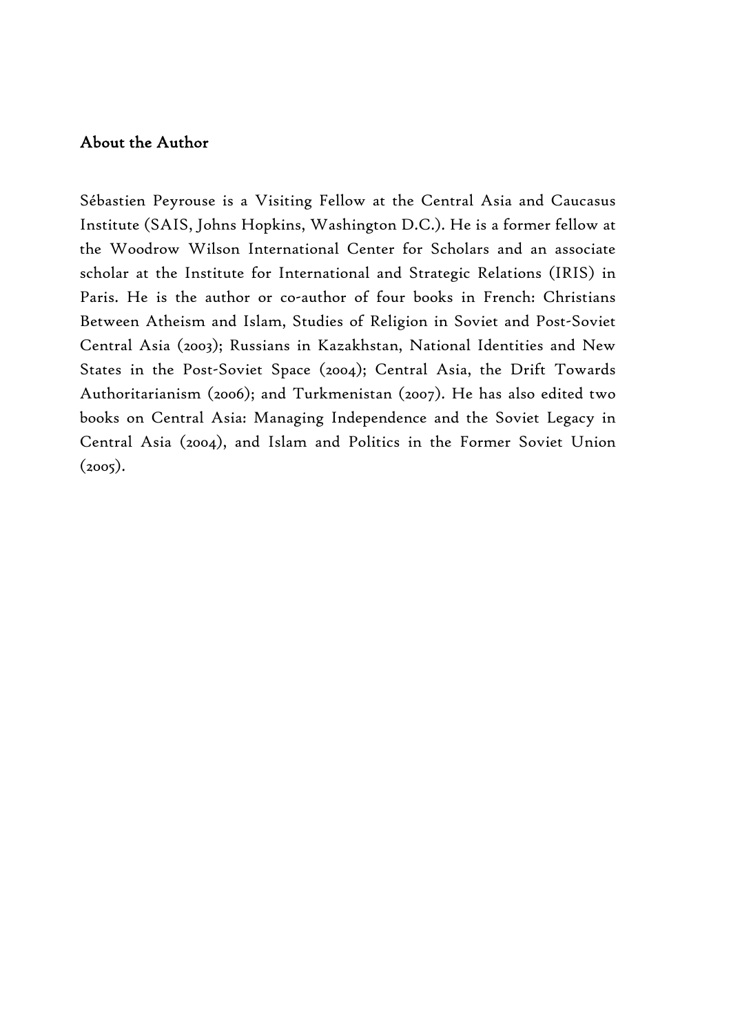## About the Author

Sébastien Peyrouse is a Visiting Fellow at the Central Asia and Caucasus Institute (SAIS, Johns Hopkins, Washington D.C.). He is a former fellow at the Woodrow Wilson International Center for Scholars and an associate scholar at the Institute for International and Strategic Relations (IRIS) in Paris. He is the author or co-author of four books in French: Christians Between Atheism and Islam, Studies of Religion in Soviet and Post-Soviet Central Asia (2003); Russians in Kazakhstan, National Identities and New States in the Post-Soviet Space (2004); Central Asia, the Drift Towards Authoritarianism (2006); and Turkmenistan (2007). He has also edited two books on Central Asia: Managing Independence and the Soviet Legacy in Central Asia (2004), and Islam and Politics in the Former Soviet Union (2005).